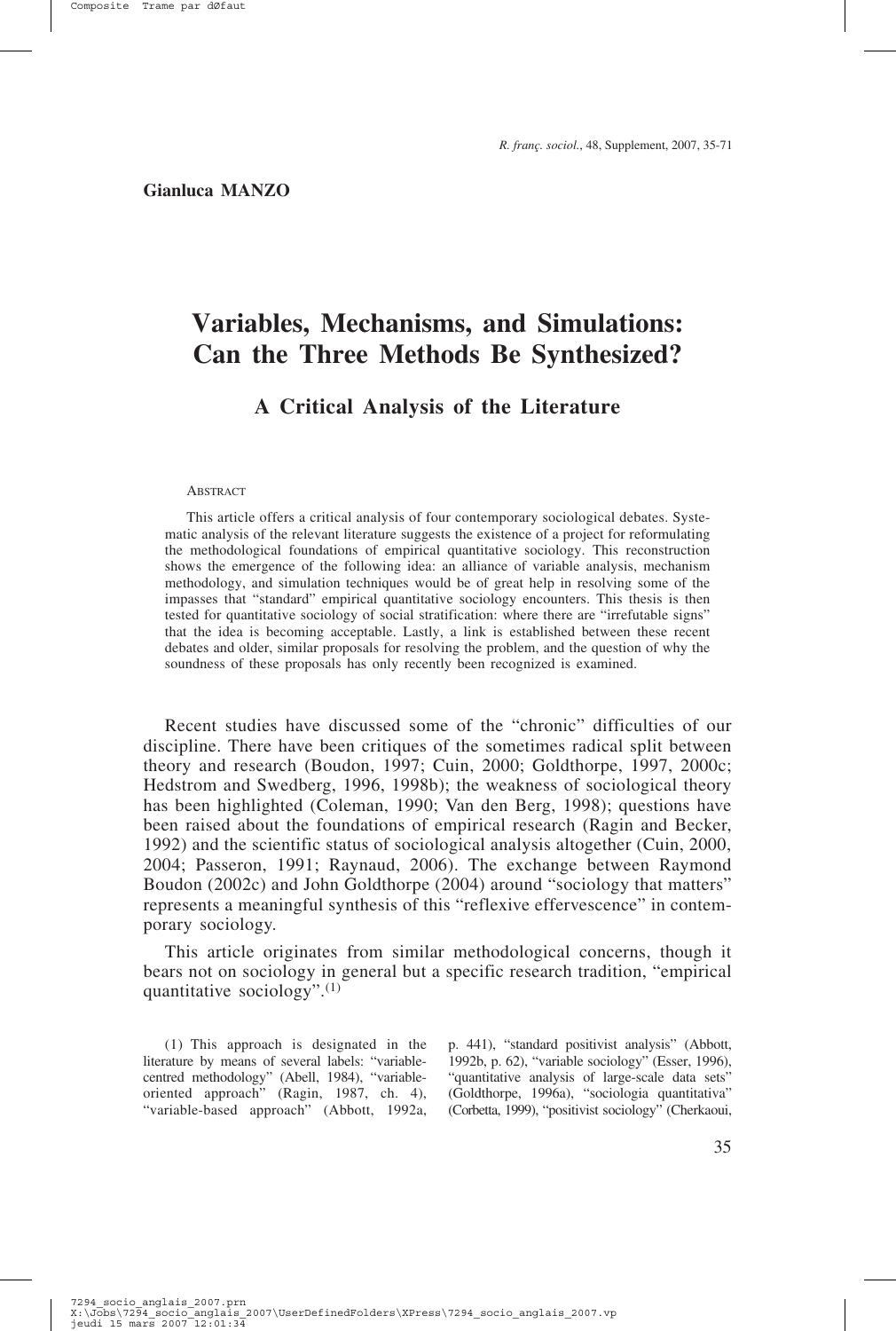**Gianluca MANZO**

# Variables, Mechanisms, and Simulations: Can the Three Methods Be Synthesized?

## A Critical Analysis of the Literature

Abstract

This article offers a critical analysis of four contemporary sociological debates. Systematic analysis of the relevant literature suggests the existence of a project for reformulating the methodological foundations of empirical quantitative sociology. This reconstruction shows the emergence of the following idea: an alliance of variable analysis, mechanism methodology, and simulation techniques would be of great help in resolving some of the impasses that "standard" empirical quantitative sociology encounters. This thesis is then tested for quantitative sociology of social stratification: where there are "irrefutable signs" that the idea is becoming acceptable. Lastly, a link is established between these recent debates and older, similar proposals for resolving the problem, and the question of why the soundness of these proposals has only recently been recognized is examined.

Recent studies have discussed some of the "chronic" difficulties of our discipline. There have been critiques of the sometimes radical split between theory and research (Boudon, 1997; Cuin, 2000; Goldthorpe, 1997, 2000c; Hedstrom and Swedberg, 1996, 1998b); the weakness of sociological theory has been highlighted (Coleman, 1990; Van den Berg, 1998); questions have been raised about the foundations of empirical research (Ragin and Becker, 1992) and the scientific status of sociological analysis altogether (Cuin, 2000, 2004; Passeron, 1991; Raynaud, 2006). The exchange between Raymond Boudon (2002c) and John Goldthorpe (2004) around "sociology that matters" represents a meaningful synthesis of this "reflexive effervescence" in contemporary sociology.

This article originates from similar methodological concerns, though it bears not on sociology in general but a specific research tradition, "empirical quantitative sociology".(1)

(1) This approach is designated in the literature by means of several labels: "variable-centred methodology" (Abell, 1984), "variable-oriented approach" (Ragin, 1987, ch. 4), "variable-based approach" (Abbott, 1992a, p. 441), "standard positivist analysis" (Abbott, 1992b, p. 62), "variable sociology" (Esser, 1996), "quantitative analysis of large-scale data sets" (Goldthorpe, 1996a), "sociologia quantitativa" (Corbetta, 1999), "positivist sociology" (Cherkaoui,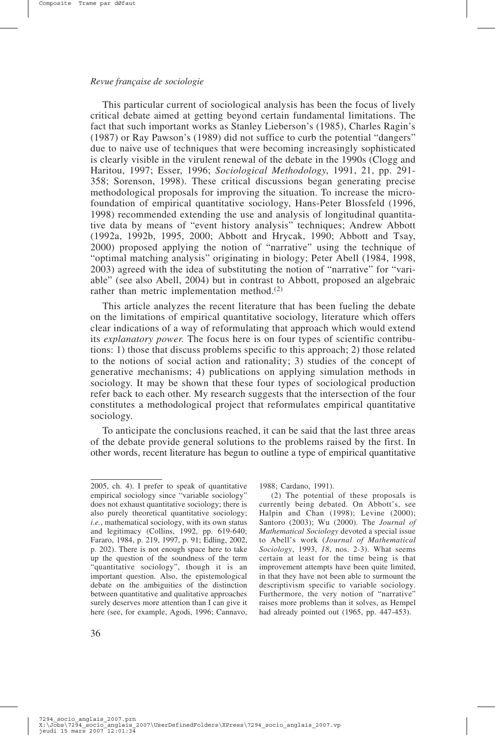This particular current of sociological analysis has been the focus of lively critical debate aimed at getting beyond certain fundamental limitations. The fact that such important works as Stanley Lieberson's (1985), Charles Ragin's (1987) or Ray Pawson's (1989) did not suffice to curb the potential "dangers" due to naive use of techniques that were becoming increasingly sophisticated is clearly visible in the virulent renewal of the debate in the 1990s (Clogg and Haritou, 1997; Esser, 1996; *Sociological Methodology*, 1991, 21, pp. 291-358; Sorenson, 1998). These critical discussions began generating precise methodological proposals for improving the situation. To increase the micro-foundation of empirical quantitative sociology, Hans-Peter Blossfeld (1996, 1998) recommended extending the use and analysis of longitudinal quantitative data by means of "event history analysis" techniques; Andrew Abbott (1992a, 1992b, 1995, 2000; Abbott and Hrycak, 1990; Abbott and Tsay, 2000) proposed applying the notion of "narrative" using the technique of "optimal matching analysis" originating in biology; Peter Abell (1984, 1998, 2003) agreed with the idea of substituting the notion of "narrative" for "variable" (see also Abell, 2004) but in contrast to Abbott, proposed an algebraic rather than metric implementation method.(2)

This article analyzes the recent literature that has been fueling the debate on the limitations of empirical quantitative sociology, literature which offers clear indications of a way of reformulating that approach which would extend its *explanatory power.* The focus here is on four types of scientific contributions: 1) those that discuss problems specific to this approach; 2) those related to the notions of social action and rationality; 3) studies of the concept of generative mechanisms; 4) publications on applying simulation methods in sociology. It may be shown that these four types of sociological production refer back to each other. My research suggests that the intersection of the four constitutes a methodological project that reformulates empirical quantitative sociology.

To anticipate the conclusions reached, it can be said that the last three areas of the debate provide general solutions to the problems raised by the first. In other words, recent literature has begun to outline a type of empirical quantitative

---

2005, ch. 4). I prefer to speak of quantitative empirical sociology since "variable sociology" does not exhaust quantitative sociology; there is also purely theoretical quantitative sociology; *i.e.*, mathematical sociology, with its own status and legitimacy (Collins, 1992, pp. 619-640; Fararo, 1984, p. 219, 1997, p. 91; Edling, 2002, p. 202). There is not enough space here to take up the question of the soundness of the term "quantitative sociology", though it is an important question. Also, the epistemological debate on the ambiguities of the distinction between quantitative and qualitative approaches surely deserves more attention than I can give it here (see, for example, Agodi, 1996; Cannavo, 1988; Cardano, 1991).

(2) The potential of these proposals is currently being debated. On Abbott's, see Halpin and Chan (1998); Levine (2000); Santoro (2003); Wu (2000). The *Journal of Mathematical Sociology* devoted a special issue to Abell's work (*Journal of Mathematical Sociology*, 1993, *18*, nos. 2-3). What seems certain at least for the time being is that improvement attempts have been quite limited, in that they have not been able to surmount the descriptivism specific to variable sociology. Furthermore, the very notion of "narrative" raises more problems than it solves, as Hempel had already pointed out (1965, pp. 447-453).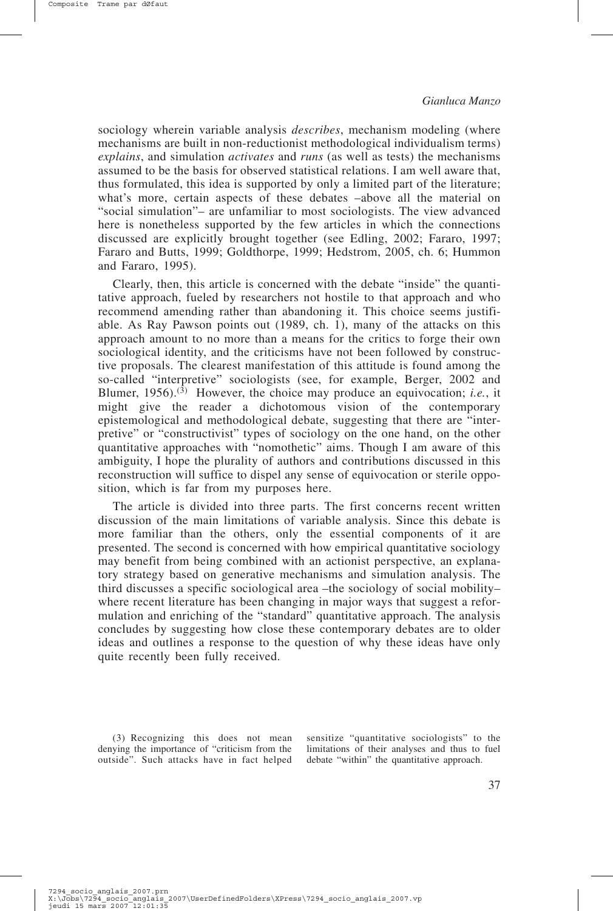sociology wherein variable analysis *describes*, mechanism modeling (where mechanisms are built in non-reductionist methodological individualism terms) *explains*, and simulation *activates* and *runs* (as well as tests) the mechanisms assumed to be the basis for observed statistical relations. I am well aware that, thus formulated, this idea is supported by only a limited part of the literature; what's more, certain aspects of these debates –above all the material on "social simulation"– are unfamiliar to most sociologists. The view advanced here is nonetheless supported by the few articles in which the connections discussed are explicitly brought together (see Edling, 2002; Fararo, 1997; Fararo and Butts, 1999; Goldthorpe, 1999; Hedstrom, 2005, ch. 6; Hummon and Fararo, 1995).

Clearly, then, this article is concerned with the debate "inside" the quantitative approach, fueled by researchers not hostile to that approach and who recommend amending rather than abandoning it. This choice seems justifiable. As Ray Pawson points out (1989, ch. 1), many of the attacks on this approach amount to no more than a means for the critics to forge their own sociological identity, and the criticisms have not been followed by constructive proposals. The clearest manifestation of this attitude is found among the so-called "interpretive" sociologists (see, for example, Berger, 2002 and Blumer, 1956).(3) However, the choice may produce an equivocation; *i.e.*, it might give the reader a dichotomous vision of the contemporary epistemological and methodological debate, suggesting that there are "interpretive" or "constructivist" types of sociology on the one hand, on the other quantitative approaches with "nomothetic" aims. Though I am aware of this ambiguity, I hope the plurality of authors and contributions discussed in this reconstruction will suffice to dispel any sense of equivocation or sterile opposition, which is far from my purposes here.

The article is divided into three parts. The first concerns recent written discussion of the main limitations of variable analysis. Since this debate is more familiar than the others, only the essential components of it are presented. The second is concerned with how empirical quantitative sociology may benefit from being combined with an actionist perspective, an explanatory strategy based on generative mechanisms and simulation analysis. The third discusses a specific sociological area –the sociology of social mobility– where recent literature has been changing in major ways that suggest a reformulation and enriching of the "standard" quantitative approach. The analysis concludes by suggesting how close these contemporary debates are to older ideas and outlines a response to the question of why these ideas have only quite recently been fully received.

(3) Recognizing this does not mean denying the importance of "criticism from the outside". Such attacks have in fact helped sensitize "quantitative sociologists" to the limitations of their analyses and thus to fuel debate "within" the quantitative approach.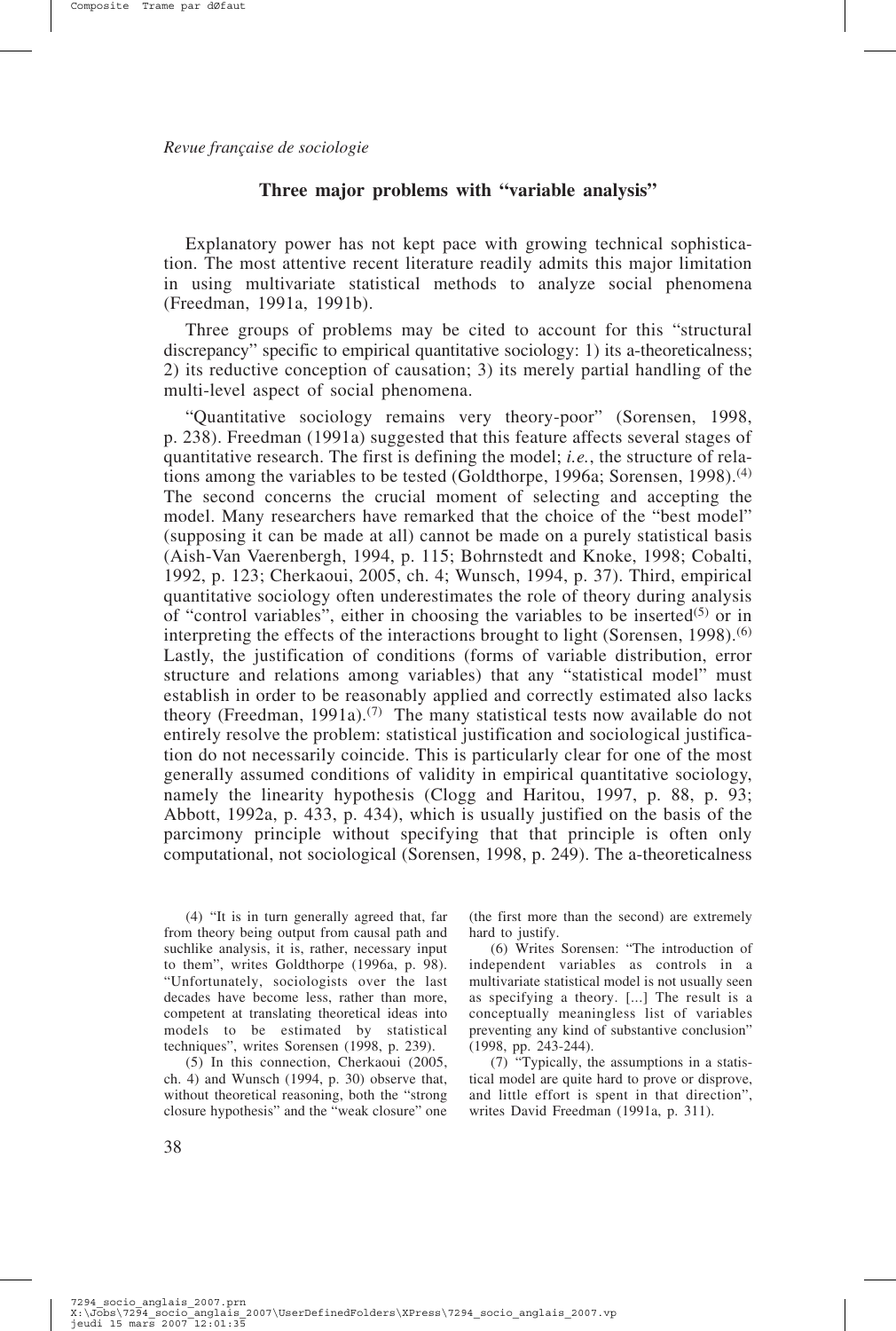## Three major problems with "variable analysis"

Explanatory power has not kept pace with growing technical sophistication. The most attentive recent literature readily admits this major limitation in using multivariate statistical methods to analyze social phenomena (Freedman, 1991a, 1991b).

Three groups of problems may be cited to account for this "structural discrepancy" specific to empirical quantitative sociology: 1) its a-theoreticalness; 2) its reductive conception of causation; 3) its merely partial handling of the multi-level aspect of social phenomena.

"Quantitative sociology remains very theory-poor" (Sorensen, 1998, p. 238). Freedman (1991a) suggested that this feature affects several stages of quantitative research. The first is defining the model; *i.e.*, the structure of relations among the variables to be tested (Goldthorpe, 1996a; Sorensen, 1998).(4) The second concerns the crucial moment of selecting and accepting the model. Many researchers have remarked that the choice of the "best model" (supposing it can be made at all) cannot be made on a purely statistical basis (Aish-Van Vaerenbergh, 1994, p. 115; Bohrnstedt and Knoke, 1998; Cobalti, 1992, p. 123; Cherkaoui, 2005, ch. 4; Wunsch, 1994, p. 37). Third, empirical quantitative sociology often underestimates the role of theory during analysis of "control variables", either in choosing the variables to be inserted(5) or in interpreting the effects of the interactions brought to light (Sorensen, 1998).(6) Lastly, the justification of conditions (forms of variable distribution, error structure and relations among variables) that any "statistical model" must establish in order to be reasonably applied and correctly estimated also lacks theory (Freedman, 1991a).(7) The many statistical tests now available do not entirely resolve the problem: statistical justification and sociological justification do not necessarily coincide. This is particularly clear for one of the most generally assumed conditions of validity in empirical quantitative sociology, namely the linearity hypothesis (Clogg and Haritou, 1997, p. 88, p. 93; Abbott, 1992a, p. 433, p. 434), which is usually justified on the basis of the parcimony principle without specifying that that principle is often only computational, not sociological (Sorensen, 1998, p. 249). The a-theoreticalness

(4) "It is in turn generally agreed that, far from theory being output from causal path and suchlike analysis, it is, rather, necessary input to them", writes Goldthorpe (1996a, p. 98). "Unfortunately, sociologists over the last decades have become less, rather than more, competent at translating theoretical ideas into models to be estimated by statistical techniques", writes Sorensen (1998, p. 239).

(5) In this connection, Cherkaoui (2005, ch. 4) and Wunsch (1994, p. 30) observe that, without theoretical reasoning, both the "strong closure hypothesis" and the "weak closure" one (the first more than the second) are extremely hard to justify.

(6) Writes Sorensen: "The introduction of independent variables as controls in a multivariate statistical model is not usually seen as specifying a theory. [...] The result is a conceptually meaningless list of variables preventing any kind of substantive conclusion" (1998, pp. 243-244).

(7) "Typically, the assumptions in a statistical model are quite hard to prove or disprove, and little effort is spent in that direction", writes David Freedman (1991a, p. 311).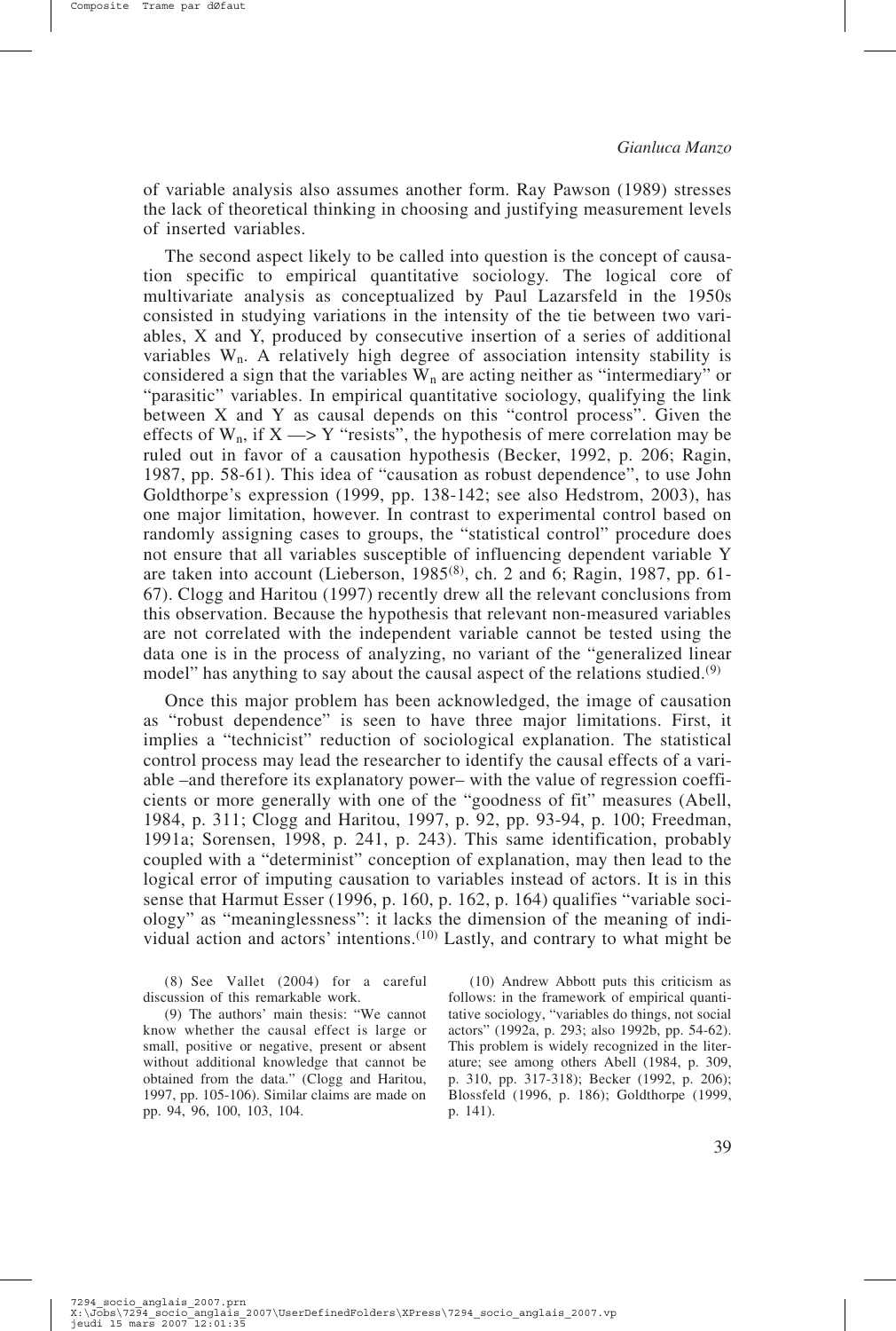of variable analysis also assumes another form. Ray Pawson (1989) stresses the lack of theoretical thinking in choosing and justifying measurement levels of inserted variables.

The second aspect likely to be called into question is the concept of causation specific to empirical quantitative sociology. The logical core of multivariate analysis as conceptualized by Paul Lazarsfeld in the 1950s consisted in studying variations in the intensity of the tie between two variables, X and Y, produced by consecutive insertion of a series of additional variables $W_n$. A relatively high degree of association intensity stability is considered a sign that the variables $W_n$ are acting neither as "intermediary" or "parasitic" variables. In empirical quantitative sociology, qualifying the link between X and Y as causal depends on this "control process". Given the effects of $W_n$, if X —> Y "resists", the hypothesis of mere correlation may be ruled out in favor of a causation hypothesis (Becker, 1992, p. 206; Ragin, 1987, pp. 58-61). This idea of "causation as robust dependence", to use John Goldthorpe's expression (1999, pp. 138-142; see also Hedstrom, 2003), has one major limitation, however. In contrast to experimental control based on randomly assigning cases to groups, the "statistical control" procedure does not ensure that all variables susceptible of influencing dependent variable Y are taken into account (Lieberson, 1985[8], ch. 2 and 6; Ragin, 1987, pp. 61-67). Clogg and Haritou (1997) recently drew all the relevant conclusions from this observation. Because the hypothesis that relevant non-measured variables are not correlated with the independent variable cannot be tested using the data one is in the process of analyzing, no variant of the "generalized linear model" has anything to say about the causal aspect of the relations studied.[9]

Once this major problem has been acknowledged, the image of causation as "robust dependence" is seen to have three major limitations. First, it implies a "technicist" reduction of sociological explanation. The statistical control process may lead the researcher to identify the causal effects of a variable –and therefore its explanatory power– with the value of regression coefficients or more generally with one of the "goodness of fit" measures (Abell, 1984, p. 311; Clogg and Haritou, 1997, p. 92, pp. 93-94, p. 100; Freedman, 1991a; Sorensen, 1998, p. 241, p. 243). This same identification, probably coupled with a "determinist" conception of explanation, may then lead to the logical error of imputing causation to variables instead of actors. It is in this sense that Harmut Esser (1996, p. 160, p. 162, p. 164) qualifies "variable sociology" as "meaninglessness": it lacks the dimension of the meaning of individual action and actors' intentions.[10] Lastly, and contrary to what might be

(8) See Vallet (2004) for a careful discussion of this remarkable work.

(9) The authors' main thesis: "We cannot know whether the causal effect is large or small, positive or negative, present or absent without additional knowledge that cannot be obtained from the data." (Clogg and Haritou, 1997, pp. 105-106). Similar claims are made on pp. 94, 96, 100, 103, 104.

(10) Andrew Abbott puts this criticism as follows: in the framework of empirical quantitative sociology, "variables do things, not social actors" (1992a, p. 293; also 1992b, pp. 54-62). This problem is widely recognized in the literature; see among others Abell (1984, p. 309, p. 310, pp. 317-318); Becker (1992, p. 206); Blossfeld (1996, p. 186); Goldthorpe (1999, p. 141).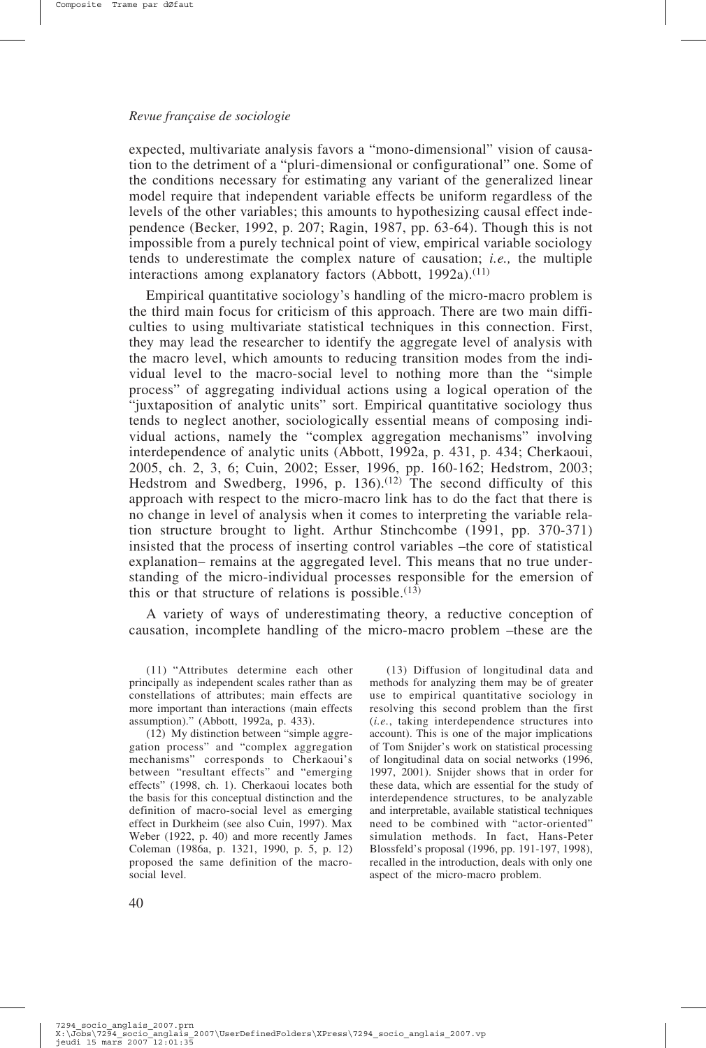expected, multivariate analysis favors a "mono-dimensional" vision of causation to the detriment of a "pluri-dimensional or configurational" one. Some of the conditions necessary for estimating any variant of the generalized linear model require that independent variable effects be uniform regardless of the levels of the other variables; this amounts to hypothesizing causal effect independence (Becker, 1992, p. 207; Ragin, 1987, pp. 63-64). Though this is not impossible from a purely technical point of view, empirical variable sociology tends to underestimate the complex nature of causation; *i.e.,* the multiple interactions among explanatory factors (Abbott, 1992a).[11]

Empirical quantitative sociology's handling of the micro-macro problem is the third main focus for criticism of this approach. There are two main difficulties to using multivariate statistical techniques in this connection. First, they may lead the researcher to identify the aggregate level of analysis with the macro level, which amounts to reducing transition modes from the individual level to the macro-social level to nothing more than the "simple process" of aggregating individual actions using a logical operation of the "juxtaposition of analytic units" sort. Empirical quantitative sociology thus tends to neglect another, sociologically essential means of composing individual actions, namely the "complex aggregation mechanisms" involving interdependence of analytic units (Abbott, 1992a, p. 431, p. 434; Cherkaoui, 2005, ch. 2, 3, 6; Cuin, 2002; Esser, 1996, pp. 160-162; Hedstrom, 2003; Hedstrom and Swedberg, 1996, p. 136).[12] The second difficulty of this approach with respect to the micro-macro link has to do the fact that there is no change in level of analysis when it comes to interpreting the variable relation structure brought to light. Arthur Stinchcombe (1991, pp. 370-371) insisted that the process of inserting control variables –the core of statistical explanation– remains at the aggregated level. This means that no true understanding of the micro-individual processes responsible for the emersion of this or that structure of relations is possible.[13]

A variety of ways of underestimating theory, a reductive conception of causation, incomplete handling of the micro-macro problem –these are the

(11) "Attributes determine each other principally as independent scales rather than as constellations of attributes; main effects are more important than interactions (main effects assumption)." (Abbott, 1992a, p. 433).

(12) My distinction between "simple aggregation process" and "complex aggregation mechanisms" corresponds to Cherkaoui's between "resultant effects" and "emerging effects" (1998, ch. 1). Cherkaoui locates both the basis for this conceptual distinction and the definition of macro-social level as emerging effect in Durkheim (see also Cuin, 1997). Max Weber (1922, p. 40) and more recently James Coleman (1986a, p. 1321, 1990, p. 5, p. 12) proposed the same definition of the macro-social level.

(13) Diffusion of longitudinal data and methods for analyzing them may be of greater use to empirical quantitative sociology in resolving this second problem than the first (*i.e.*, taking interdependence structures into account). This is one of the major implications of Tom Snijder's work on statistical processing of longitudinal data on social networks (1996, 1997, 2001). Snijder shows that in order for these data, which are essential for the study of interdependence structures, to be analyzable and interpretable, available statistical techniques need to be combined with "actor-oriented" simulation methods. In fact, Hans-Peter Blossfeld's proposal (1996, pp. 191-197, 1998), recalled in the introduction, deals with only one aspect of the micro-macro problem.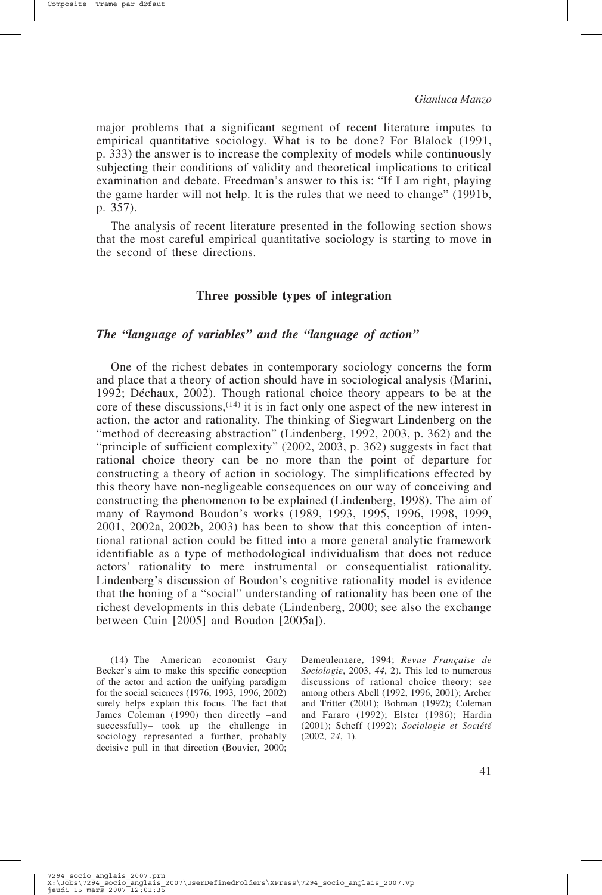major problems that a significant segment of recent literature imputes to empirical quantitative sociology. What is to be done? For Blalock (1991, p. 333) the answer is to increase the complexity of models while continuously subjecting their conditions of validity and theoretical implications to critical examination and debate. Freedman's answer to this is: "If I am right, playing the game harder will not help. It is the rules that we need to change" (1991b, p. 357).

The analysis of recent literature presented in the following section shows that the most careful empirical quantitative sociology is starting to move in the second of these directions.

## Three possible types of integration

### *The "language of variables" and the "language of action"*

One of the richest debates in contemporary sociology concerns the form and place that a theory of action should have in sociological analysis (Marini, 1992; Déchaux, 2002). Though rational choice theory appears to be at the core of these discussions,[14] it is in fact only one aspect of the new interest in action, the actor and rationality. The thinking of Siegwart Lindenberg on the "method of decreasing abstraction" (Lindenberg, 1992, 2003, p. 362) and the "principle of sufficient complexity" (2002, 2003, p. 362) suggests in fact that rational choice theory can be no more than the point of departure for constructing a theory of action in sociology. The simplifications effected by this theory have non-negligeable consequences on our way of conceiving and constructing the phenomenon to be explained (Lindenberg, 1998). The aim of many of Raymond Boudon's works (1989, 1993, 1995, 1996, 1998, 1999, 2001, 2002a, 2002b, 2003) has been to show that this conception of intentional rational action could be fitted into a more general analytic framework identifiable as a type of methodological individualism that does not reduce actors' rationality to mere instrumental or consequentialist rationality. Lindenberg's discussion of Boudon's cognitive rationality model is evidence that the honing of a "social" understanding of rationality has been one of the richest developments in this debate (Lindenberg, 2000; see also the exchange between Cuin [2005] and Boudon [2005a]).

(14) The American economist Gary Becker's aim to make this specific conception of the actor and action the unifying paradigm for the social sciences (1976, 1993, 1996, 2002) surely helps explain this focus. The fact that James Coleman (1990) then directly –and successfully– took up the challenge in sociology represented a further, probably decisive pull in that direction (Bouvier, 2000; Demeulenaere, 1994; *Revue Française de Sociologie*, 2003, *44*, 2). This led to numerous discussions of rational choice theory; see among others Abell (1992, 1996, 2001); Archer and Tritter (2001); Bohman (1992); Coleman and Fararo (1992); Elster (1986); Hardin (2001); Scheff (1992); *Sociologie et Société* (2002, *24*, 1).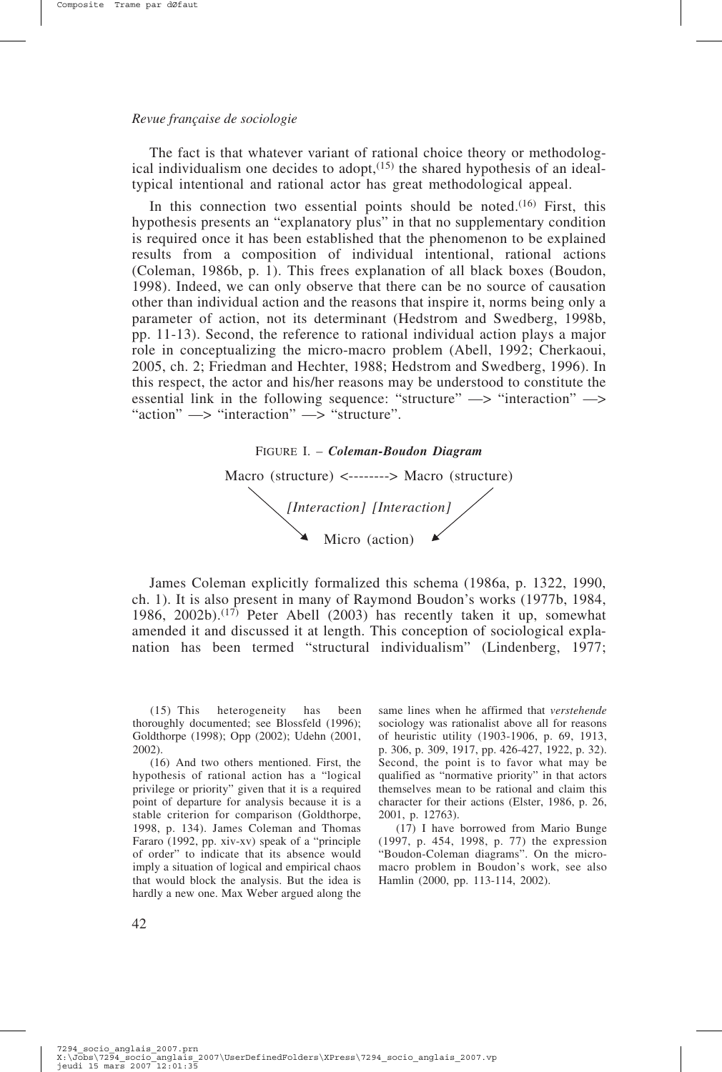The fact is that whatever variant of rational choice theory or methodological individualism one decides to adopt,[15] the shared hypothesis of an ideal-typical intentional and rational actor has great methodological appeal.

In this connection two essential points should be noted.[16] First, this hypothesis presents an "explanatory plus" in that no supplementary condition is required once it has been established that the phenomenon to be explained results from a composition of individual intentional, rational actions (Coleman, 1986b, p. 1). This frees explanation of all black boxes (Boudon, 1998). Indeed, we can only observe that there can be no source of causation other than individual action and the reasons that inspire it, norms being only a parameter of action, not its determinant (Hedstrom and Swedberg, 1998b, pp. 11-13). Second, the reference to rational individual action plays a major role in conceptualizing the micro-macro problem (Abell, 1992; Cherkaoui, 2005, ch. 2; Friedman and Hechter, 1988; Hedstrom and Swedberg, 1996). In this respect, the actor and his/her reasons may be understood to constitute the essential link in the following sequence: "structure" —> "interaction" —> "action" —> "interaction" —> "structure".

FIGURE I. – ***Coleman-Boudon Diagram***

```
Macro (structure) <--------> Macro (structure)
        \                        /
     [Interaction] [Interaction]
           \                  /
            -> Micro (action) <-
```

James Coleman explicitly formalized this schema (1986a, p. 1322, 1990, ch. 1). It is also present in many of Raymond Boudon's works (1977b, 1984, 1986, 2002b).[17] Peter Abell (2003) has recently taken it up, somewhat amended it and discussed it at length. This conception of sociological explanation has been termed "structural individualism" (Lindenberg, 1977;

(15) This heterogeneity has been thoroughly documented; see Blossfeld (1996); Goldthorpe (1998); Opp (2002); Udehn (2001, 2002).

(16) And two others mentioned. First, the hypothesis of rational action has a "logical privilege or priority" given that it is a required point of departure for analysis because it is a stable criterion for comparison (Goldthorpe, 1998, p. 134). James Coleman and Thomas Fararo (1992, pp. xiv-xv) speak of a "principle of order" to indicate that its absence would imply a situation of logical and empirical chaos that would block the analysis. But the idea is hardly a new one. Max Weber argued along the same lines when he affirmed that *verstehende* sociology was rationalist above all for reasons of heuristic utility (1903-1906, p. 69, 1913, p. 306, p. 309, 1917, pp. 426-427, 1922, p. 32). Second, the point is to favor what may be qualified as "normative priority" in that actors themselves mean to be rational and claim this character for their actions (Elster, 1986, p. 26, 2001, p. 12763).

(17) I have borrowed from Mario Bunge (1997, p. 454, 1998, p. 77) the expression "Boudon-Coleman diagrams". On the micro-macro problem in Boudon's work, see also Hamlin (2000, pp. 113-114, 2002).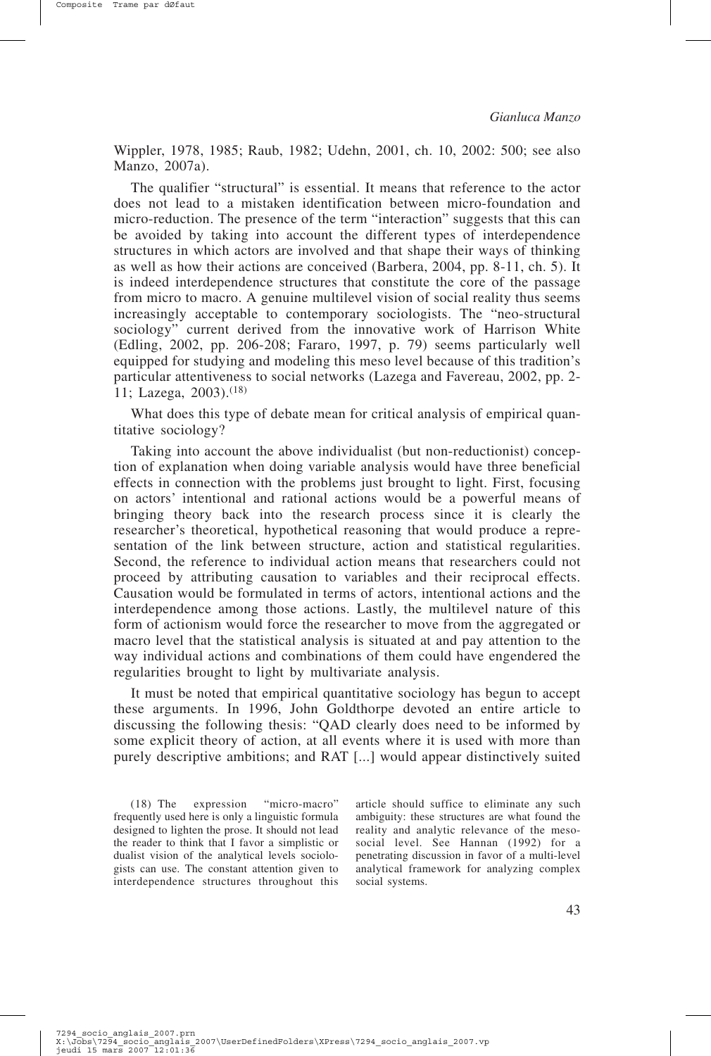Wippler, 1978, 1985; Raub, 1982; Udehn, 2001, ch. 10, 2002: 500; see also Manzo, 2007a).

The qualifier "structural" is essential. It means that reference to the actor does not lead to a mistaken identification between micro-foundation and micro-reduction. The presence of the term "interaction" suggests that this can be avoided by taking into account the different types of interdependence structures in which actors are involved and that shape their ways of thinking as well as how their actions are conceived (Barbera, 2004, pp. 8-11, ch. 5). It is indeed interdependence structures that constitute the core of the passage from micro to macro. A genuine multilevel vision of social reality thus seems increasingly acceptable to contemporary sociologists. The "neo-structural sociology" current derived from the innovative work of Harrison White (Edling, 2002, pp. 206-208; Fararo, 1997, p. 79) seems particularly well equipped for studying and modeling this meso level because of this tradition's particular attentiveness to social networks (Lazega and Favereau, 2002, pp. 2-11; Lazega, 2003).[18]

What does this type of debate mean for critical analysis of empirical quantitative sociology?

Taking into account the above individualist (but non-reductionist) conception of explanation when doing variable analysis would have three beneficial effects in connection with the problems just brought to light. First, focusing on actors' intentional and rational actions would be a powerful means of bringing theory back into the research process since it is clearly the researcher's theoretical, hypothetical reasoning that would produce a representation of the link between structure, action and statistical regularities. Second, the reference to individual action means that researchers could not proceed by attributing causation to variables and their reciprocal effects. Causation would be formulated in terms of actors, intentional actions and the interdependence among those actions. Lastly, the multilevel nature of this form of actionism would force the researcher to move from the aggregated or macro level that the statistical analysis is situated at and pay attention to the way individual actions and combinations of them could have engendered the regularities brought to light by multivariate analysis.

It must be noted that empirical quantitative sociology has begun to accept these arguments. In 1996, John Goldthorpe devoted an entire article to discussing the following thesis: "QAD clearly does need to be informed by some explicit theory of action, at all events where it is used with more than purely descriptive ambitions; and RAT [...] would appear distinctively suited

(18) The expression "micro-macro" frequently used here is only a linguistic formula designed to lighten the prose. It should not lead the reader to think that I favor a simplistic or dualist vision of the analytical levels sociologists can use. The constant attention given to interdependence structures throughout this article should suffice to eliminate any such ambiguity: these structures are what found the reality and analytic relevance of the meso-social level. See Hannan (1992) for a penetrating discussion in favor of a multi-level analytical framework for analyzing complex social systems.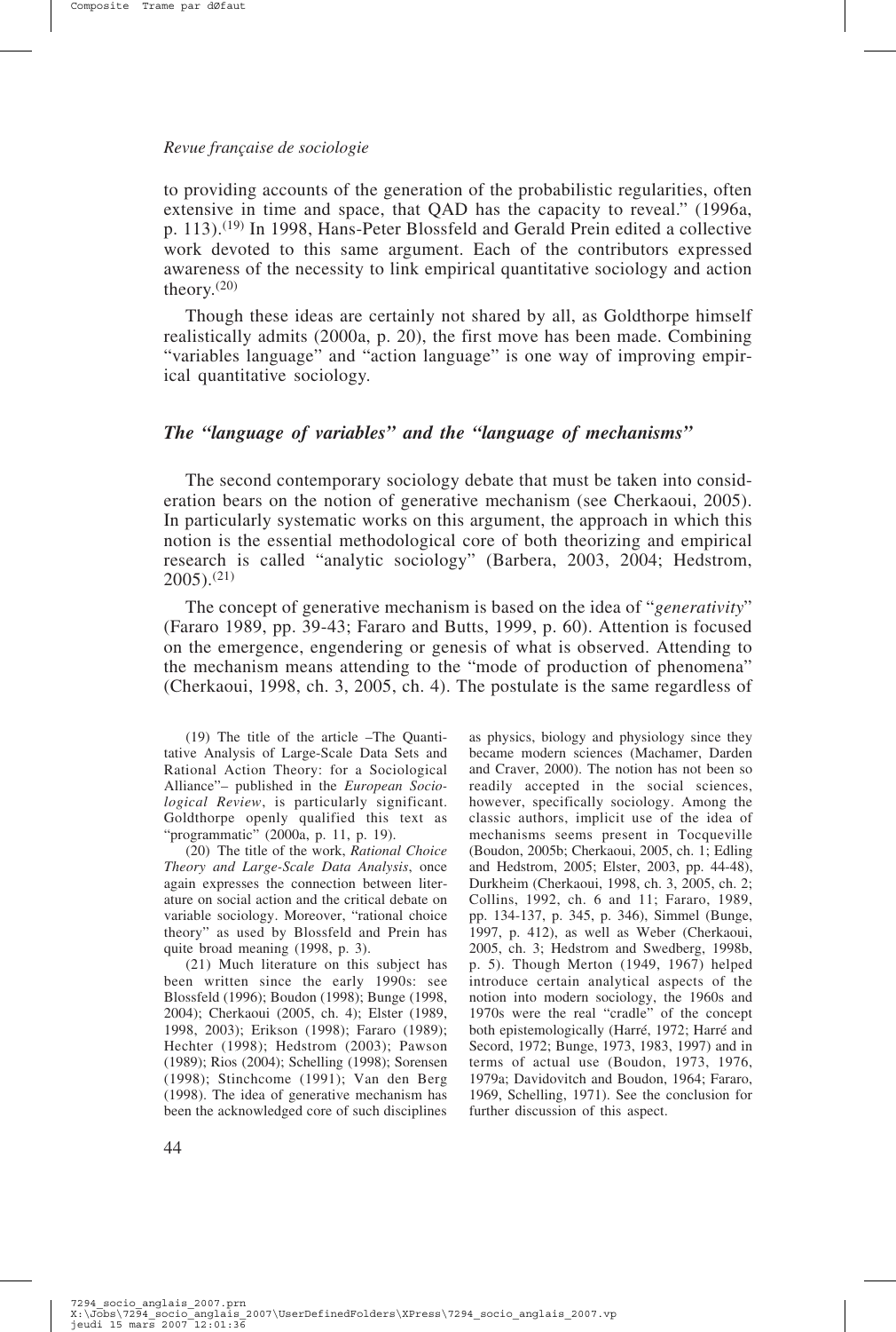to providing accounts of the generation of the probabilistic regularities, often extensive in time and space, that QAD has the capacity to reveal." (1996a, p. 113).[19] In 1998, Hans-Peter Blossfeld and Gerald Prein edited a collective work devoted to this same argument. Each of the contributors expressed awareness of the necessity to link empirical quantitative sociology and action theory.[20]

Though these ideas are certainly not shared by all, as Goldthorpe himself realistically admits (2000a, p. 20), the first move has been made. Combining "variables language" and "action language" is one way of improving empirical quantitative sociology.

## *The "language of variables" and the "language of mechanisms"*

The second contemporary sociology debate that must be taken into consideration bears on the notion of generative mechanism (see Cherkaoui, 2005). In particularly systematic works on this argument, the approach in which this notion is the essential methodological core of both theorizing and empirical research is called "analytic sociology" (Barbera, 2003, 2004; Hedstrom, 2005).[21]

The concept of generative mechanism is based on the idea of "*generativity*" (Fararo 1989, pp. 39-43; Fararo and Butts, 1999, p. 60). Attention is focused on the emergence, engendering or genesis of what is observed. Attending to the mechanism means attending to the "mode of production of phenomena" (Cherkaoui, 1998, ch. 3, 2005, ch. 4). The postulate is the same regardless of

(19) The title of the article –The Quantitative Analysis of Large-Scale Data Sets and Rational Action Theory: for a Sociological Alliance"– published in the *European Sociological Review*, is particularly significant. Goldthorpe openly qualified this text as "programmatic" (2000a, p. 11, p. 19).

(20) The title of the work, *Rational Choice Theory and Large-Scale Data Analysis*, once again expresses the connection between literature on social action and the critical debate on variable sociology. Moreover, "rational choice theory" as used by Blossfeld and Prein has quite broad meaning (1998, p. 3).

(21) Much literature on this subject has been written since the early 1990s: see Blossfeld (1996); Boudon (1998); Bunge (1998, 2004); Cherkaoui (2005, ch. 4); Elster (1989, 1998, 2003); Erikson (1998); Fararo (1989); Hechter (1998); Hedstrom (2003); Pawson (1989); Rios (2004); Schelling (1998); Sorensen (1998); Stinchcome (1991); Van den Berg (1998). The idea of generative mechanism has been the acknowledged core of such disciplines as physics, biology and physiology since they became modern sciences (Machamer, Darden and Craver, 2000). The notion has not been so readily accepted in the social sciences, however, specifically sociology. Among the classic authors, implicit use of the idea of mechanisms seems present in Tocqueville (Boudon, 2005b; Cherkaoui, 2005, ch. 1; Edling and Hedstrom, 2005; Elster, 2003, pp. 44-48), Durkheim (Cherkaoui, 1998, ch. 3, 2005, ch. 2; Collins, 1992, ch. 6 and 11; Fararo, 1989, pp. 134-137, p. 345, p. 346), Simmel (Bunge, 1997, p. 412), as well as Weber (Cherkaoui, 2005, ch. 3; Hedstrom and Swedberg, 1998b, p. 5). Though Merton (1949, 1967) helped introduce certain analytical aspects of the notion into modern sociology, the 1960s and 1970s were the real "cradle" of the concept both epistemologically (Harré, 1972; Harré and Secord, 1972; Bunge, 1973, 1983, 1997) and in terms of actual use (Boudon, 1973, 1976, 1979a; Davidovitch and Boudon, 1964; Fararo, 1969, Schelling, 1971). See the conclusion for further discussion of this aspect.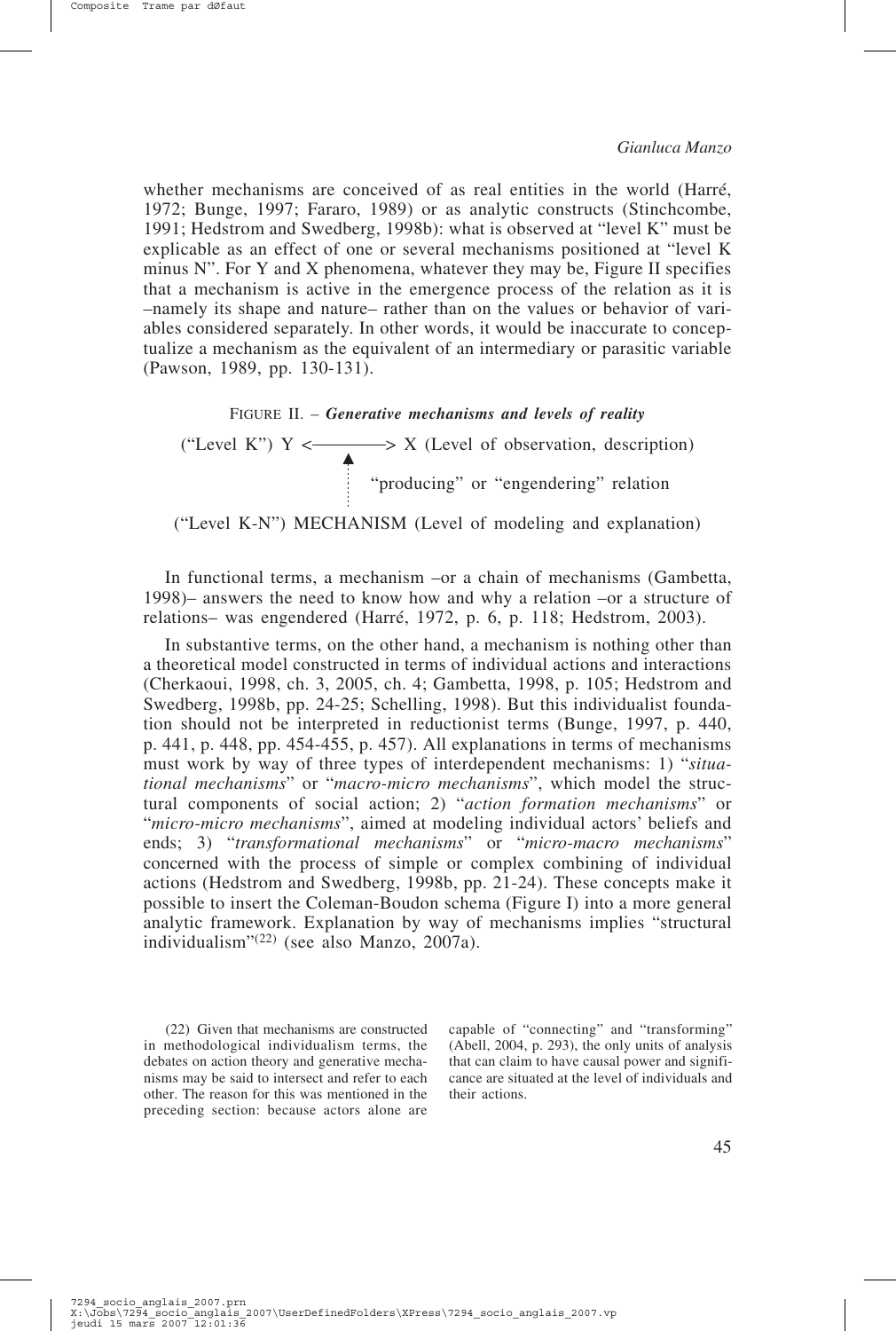whether mechanisms are conceived of as real entities in the world (Harré, 1972; Bunge, 1997; Fararo, 1989) or as analytic constructs (Stinchcombe, 1991; Hedstrom and Swedberg, 1998b): what is observed at "level K" must be explicable as an effect of one or several mechanisms positioned at "level K minus N". For Y and X phenomena, whatever they may be, Figure II specifies that a mechanism is active in the emergence process of the relation as it is –namely its shape and nature– rather than on the values or behavior of variables considered separately. In other words, it would be inaccurate to conceptualize a mechanism as the equivalent of an intermediary or parasitic variable (Pawson, 1989, pp. 130-131).

FIGURE II. – ***Generative mechanisms and levels of reality***

("Level K") Y <————> X (Level of observation, description)

"producing" or "engendering" relation

("Level K-N") MECHANISM (Level of modeling and explanation)

In functional terms, a mechanism –or a chain of mechanisms (Gambetta, 1998)– answers the need to know how and why a relation –or a structure of relations– was engendered (Harré, 1972, p. 6, p. 118; Hedstrom, 2003).

In substantive terms, on the other hand, a mechanism is nothing other than a theoretical model constructed in terms of individual actions and interactions (Cherkaoui, 1998, ch. 3, 2005, ch. 4; Gambetta, 1998, p. 105; Hedstrom and Swedberg, 1998b, pp. 24-25; Schelling, 1998). But this individualist foundation should not be interpreted in reductionist terms (Bunge, 1997, p. 440, p. 441, p. 448, pp. 454-455, p. 457). All explanations in terms of mechanisms must work by way of three types of interdependent mechanisms: 1) "*situational mechanisms*" or "*macro-micro mechanisms*", which model the structural components of social action; 2) "*action formation mechanisms*" or "*micro-micro mechanisms*", aimed at modeling individual actors' beliefs and ends; 3) "*transformational mechanisms*" or "*micro-macro mechanisms*" concerned with the process of simple or complex combining of individual actions (Hedstrom and Swedberg, 1998b, pp. 21-24). These concepts make it possible to insert the Coleman-Boudon schema (Figure I) into a more general analytic framework. Explanation by way of mechanisms implies "structural individualism"[22] (see also Manzo, 2007a).

(22) Given that mechanisms are constructed in methodological individualism terms, the debates on action theory and generative mechanisms may be said to intersect and refer to each other. The reason for this was mentioned in the preceding section: because actors alone are capable of "connecting" and "transforming" (Abell, 2004, p. 293), the only units of analysis that can claim to have causal power and significance are situated at the level of individuals and their actions.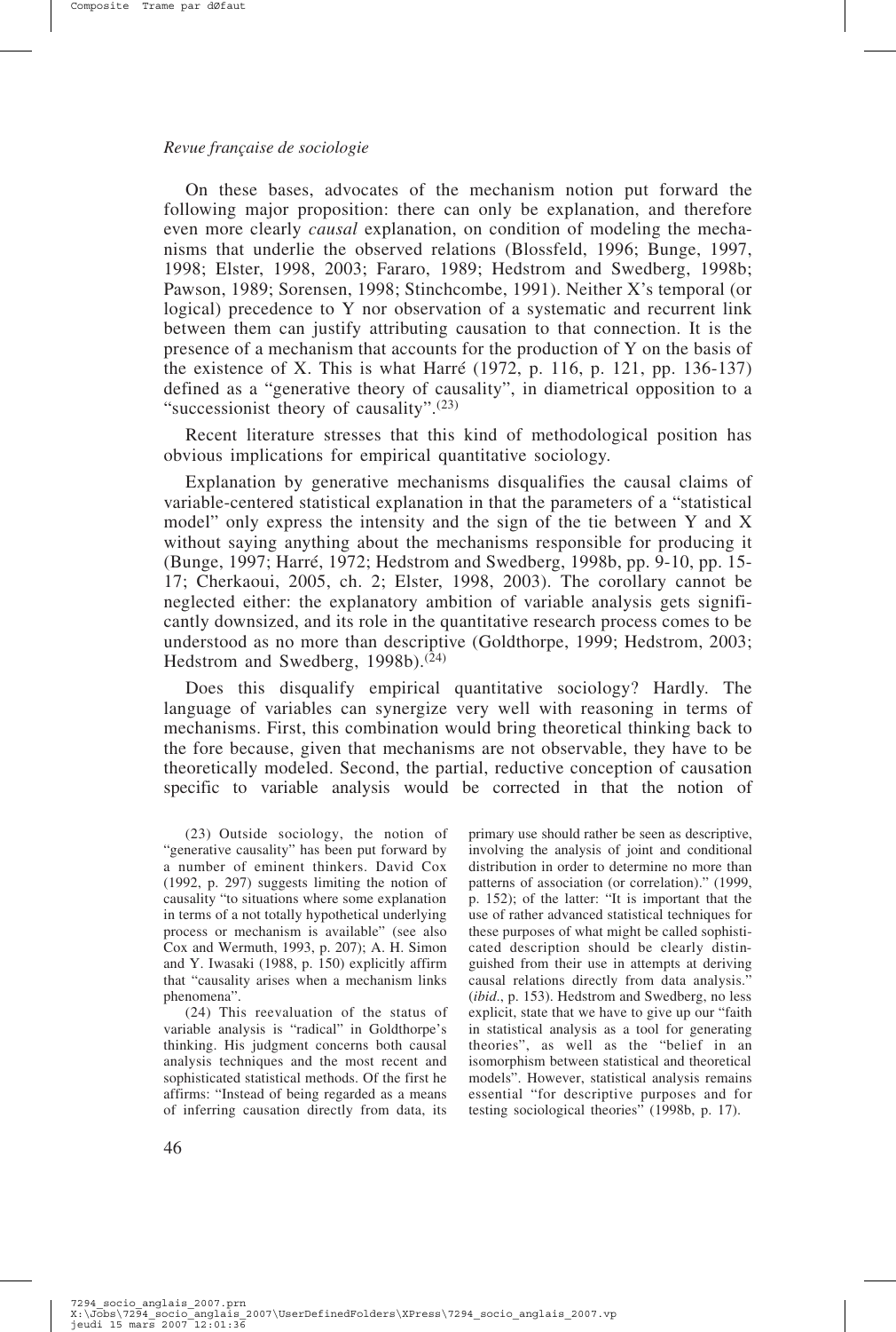On these bases, advocates of the mechanism notion put forward the following major proposition: there can only be explanation, and therefore even more clearly *causal* explanation, on condition of modeling the mechanisms that underlie the observed relations (Blossfeld, 1996; Bunge, 1997, 1998; Elster, 1998, 2003; Fararo, 1989; Hedstrom and Swedberg, 1998b; Pawson, 1989; Sorensen, 1998; Stinchcombe, 1991). Neither X's temporal (or logical) precedence to Y nor observation of a systematic and recurrent link between them can justify attributing causation to that connection. It is the presence of a mechanism that accounts for the production of Y on the basis of the existence of X. This is what Harré (1972, p. 116, p. 121, pp. 136-137) defined as a "generative theory of causality", in diametrical opposition to a "successionist theory of causality".[23]

Recent literature stresses that this kind of methodological position has obvious implications for empirical quantitative sociology.

Explanation by generative mechanisms disqualifies the causal claims of variable-centered statistical explanation in that the parameters of a "statistical model" only express the intensity and the sign of the tie between Y and X without saying anything about the mechanisms responsible for producing it (Bunge, 1997; Harré, 1972; Hedstrom and Swedberg, 1998b, pp. 9-10, pp. 15-17; Cherkaoui, 2005, ch. 2; Elster, 1998, 2003). The corollary cannot be neglected either: the explanatory ambition of variable analysis gets significantly downsized, and its role in the quantitative research process comes to be understood as no more than descriptive (Goldthorpe, 1999; Hedstrom, 2003; Hedstrom and Swedberg, 1998b).[24]

Does this disqualify empirical quantitative sociology? Hardly. The language of variables can synergize very well with reasoning in terms of mechanisms. First, this combination would bring theoretical thinking back to the fore because, given that mechanisms are not observable, they have to be theoretically modeled. Second, the partial, reductive conception of causation specific to variable analysis would be corrected in that the notion of

(23) Outside sociology, the notion of "generative causality" has been put forward by a number of eminent thinkers. David Cox (1992, p. 297) suggests limiting the notion of causality "to situations where some explanation in terms of a not totally hypothetical underlying process or mechanism is available" (see also Cox and Wermuth, 1993, p. 207); A. H. Simon and Y. Iwasaki (1988, p. 150) explicitly affirm that "causality arises when a mechanism links phenomena".

(24) This reevaluation of the status of variable analysis is "radical" in Goldthorpe's thinking. His judgment concerns both causal analysis techniques and the most recent and sophisticated statistical methods. Of the first he affirms: "Instead of being regarded as a means of inferring causation directly from data, its primary use should rather be seen as descriptive, involving the analysis of joint and conditional distribution in order to determine no more than patterns of association (or correlation)." (1999, p. 152); of the latter: "It is important that the use of rather advanced statistical techniques for these purposes of what might be called sophisticated description should be clearly distinguished from their use in attempts at deriving causal relations directly from data analysis." (*ibid*., p. 153). Hedstrom and Swedberg, no less explicit, state that we have to give up our "faith in statistical analysis as a tool for generating theories", as well as the "belief in an isomorphism between statistical and theoretical models". However, statistical analysis remains essential "for descriptive purposes and for testing sociological theories" (1998b, p. 17).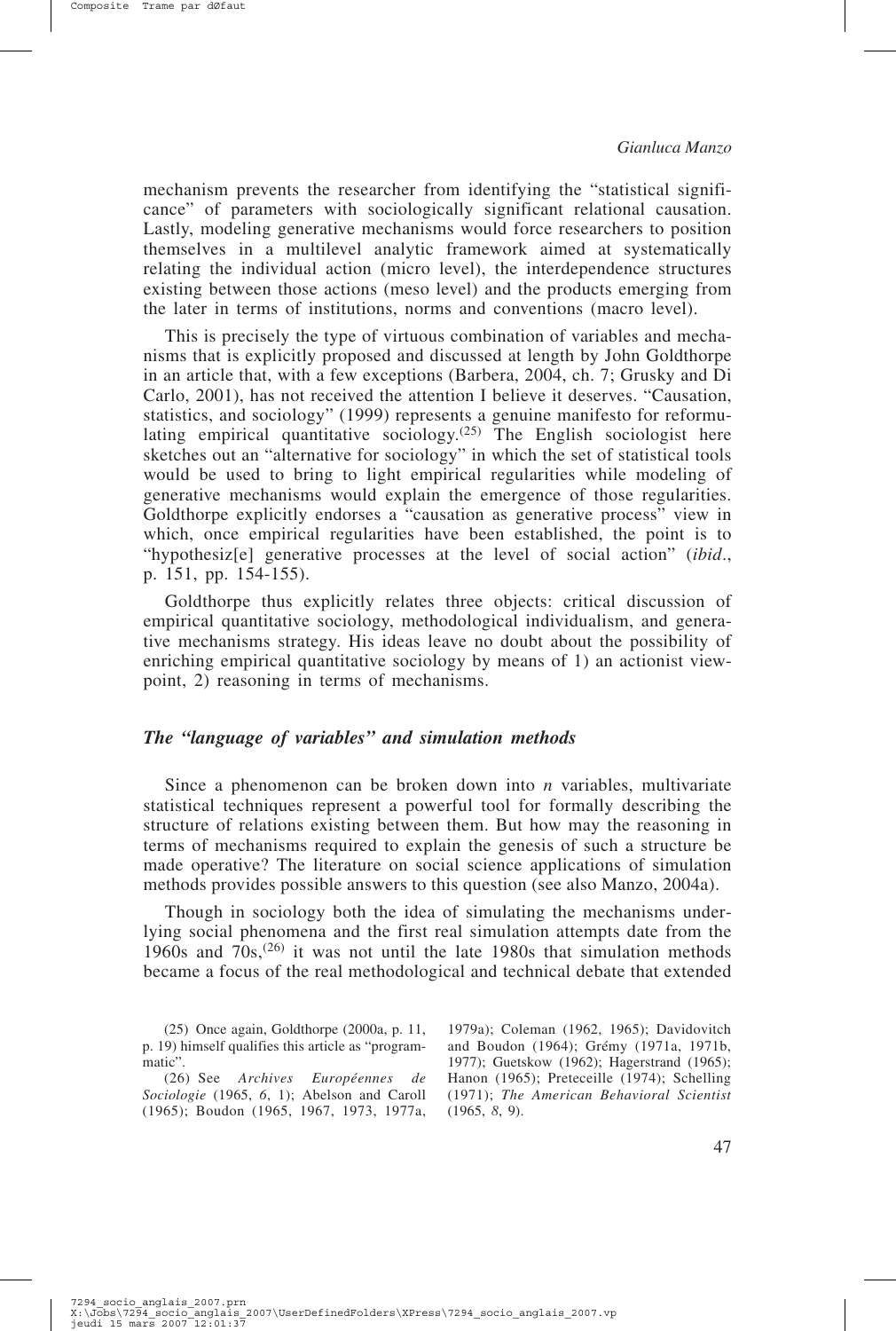mechanism prevents the researcher from identifying the "statistical significance" of parameters with sociologically significant relational causation. Lastly, modeling generative mechanisms would force researchers to position themselves in a multilevel analytic framework aimed at systematically relating the individual action (micro level), the interdependence structures existing between those actions (meso level) and the products emerging from the later in terms of institutions, norms and conventions (macro level).

This is precisely the type of virtuous combination of variables and mechanisms that is explicitly proposed and discussed at length by John Goldthorpe in an article that, with a few exceptions (Barbera, 2004, ch. 7; Grusky and Di Carlo, 2001), has not received the attention I believe it deserves. "Causation, statistics, and sociology" (1999) represents a genuine manifesto for reformulating empirical quantitative sociology.(25) The English sociologist here sketches out an "alternative for sociology" in which the set of statistical tools would be used to bring to light empirical regularities while modeling of generative mechanisms would explain the emergence of those regularities. Goldthorpe explicitly endorses a "causation as generative process" view in which, once empirical regularities have been established, the point is to "hypothesiz[e] generative processes at the level of social action" (*ibid*., p. 151, pp. 154-155).

Goldthorpe thus explicitly relates three objects: critical discussion of empirical quantitative sociology, methodological individualism, and generative mechanisms strategy. His ideas leave no doubt about the possibility of enriching empirical quantitative sociology by means of 1) an actionist viewpoint, 2) reasoning in terms of mechanisms.

### *The "language of variables" and simulation methods*

Since a phenomenon can be broken down into *n* variables, multivariate statistical techniques represent a powerful tool for formally describing the structure of relations existing between them. But how may the reasoning in terms of mechanisms required to explain the genesis of such a structure be made operative? The literature on social science applications of simulation methods provides possible answers to this question (see also Manzo, 2004a).

Though in sociology both the idea of simulating the mechanisms underlying social phenomena and the first real simulation attempts date from the 1960s and 70s,(26) it was not until the late 1980s that simulation methods became a focus of the real methodological and technical debate that extended

(25) Once again, Goldthorpe (2000a, p. 11, p. 19) himself qualifies this article as "programmatic".

(26) See *Archives Européennes de Sociologie* (1965, *6*, 1); Abelson and Caroll (1965); Boudon (1965, 1967, 1973, 1977a, 1979a); Coleman (1962, 1965); Davidovitch and Boudon (1964); Grémy (1971a, 1971b, 1977); Guetskow (1962); Hagerstrand (1965); Hanon (1965); Preteceille (1974); Schelling (1971); *The American Behavioral Scientist* (1965, *8*, 9).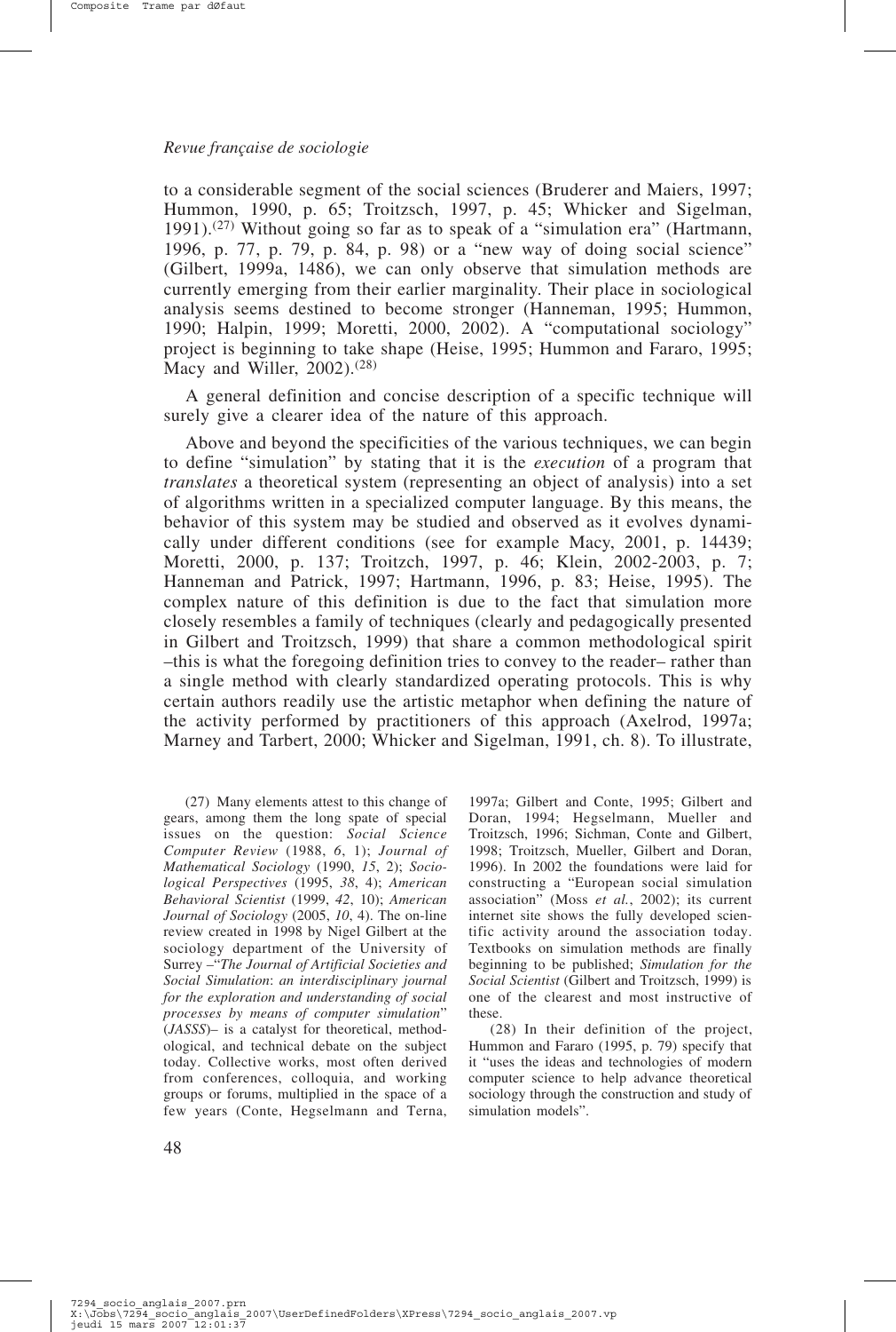to a considerable segment of the social sciences (Bruderer and Maiers, 1997; Hummon, 1990, p. 65; Troitzsch, 1997, p. 45; Whicker and Sigelman, 1991).[27] Without going so far as to speak of a "simulation era" (Hartmann, 1996, p. 77, p. 79, p. 84, p. 98) or a "new way of doing social science" (Gilbert, 1999a, 1486), we can only observe that simulation methods are currently emerging from their earlier marginality. Their place in sociological analysis seems destined to become stronger (Hanneman, 1995; Hummon, 1990; Halpin, 1999; Moretti, 2000, 2002). A "computational sociology" project is beginning to take shape (Heise, 1995; Hummon and Fararo, 1995; Macy and Willer, 2002).[28]

A general definition and concise description of a specific technique will surely give a clearer idea of the nature of this approach.

Above and beyond the specificities of the various techniques, we can begin to define "simulation" by stating that it is the *execution* of a program that *translates* a theoretical system (representing an object of analysis) into a set of algorithms written in a specialized computer language. By this means, the behavior of this system may be studied and observed as it evolves dynamically under different conditions (see for example Macy, 2001, p. 14439; Moretti, 2000, p. 137; Troitzch, 1997, p. 46; Klein, 2002-2003, p. 7; Hanneman and Patrick, 1997; Hartmann, 1996, p. 83; Heise, 1995). The complex nature of this definition is due to the fact that simulation more closely resembles a family of techniques (clearly and pedagogically presented in Gilbert and Troitzsch, 1999) that share a common methodological spirit –this is what the foregoing definition tries to convey to the reader– rather than a single method with clearly standardized operating protocols. This is why certain authors readily use the artistic metaphor when defining the nature of the activity performed by practitioners of this approach (Axelrod, 1997a; Marney and Tarbert, 2000; Whicker and Sigelman, 1991, ch. 8). To illustrate,

(27) Many elements attest to this change of gears, among them the long spate of special issues on the question: *Social Science Computer Review* (1988, *6*, 1); *Journal of Mathematical Sociology* (1990, *15*, 2); *Sociological Perspectives* (1995, *38*, 4); *American Behavioral Scientist* (1999, *42*, 10); *American Journal of Sociology* (2005, *10*, 4). The on-line review created in 1998 by Nigel Gilbert at the sociology department of the University of Surrey –"*The Journal of Artificial Societies and Social Simulation*: *an interdisciplinary journal for the exploration and understanding of social processes by means of computer simulation*" (*JASSS*)– is a catalyst for theoretical, methodological, and technical debate on the subject today. Collective works, most often derived from conferences, colloquia, and working groups or forums, multiplied in the space of a few years (Conte, Hegselmann and Terna, 1997a; Gilbert and Conte, 1995; Gilbert and Doran, 1994; Hegselmann, Mueller and Troitzsch, 1996; Sichman, Conte and Gilbert, 1998; Troitzsch, Mueller, Gilbert and Doran, 1996). In 2002 the foundations were laid for constructing a "European social simulation association" (Moss *et al.*, 2002); its current internet site shows the fully developed scientific activity around the association today. Textbooks on simulation methods are finally beginning to be published; *Simulation for the Social Scientist* (Gilbert and Troitzsch, 1999) is one of the clearest and most instructive of these.

(28) In their definition of the project, Hummon and Fararo (1995, p. 79) specify that it "uses the ideas and technologies of modern computer science to help advance theoretical sociology through the construction and study of simulation models".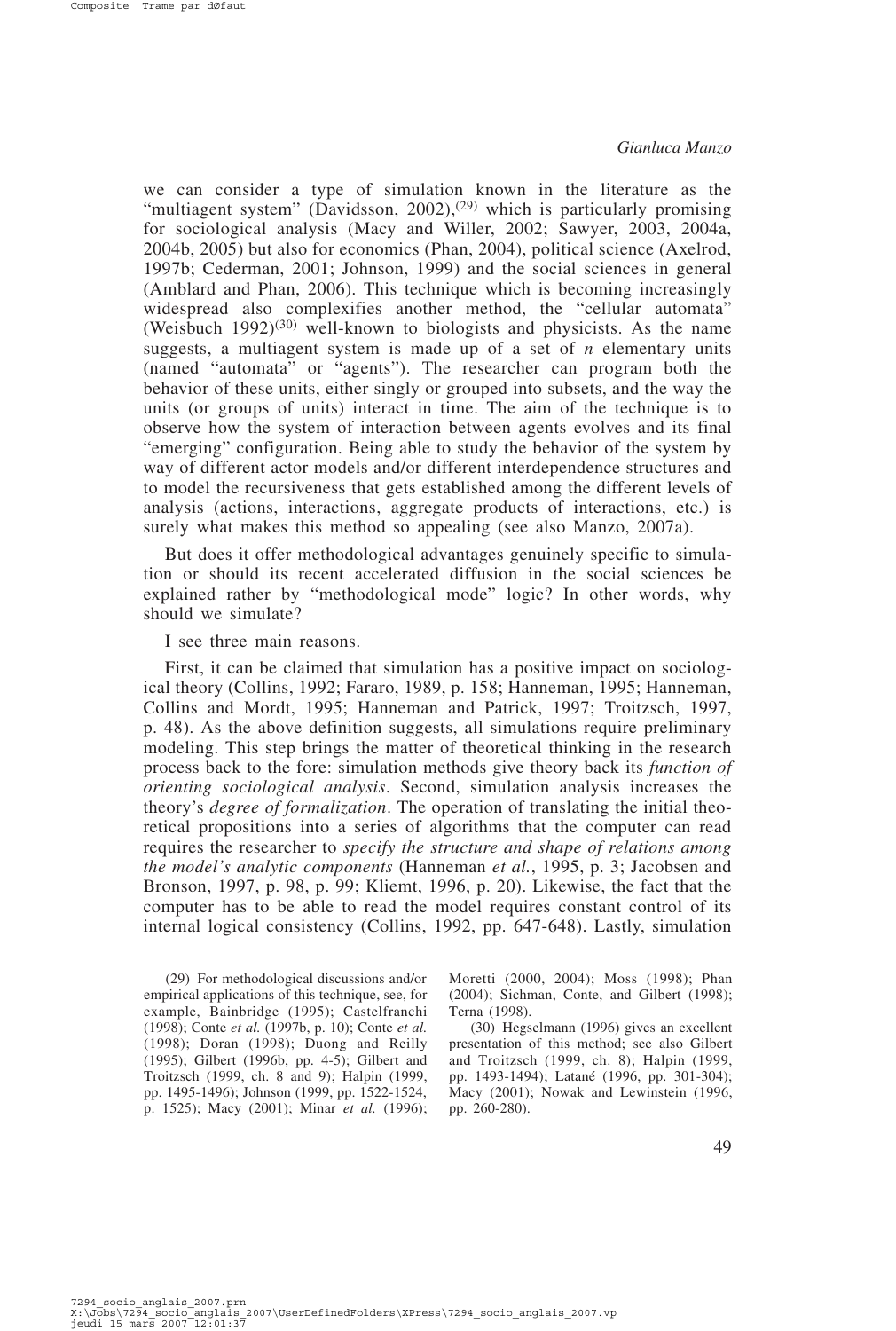we can consider a type of simulation known in the literature as the "multiagent system" (Davidsson, 2002),[29] which is particularly promising for sociological analysis (Macy and Willer, 2002; Sawyer, 2003, 2004a, 2004b, 2005) but also for economics (Phan, 2004), political science (Axelrod, 1997b; Cederman, 2001; Johnson, 1999) and the social sciences in general (Amblard and Phan, 2006). This technique which is becoming increasingly widespread also complexifies another method, the "cellular automata" (Weisbuch 1992)[30] well-known to biologists and physicists. As the name suggests, a multiagent system is made up of a set of *n* elementary units (named "automata" or "agents"). The researcher can program both the behavior of these units, either singly or grouped into subsets, and the way the units (or groups of units) interact in time. The aim of the technique is to observe how the system of interaction between agents evolves and its final "emerging" configuration. Being able to study the behavior of the system by way of different actor models and/or different interdependence structures and to model the recursiveness that gets established among the different levels of analysis (actions, interactions, aggregate products of interactions, etc.) is surely what makes this method so appealing (see also Manzo, 2007a).

But does it offer methodological advantages genuinely specific to simulation or should its recent accelerated diffusion in the social sciences be explained rather by "methodological mode" logic? In other words, why should we simulate?

I see three main reasons.

First, it can be claimed that simulation has a positive impact on sociological theory (Collins, 1992; Fararo, 1989, p. 158; Hanneman, 1995; Hanneman, Collins and Mordt, 1995; Hanneman and Patrick, 1997; Troitzsch, 1997, p. 48). As the above definition suggests, all simulations require preliminary modeling. This step brings the matter of theoretical thinking in the research process back to the fore: simulation methods give theory back its *function of orienting sociological analysis*. Second, simulation analysis increases the theory's *degree of formalization*. The operation of translating the initial theoretical propositions into a series of algorithms that the computer can read requires the researcher to *specify the structure and shape of relations among the model's analytic components* (Hanneman *et al.*, 1995, p. 3; Jacobsen and Bronson, 1997, p. 98, p. 99; Kliemt, 1996, p. 20). Likewise, the fact that the computer has to be able to read the model requires constant control of its internal logical consistency (Collins, 1992, pp. 647-648). Lastly, simulation

(29) For methodological discussions and/or empirical applications of this technique, see, for example, Bainbridge (1995); Castelfranchi (1998); Conte *et al.* (1997b, p. 10); Conte *et al.* (1998); Doran (1998); Duong and Reilly (1995); Gilbert (1996b, pp. 4-5); Gilbert and Troitzsch (1999, ch. 8 and 9); Halpin (1999, pp. 1495-1496); Johnson (1999, pp. 1522-1524, p. 1525); Macy (2001); Minar *et al.* (1996); Moretti (2000, 2004); Moss (1998); Phan (2004); Sichman, Conte, and Gilbert (1998); Terna (1998).

(30) Hegselmann (1996) gives an excellent presentation of this method; see also Gilbert and Troitzsch (1999, ch. 8); Halpin (1999, pp. 1493-1494); Latané (1996, pp. 301-304); Macy (2001); Nowak and Lewinstein (1996, pp. 260-280).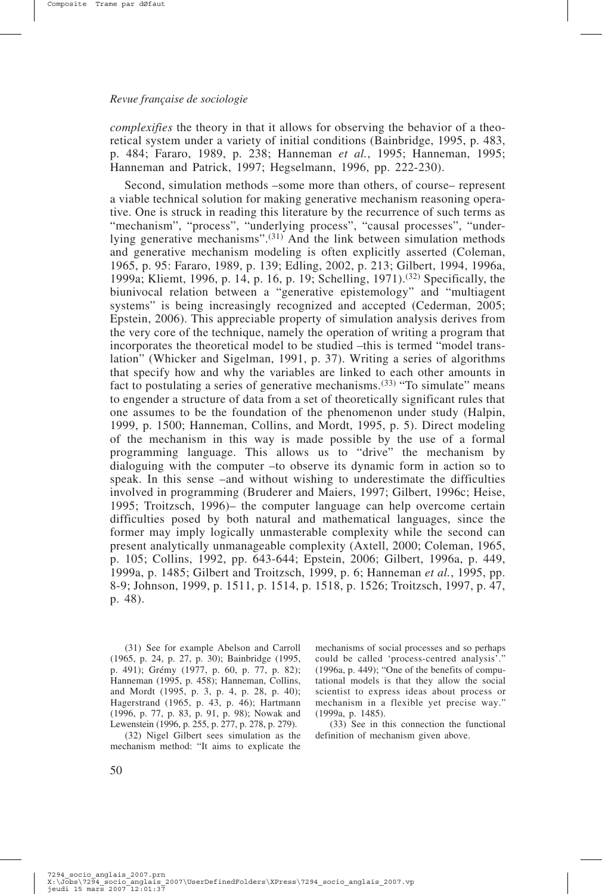*complexifies* the theory in that it allows for observing the behavior of a theoretical system under a variety of initial conditions (Bainbridge, 1995, p. 483, p. 484; Fararo, 1989, p. 238; Hanneman *et al.*, 1995; Hanneman, 1995; Hanneman and Patrick, 1997; Hegselmann, 1996, pp. 222-230).

Second, simulation methods –some more than others, of course– represent a viable technical solution for making generative mechanism reasoning operative. One is struck in reading this literature by the recurrence of such terms as "mechanism", "process", "underlying process", "causal processes", "underlying generative mechanisms".[31] And the link between simulation methods and generative mechanism modeling is often explicitly asserted (Coleman, 1965, p. 95: Fararo, 1989, p. 139; Edling, 2002, p. 213; Gilbert, 1994, 1996a, 1999a; Kliemt, 1996, p. 14, p. 16, p. 19; Schelling, 1971).[32] Specifically, the biunivocal relation between a "generative epistemology" and "multiagent systems" is being increasingly recognized and accepted (Cederman, 2005; Epstein, 2006). This appreciable property of simulation analysis derives from the very core of the technique, namely the operation of writing a program that incorporates the theoretical model to be studied –this is termed "model translation" (Whicker and Sigelman, 1991, p. 37). Writing a series of algorithms that specify how and why the variables are linked to each other amounts in fact to postulating a series of generative mechanisms.[33] "To simulate" means to engender a structure of data from a set of theoretically significant rules that one assumes to be the foundation of the phenomenon under study (Halpin, 1999, p. 1500; Hanneman, Collins, and Mordt, 1995, p. 5). Direct modeling of the mechanism in this way is made possible by the use of a formal programming language. This allows us to "drive" the mechanism by dialoguing with the computer –to observe its dynamic form in action so to speak. In this sense –and without wishing to underestimate the difficulties involved in programming (Bruderer and Maiers, 1997; Gilbert, 1996c; Heise, 1995; Troitzsch, 1996)– the computer language can help overcome certain difficulties posed by both natural and mathematical languages, since the former may imply logically unmasterable complexity while the second can present analytically unmanageable complexity (Axtell, 2000; Coleman, 1965, p. 105; Collins, 1992, pp. 643-644; Epstein, 2006; Gilbert, 1996a, p. 449, 1999a, p. 1485; Gilbert and Troitzsch, 1999, p. 6; Hanneman *et al.*, 1995, pp. 8-9; Johnson, 1999, p. 1511, p. 1514, p. 1518, p. 1526; Troitzsch, 1997, p. 47, p. 48).

(31) See for example Abelson and Carroll (1965, p. 24, p. 27, p. 30); Bainbridge (1995, p. 491); Grémy (1977, p. 60, p. 77, p. 82); Hanneman (1995, p. 458); Hanneman, Collins, and Mordt (1995, p. 3, p. 4, p. 28, p. 40); Hagerstrand (1965, p. 43, p. 46); Hartmann (1996, p. 77, p. 83, p. 91, p. 98); Nowak and Lewenstein (1996, p. 255, p. 277, p. 278, p. 279).

(32) Nigel Gilbert sees simulation as the mechanism method: "It aims to explicate the mechanisms of social processes and so perhaps could be called 'process-centred analysis'." (1996a, p. 449); "One of the benefits of computational models is that they allow the social scientist to express ideas about process or mechanism in a flexible yet precise way." (1999a, p. 1485).

(33) See in this connection the functional definition of mechanism given above.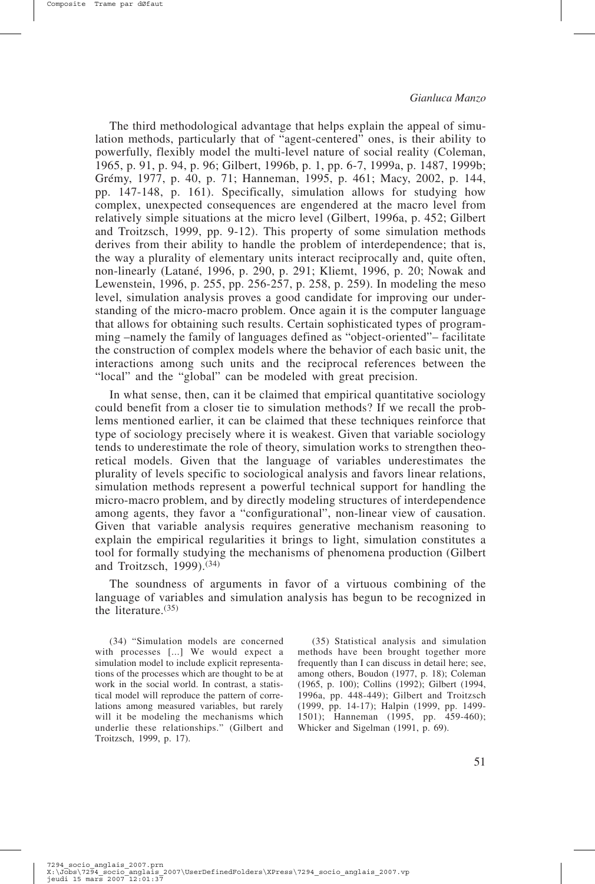The third methodological advantage that helps explain the appeal of simulation methods, particularly that of "agent-centered" ones, is their ability to powerfully, flexibly model the multi-level nature of social reality (Coleman, 1965, p. 91, p. 94, p. 96; Gilbert, 1996b, p. 1, pp. 6-7, 1999a, p. 1487, 1999b; Grémy, 1977, p. 40, p. 71; Hanneman, 1995, p. 461; Macy, 2002, p. 144, pp. 147-148, p. 161). Specifically, simulation allows for studying how complex, unexpected consequences are engendered at the macro level from relatively simple situations at the micro level (Gilbert, 1996a, p. 452; Gilbert and Troitzsch, 1999, pp. 9-12). This property of some simulation methods derives from their ability to handle the problem of interdependence; that is, the way a plurality of elementary units interact reciprocally and, quite often, non-linearly (Latané, 1996, p. 290, p. 291; Kliemt, 1996, p. 20; Nowak and Lewenstein, 1996, p. 255, pp. 256-257, p. 258, p. 259). In modeling the meso level, simulation analysis proves a good candidate for improving our understanding of the micro-macro problem. Once again it is the computer language that allows for obtaining such results. Certain sophisticated types of programming –namely the family of languages defined as "object-oriented"– facilitate the construction of complex models where the behavior of each basic unit, the interactions among such units and the reciprocal references between the "local" and the "global" can be modeled with great precision.

In what sense, then, can it be claimed that empirical quantitative sociology could benefit from a closer tie to simulation methods? If we recall the problems mentioned earlier, it can be claimed that these techniques reinforce that type of sociology precisely where it is weakest. Given that variable sociology tends to underestimate the role of theory, simulation works to strengthen theoretical models. Given that the language of variables underestimates the plurality of levels specific to sociological analysis and favors linear relations, simulation methods represent a powerful technical support for handling the micro-macro problem, and by directly modeling structures of interdependence among agents, they favor a "configurational", non-linear view of causation. Given that variable analysis requires generative mechanism reasoning to explain the empirical regularities it brings to light, simulation constitutes a tool for formally studying the mechanisms of phenomena production (Gilbert and Troitzsch, 1999).[34]

The soundness of arguments in favor of a virtuous combining of the language of variables and simulation analysis has begun to be recognized in the literature.[35]

(34) "Simulation models are concerned with processes [...] We would expect a simulation model to include explicit representations of the processes which are thought to be at work in the social world. In contrast, a statistical model will reproduce the pattern of correlations among measured variables, but rarely will it be modeling the mechanisms which underlie these relationships." (Gilbert and Troitzsch, 1999, p. 17).

(35) Statistical analysis and simulation methods have been brought together more frequently than I can discuss in detail here; see, among others, Boudon (1977, p. 18); Coleman (1965, p. 100); Collins (1992); Gilbert (1994, 1996a, pp. 448-449); Gilbert and Troitzsch (1999, pp. 14-17); Halpin (1999, pp. 1499-1501); Hanneman (1995, pp. 459-460); Whicker and Sigelman (1991, p. 69).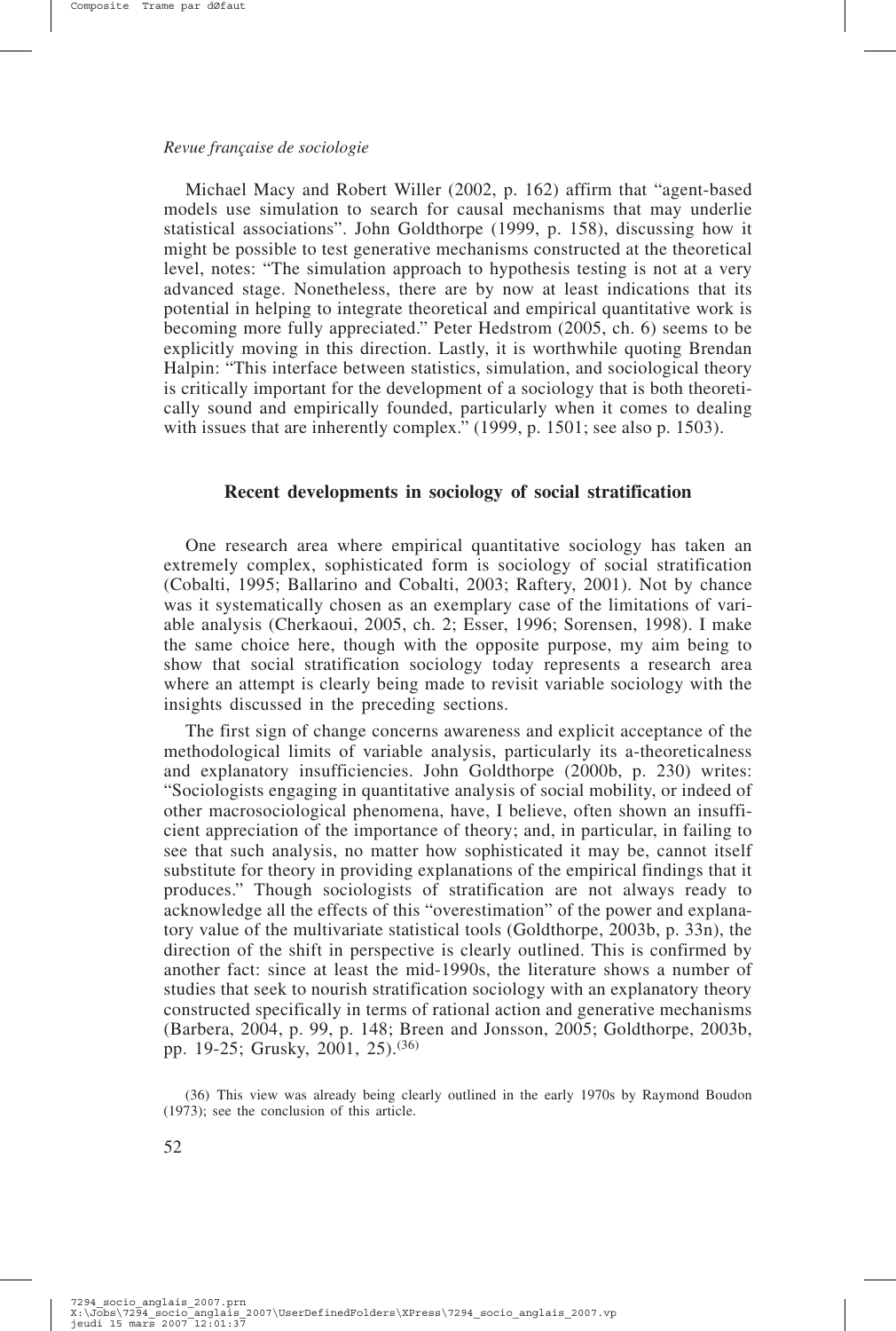Michael Macy and Robert Willer (2002, p. 162) affirm that "agent-based models use simulation to search for causal mechanisms that may underlie statistical associations". John Goldthorpe (1999, p. 158), discussing how it might be possible to test generative mechanisms constructed at the theoretical level, notes: "The simulation approach to hypothesis testing is not at a very advanced stage. Nonetheless, there are by now at least indications that its potential in helping to integrate theoretical and empirical quantitative work is becoming more fully appreciated." Peter Hedstrom (2005, ch. 6) seems to be explicitly moving in this direction. Lastly, it is worthwhile quoting Brendan Halpin: "This interface between statistics, simulation, and sociological theory is critically important for the development of a sociology that is both theoretically sound and empirically founded, particularly when it comes to dealing with issues that are inherently complex." (1999, p. 1501; see also p. 1503).

## Recent developments in sociology of social stratification

One research area where empirical quantitative sociology has taken an extremely complex, sophisticated form is sociology of social stratification (Cobalti, 1995; Ballarino and Cobalti, 2003; Raftery, 2001). Not by chance was it systematically chosen as an exemplary case of the limitations of variable analysis (Cherkaoui, 2005, ch. 2; Esser, 1996; Sorensen, 1998). I make the same choice here, though with the opposite purpose, my aim being to show that social stratification sociology today represents a research area where an attempt is clearly being made to revisit variable sociology with the insights discussed in the preceding sections.

The first sign of change concerns awareness and explicit acceptance of the methodological limits of variable analysis, particularly its a-theoreticalness and explanatory insufficiencies. John Goldthorpe (2000b, p. 230) writes: "Sociologists engaging in quantitative analysis of social mobility, or indeed of other macrosociological phenomena, have, I believe, often shown an insufficient appreciation of the importance of theory; and, in particular, in failing to see that such analysis, no matter how sophisticated it may be, cannot itself substitute for theory in providing explanations of the empirical findings that it produces." Though sociologists of stratification are not always ready to acknowledge all the effects of this "overestimation" of the power and explanatory value of the multivariate statistical tools (Goldthorpe, 2003b, p. 33n), the direction of the shift in perspective is clearly outlined. This is confirmed by another fact: since at least the mid-1990s, the literature shows a number of studies that seek to nourish stratification sociology with an explanatory theory constructed specifically in terms of rational action and generative mechanisms (Barbera, 2004, p. 99, p. 148; Breen and Jonsson, 2005; Goldthorpe, 2003b, pp. 19-25; Grusky, 2001, 25).[36]

(36) This view was already being clearly outlined in the early 1970s by Raymond Boudon (1973); see the conclusion of this article.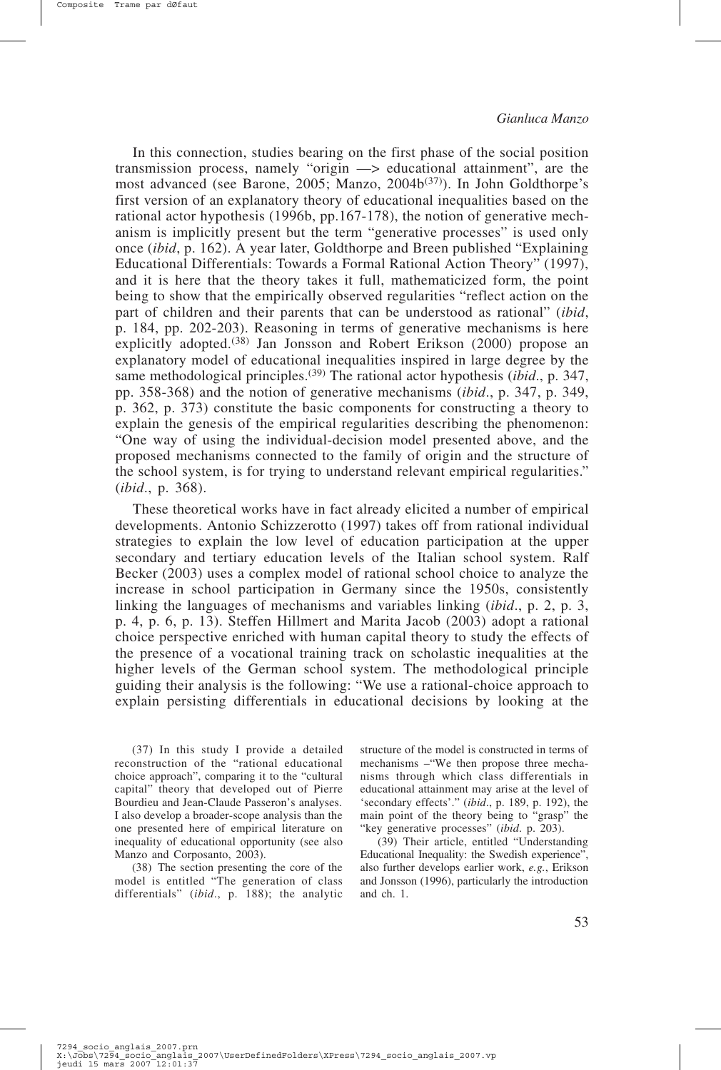In this connection, studies bearing on the first phase of the social position transmission process, namely "origin —> educational attainment", are the most advanced (see Barone, 2005; Manzo, 2004b[37]). In John Goldthorpe's first version of an explanatory theory of educational inequalities based on the rational actor hypothesis (1996b, pp.167-178), the notion of generative mechanism is implicitly present but the term "generative processes" is used only once (*ibid*, p. 162). A year later, Goldthorpe and Breen published "Explaining Educational Differentials: Towards a Formal Rational Action Theory" (1997), and it is here that the theory takes it full, mathematicized form, the point being to show that the empirically observed regularities "reflect action on the part of children and their parents that can be understood as rational" (*ibid*, p. 184, pp. 202-203). Reasoning in terms of generative mechanisms is here explicitly adopted.[38] Jan Jonsson and Robert Erikson (2000) propose an explanatory model of educational inequalities inspired in large degree by the same methodological principles.[39] The rational actor hypothesis (*ibid*., p. 347, pp. 358-368) and the notion of generative mechanisms (*ibid*., p. 347, p. 349, p. 362, p. 373) constitute the basic components for constructing a theory to explain the genesis of the empirical regularities describing the phenomenon: "One way of using the individual-decision model presented above, and the proposed mechanisms connected to the family of origin and the structure of the school system, is for trying to understand relevant empirical regularities." (*ibid*., p. 368).

These theoretical works have in fact already elicited a number of empirical developments. Antonio Schizzerotto (1997) takes off from rational individual strategies to explain the low level of education participation at the upper secondary and tertiary education levels of the Italian school system. Ralf Becker (2003) uses a complex model of rational school choice to analyze the increase in school participation in Germany since the 1950s, consistently linking the languages of mechanisms and variables linking (*ibid*., p. 2, p. 3, p. 4, p. 6, p. 13). Steffen Hillmert and Marita Jacob (2003) adopt a rational choice perspective enriched with human capital theory to study the effects of the presence of a vocational training track on scholastic inequalities at the higher levels of the German school system. The methodological principle guiding their analysis is the following: "We use a rational-choice approach to explain persisting differentials in educational decisions by looking at the

(37) In this study I provide a detailed reconstruction of the "rational educational choice approach", comparing it to the "cultural capital" theory that developed out of Pierre Bourdieu and Jean-Claude Passeron's analyses. I also develop a broader-scope analysis than the one presented here of empirical literature on inequality of educational opportunity (see also Manzo and Corposanto, 2003).

(38) The section presenting the core of the model is entitled "The generation of class differentials" (*ibid*., p. 188); the analytic structure of the model is constructed in terms of mechanisms –"We then propose three mechanisms through which class differentials in educational attainment may arise at the level of 'secondary effects'." (*ibid*., p. 189, p. 192), the main point of the theory being to "grasp" the "key generative processes" (*ibid*. p. 203).

(39) Their article, entitled "Understanding Educational Inequality: the Swedish experience", also further develops earlier work, *e.g.*, Erikson and Jonsson (1996), particularly the introduction and ch. 1.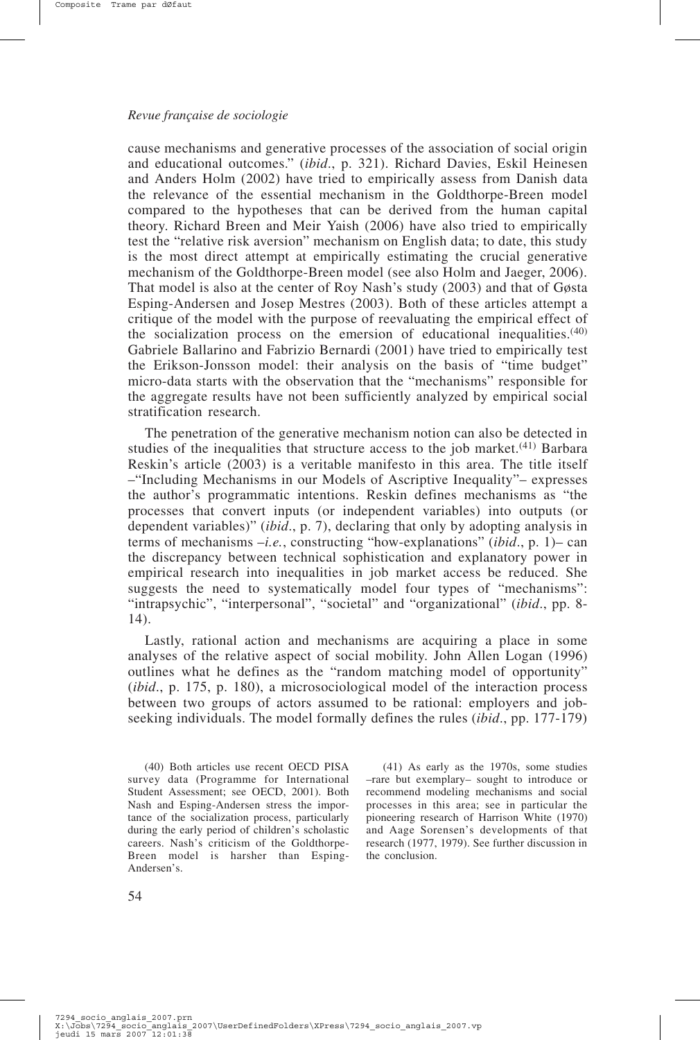cause mechanisms and generative processes of the association of social origin and educational outcomes." (*ibid*., p. 321). Richard Davies, Eskil Heinesen and Anders Holm (2002) have tried to empirically assess from Danish data the relevance of the essential mechanism in the Goldthorpe-Breen model compared to the hypotheses that can be derived from the human capital theory. Richard Breen and Meir Yaish (2006) have also tried to empirically test the "relative risk aversion" mechanism on English data; to date, this study is the most direct attempt at empirically estimating the crucial generative mechanism of the Goldthorpe-Breen model (see also Holm and Jaeger, 2006). That model is also at the center of Roy Nash's study (2003) and that of Gøsta Esping-Andersen and Josep Mestres (2003). Both of these articles attempt a critique of the model with the purpose of reevaluating the empirical effect of the socialization process on the emersion of educational inequalities.[40] Gabriele Ballarino and Fabrizio Bernardi (2001) have tried to empirically test the Erikson-Jonsson model: their analysis on the basis of "time budget" micro-data starts with the observation that the "mechanisms" responsible for the aggregate results have not been sufficiently analyzed by empirical social stratification research.

The penetration of the generative mechanism notion can also be detected in studies of the inequalities that structure access to the job market.[41] Barbara Reskin's article (2003) is a veritable manifesto in this area. The title itself –"Including Mechanisms in our Models of Ascriptive Inequality"– expresses the author's programmatic intentions. Reskin defines mechanisms as "the processes that convert inputs (or independent variables) into outputs (or dependent variables)" (*ibid*., p. 7), declaring that only by adopting analysis in terms of mechanisms –*i.e.*, constructing "how-explanations" (*ibid*., p. 1)– can the discrepancy between technical sophistication and explanatory power in empirical research into inequalities in job market access be reduced. She suggests the need to systematically model four types of "mechanisms": "intrapsychic", "interpersonal", "societal" and "organizational" (*ibid*., pp. 8-14).

Lastly, rational action and mechanisms are acquiring a place in some analyses of the relative aspect of social mobility. John Allen Logan (1996) outlines what he defines as the "random matching model of opportunity" (*ibid*., p. 175, p. 180), a microsociological model of the interaction process between two groups of actors assumed to be rational: employers and job-seeking individuals. The model formally defines the rules (*ibid*., pp. 177-179)

(40) Both articles use recent OECD PISA survey data (Programme for International Student Assessment; see OECD, 2001). Both Nash and Esping-Andersen stress the importance of the socialization process, particularly during the early period of children's scholastic careers. Nash's criticism of the Goldthorpe-Breen model is harsher than Esping-Andersen's.

(41) As early as the 1970s, some studies –rare but exemplary– sought to introduce or recommend modeling mechanisms and social processes in this area; see in particular the pioneering research of Harrison White (1970) and Aage Sorensen's developments of that research (1977, 1979). See further discussion in the conclusion.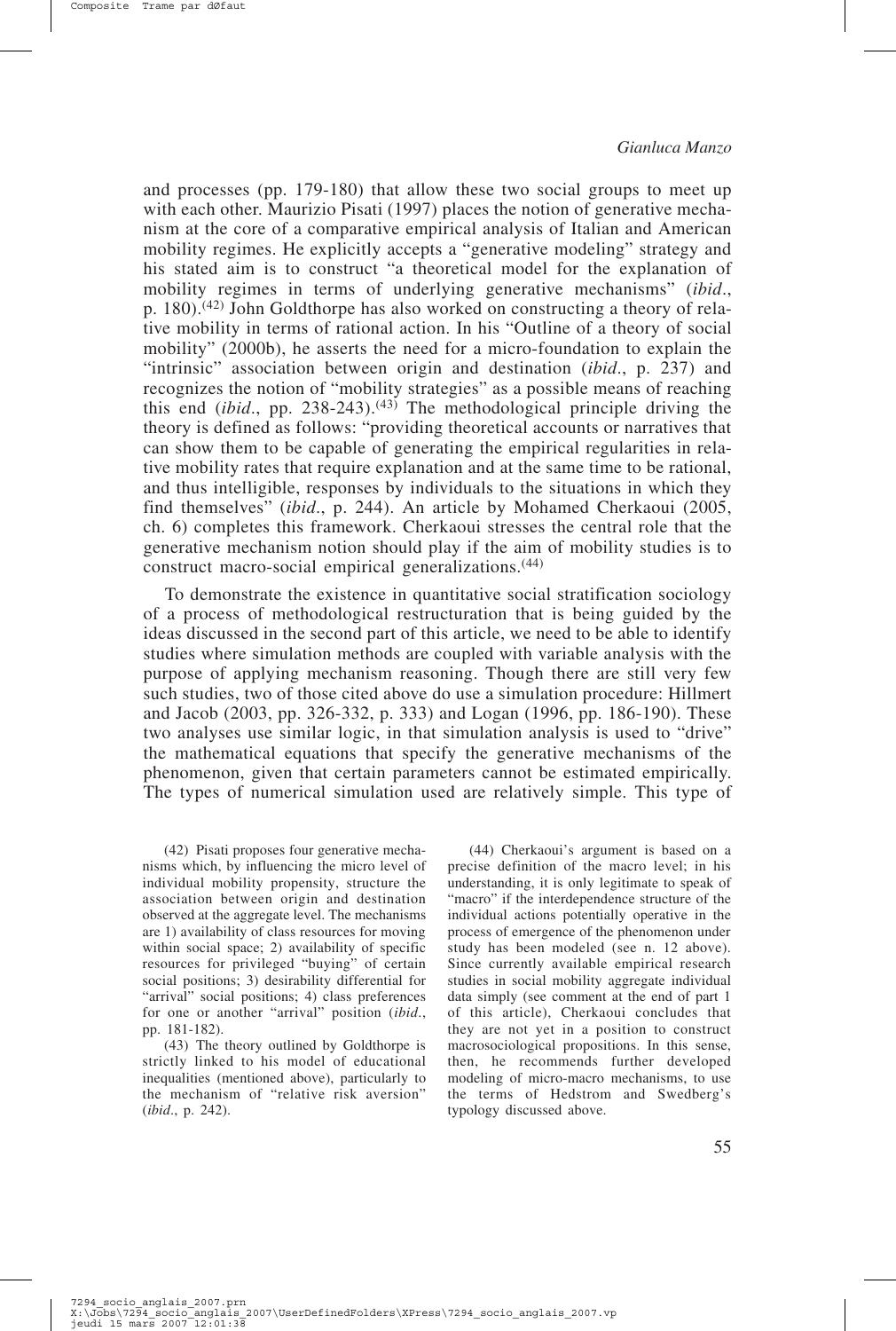and processes (pp. 179-180) that allow these two social groups to meet up with each other. Maurizio Pisati (1997) places the notion of generative mechanism at the core of a comparative empirical analysis of Italian and American mobility regimes. He explicitly accepts a "generative modeling" strategy and his stated aim is to construct "a theoretical model for the explanation of mobility regimes in terms of underlying generative mechanisms" (*ibid*., p. 180).[42] John Goldthorpe has also worked on constructing a theory of relative mobility in terms of rational action. In his "Outline of a theory of social mobility" (2000b), he asserts the need for a micro-foundation to explain the "intrinsic" association between origin and destination (*ibid*., p. 237) and recognizes the notion of "mobility strategies" as a possible means of reaching this end (*ibid*., pp. 238-243).[43] The methodological principle driving the theory is defined as follows: "providing theoretical accounts or narratives that can show them to be capable of generating the empirical regularities in relative mobility rates that require explanation and at the same time to be rational, and thus intelligible, responses by individuals to the situations in which they find themselves" (*ibid*., p. 244). An article by Mohamed Cherkaoui (2005, ch. 6) completes this framework. Cherkaoui stresses the central role that the generative mechanism notion should play if the aim of mobility studies is to construct macro-social empirical generalizations.[44]

To demonstrate the existence in quantitative social stratification sociology of a process of methodological restructuration that is being guided by the ideas discussed in the second part of this article, we need to be able to identify studies where simulation methods are coupled with variable analysis with the purpose of applying mechanism reasoning. Though there are still very few such studies, two of those cited above do use a simulation procedure: Hillmert and Jacob (2003, pp. 326-332, p. 333) and Logan (1996, pp. 186-190). These two analyses use similar logic, in that simulation analysis is used to "drive" the mathematical equations that specify the generative mechanisms of the phenomenon, given that certain parameters cannot be estimated empirically. The types of numerical simulation used are relatively simple. This type of

(42) Pisati proposes four generative mechanisms which, by influencing the micro level of individual mobility propensity, structure the association between origin and destination observed at the aggregate level. The mechanisms are 1) availability of class resources for moving within social space; 2) availability of specific resources for privileged "buying" of certain social positions; 3) desirability differential for "arrival" social positions; 4) class preferences for one or another "arrival" position (*ibid*., pp. 181-182).

(43) The theory outlined by Goldthorpe is strictly linked to his model of educational inequalities (mentioned above), particularly to the mechanism of "relative risk aversion" (*ibid*., p. 242).

(44) Cherkaoui's argument is based on a precise definition of the macro level; in his understanding, it is only legitimate to speak of "macro" if the interdependence structure of the individual actions potentially operative in the process of emergence of the phenomenon under study has been modeled (see n. 12 above). Since currently available empirical research studies in social mobility aggregate individual data simply (see comment at the end of part 1 of this article), Cherkaoui concludes that they are not yet in a position to construct macrosociological propositions. In this sense, then, he recommends further developed modeling of micro-macro mechanisms, to use the terms of Hedstrom and Swedberg's typology discussed above.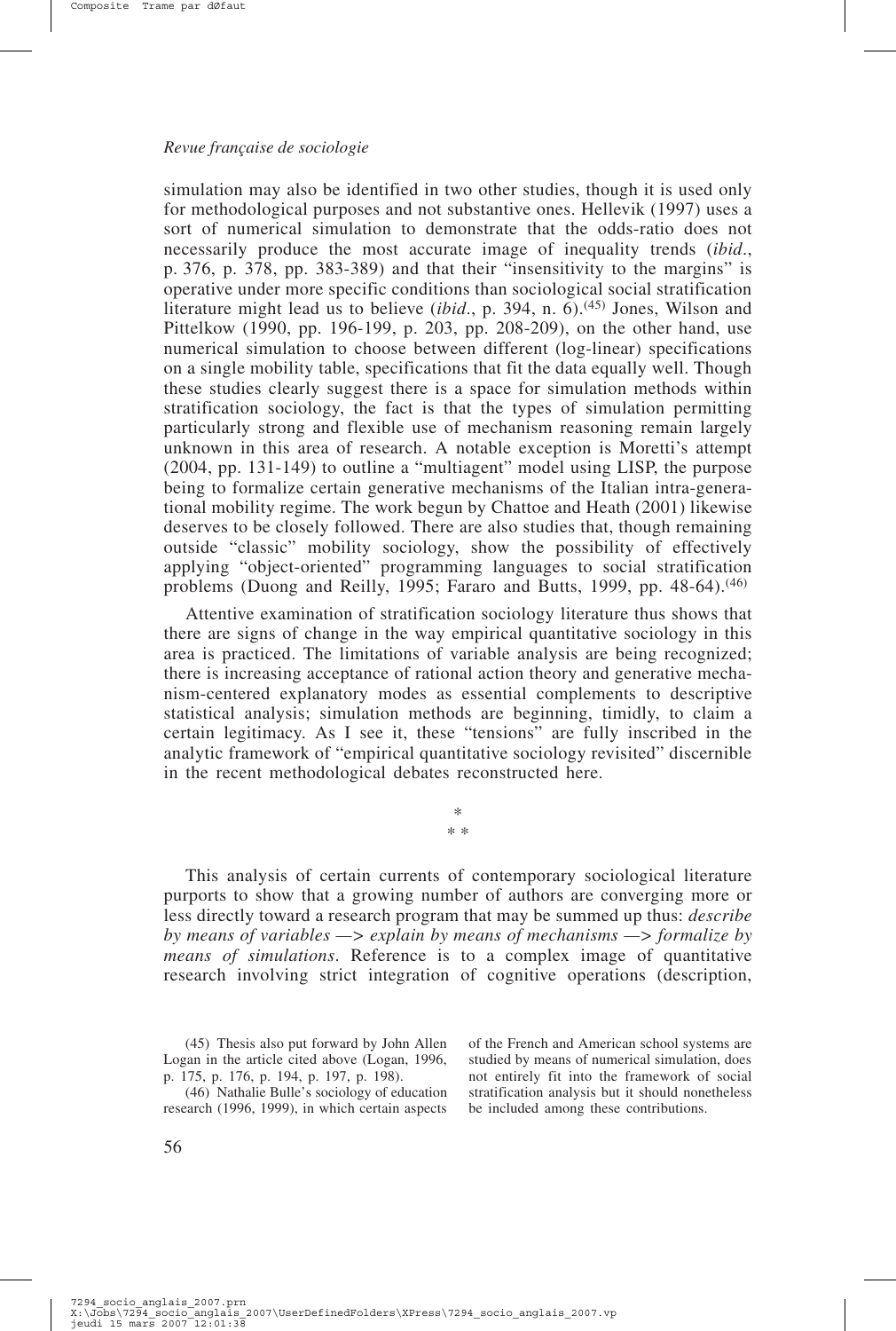simulation may also be identified in two other studies, though it is used only for methodological purposes and not substantive ones. Hellevik (1997) uses a sort of numerical simulation to demonstrate that the odds-ratio does not necessarily produce the most accurate image of inequality trends (*ibid*., p. 376, p. 378, pp. 383-389) and that their "insensitivity to the margins" is operative under more specific conditions than sociological social stratification literature might lead us to believe (*ibid*., p. 394, n. 6).[45] Jones, Wilson and Pittelkow (1990, pp. 196-199, p. 203, pp. 208-209), on the other hand, use numerical simulation to choose between different (log-linear) specifications on a single mobility table, specifications that fit the data equally well. Though these studies clearly suggest there is a space for simulation methods within stratification sociology, the fact is that the types of simulation permitting particularly strong and flexible use of mechanism reasoning remain largely unknown in this area of research. A notable exception is Moretti's attempt (2004, pp. 131-149) to outline a "multiagent" model using LISP, the purpose being to formalize certain generative mechanisms of the Italian intra-generational mobility regime. The work begun by Chattoe and Heath (2001) likewise deserves to be closely followed. There are also studies that, though remaining outside "classic" mobility sociology, show the possibility of effectively applying "object-oriented" programming languages to social stratification problems (Duong and Reilly, 1995; Fararo and Butts, 1999, pp. 48-64).[46]

Attentive examination of stratification sociology literature thus shows that there are signs of change in the way empirical quantitative sociology in this area is practiced. The limitations of variable analysis are being recognized; there is increasing acceptance of rational action theory and generative mechanism-centered explanatory modes as essential complements to descriptive statistical analysis; simulation methods are beginning, timidly, to claim a certain legitimacy. As I see it, these "tensions" are fully inscribed in the analytic framework of "empirical quantitative sociology revisited" discernible in the recent methodological debates reconstructed here.

\*
\* \*

This analysis of certain currents of contemporary sociological literature purports to show that a growing number of authors are converging more or less directly toward a research program that may be summed up thus: *describe by means of variables —> explain by means of mechanisms —> formalize by means of simulations*. Reference is to a complex image of quantitative research involving strict integration of cognitive operations (description,

(45) Thesis also put forward by John Allen Logan in the article cited above (Logan, 1996, p. 175, p. 176, p. 194, p. 197, p. 198).

(46) Nathalie Bulle's sociology of education research (1996, 1999), in which certain aspects of the French and American school systems are studied by means of numerical simulation, does not entirely fit into the framework of social stratification analysis but it should nonetheless be included among these contributions.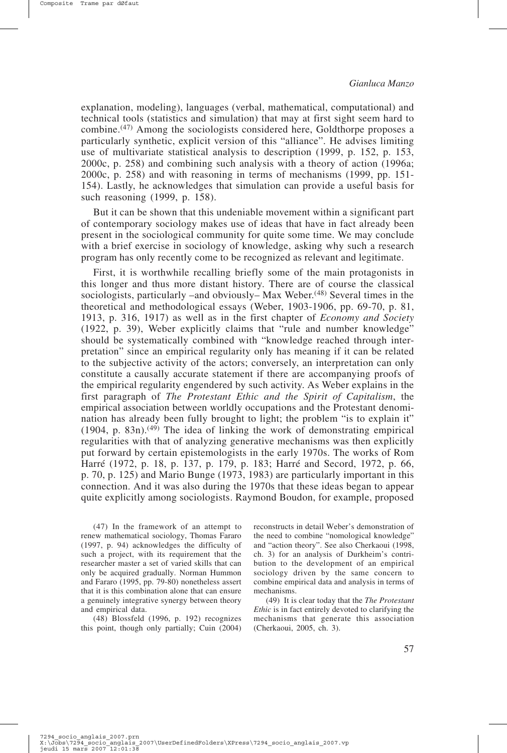explanation, modeling), languages (verbal, mathematical, computational) and technical tools (statistics and simulation) that may at first sight seem hard to combine.[(47)] Among the sociologists considered here, Goldthorpe proposes a particularly synthetic, explicit version of this "alliance". He advises limiting use of multivariate statistical analysis to description (1999, p. 152, p. 153, 2000c, p. 258) and combining such analysis with a theory of action (1996a; 2000c, p. 258) and with reasoning in terms of mechanisms (1999, pp. 151-154). Lastly, he acknowledges that simulation can provide a useful basis for such reasoning (1999, p. 158).

But it can be shown that this undeniable movement within a significant part of contemporary sociology makes use of ideas that have in fact already been present in the sociological community for quite some time. We may conclude with a brief exercise in sociology of knowledge, asking why such a research program has only recently come to be recognized as relevant and legitimate.

First, it is worthwhile recalling briefly some of the main protagonists in this longer and thus more distant history. There are of course the classical sociologists, particularly –and obviously– Max Weber.[(48)] Several times in the theoretical and methodological essays (Weber, 1903-1906, pp. 69-70, p. 81, 1913, p. 316, 1917) as well as in the first chapter of *Economy and Society* (1922, p. 39), Weber explicitly claims that "rule and number knowledge" should be systematically combined with "knowledge reached through interpretation" since an empirical regularity only has meaning if it can be related to the subjective activity of the actors; conversely, an interpretation can only constitute a causally accurate statement if there are accompanying proofs of the empirical regularity engendered by such activity. As Weber explains in the first paragraph of *The Protestant Ethic and the Spirit of Capitalism*, the empirical association between worldly occupations and the Protestant denomination has already been fully brought to light; the problem "is to explain it" (1904, p. 83n).[(49)] The idea of linking the work of demonstrating empirical regularities with that of analyzing generative mechanisms was then explicitly put forward by certain epistemologists in the early 1970s. The works of Rom Harré (1972, p. 18, p. 137, p. 179, p. 183; Harré and Secord, 1972, p. 66, p. 70, p. 125) and Mario Bunge (1973, 1983) are particularly important in this connection. And it was also during the 1970s that these ideas began to appear quite explicitly among sociologists. Raymond Boudon, for example, proposed

(47) In the framework of an attempt to renew mathematical sociology, Thomas Fararo (1997, p. 94) acknowledges the difficulty of such a project, with its requirement that the researcher master a set of varied skills that can only be acquired gradually. Norman Hummon and Fararo (1995, pp. 79-80) nonetheless assert that it is this combination alone that can ensure a genuinely integrative synergy between theory and empirical data.

(48) Blossfeld (1996, p. 192) recognizes this point, though only partially; Cuin (2004) reconstructs in detail Weber's demonstration of the need to combine "nomological knowledge" and "action theory". See also Cherkaoui (1998, ch. 3) for an analysis of Durkheim's contribution to the development of an empirical sociology driven by the same concern to combine empirical data and analysis in terms of mechanisms.

(49) It is clear today that the *The Protestant Ethic* is in fact entirely devoted to clarifying the mechanisms that generate this association (Cherkaoui, 2005, ch. 3).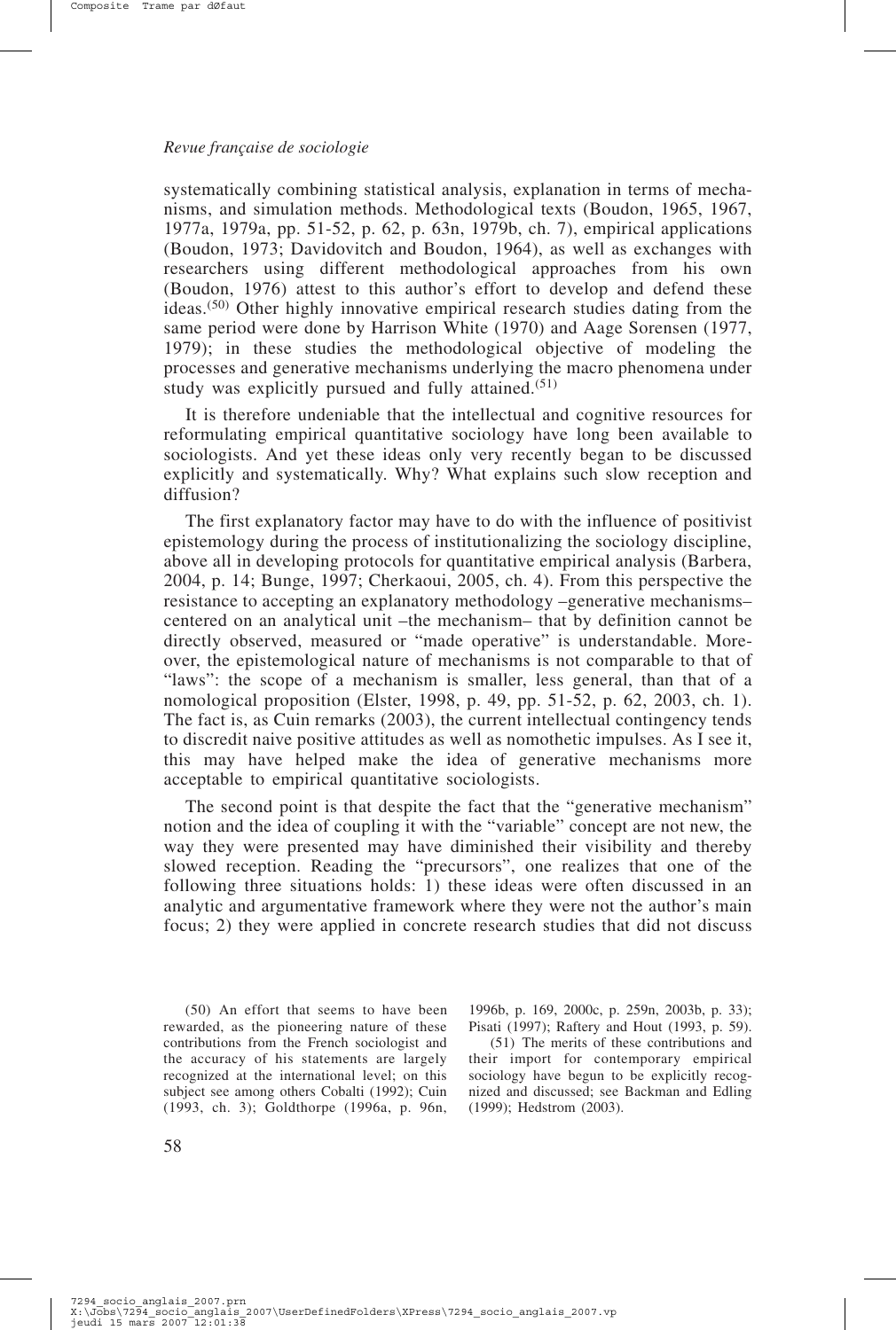systematically combining statistical analysis, explanation in terms of mechanisms, and simulation methods. Methodological texts (Boudon, 1965, 1967, 1977a, 1979a, pp. 51-52, p. 62, p. 63n, 1979b, ch. 7), empirical applications (Boudon, 1973; Davidovitch and Boudon, 1964), as well as exchanges with researchers using different methodological approaches from his own (Boudon, 1976) attest to this author's effort to develop and defend these ideas.[(50)] Other highly innovative empirical research studies dating from the same period were done by Harrison White (1970) and Aage Sorensen (1977, 1979); in these studies the methodological objective of modeling the processes and generative mechanisms underlying the macro phenomena under study was explicitly pursued and fully attained.[(51)]

It is therefore undeniable that the intellectual and cognitive resources for reformulating empirical quantitative sociology have long been available to sociologists. And yet these ideas only very recently began to be discussed explicitly and systematically. Why? What explains such slow reception and diffusion?

The first explanatory factor may have to do with the influence of positivist epistemology during the process of institutionalizing the sociology discipline, above all in developing protocols for quantitative empirical analysis (Barbera, 2004, p. 14; Bunge, 1997; Cherkaoui, 2005, ch. 4). From this perspective the resistance to accepting an explanatory methodology –generative mechanisms– centered on an analytical unit –the mechanism– that by definition cannot be directly observed, measured or "made operative" is understandable. Moreover, the epistemological nature of mechanisms is not comparable to that of "laws": the scope of a mechanism is smaller, less general, than that of a nomological proposition (Elster, 1998, p. 49, pp. 51-52, p. 62, 2003, ch. 1). The fact is, as Cuin remarks (2003), the current intellectual contingency tends to discredit naive positive attitudes as well as nomothetic impulses. As I see it, this may have helped make the idea of generative mechanisms more acceptable to empirical quantitative sociologists.

The second point is that despite the fact that the "generative mechanism" notion and the idea of coupling it with the "variable" concept are not new, the way they were presented may have diminished their visibility and thereby slowed reception. Reading the "precursors", one realizes that one of the following three situations holds: 1) these ideas were often discussed in an analytic and argumentative framework where they were not the author's main focus; 2) they were applied in concrete research studies that did not discuss

(50) An effort that seems to have been rewarded, as the pioneering nature of these contributions from the French sociologist and the accuracy of his statements are largely recognized at the international level; on this subject see among others Cobalti (1992); Cuin (1993, ch. 3); Goldthorpe (1996a, p. 96n, 1996b, p. 169, 2000c, p. 259n, 2003b, p. 33); Pisati (1997); Raftery and Hout (1993, p. 59).

(51) The merits of these contributions and their import for contemporary empirical sociology have begun to be explicitly recognized and discussed; see Backman and Edling (1999); Hedstrom (2003).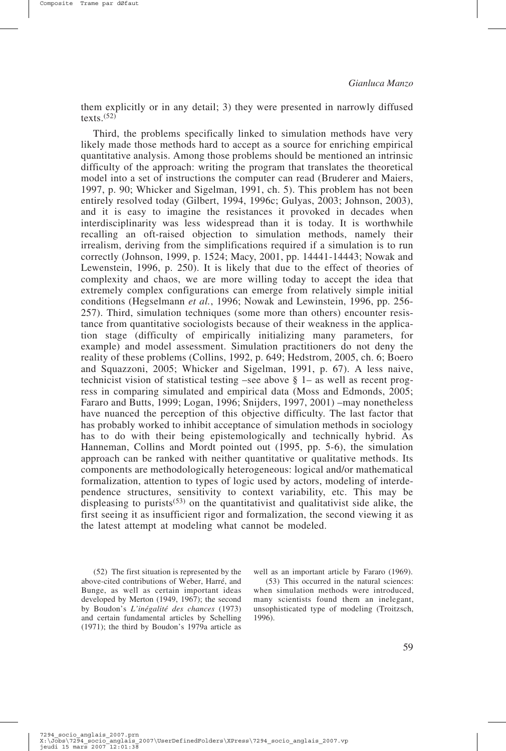them explicitly or in any detail; 3) they were presented in narrowly diffused texts.[52]

Third, the problems specifically linked to simulation methods have very likely made those methods hard to accept as a source for enriching empirical quantitative analysis. Among those problems should be mentioned an intrinsic difficulty of the approach: writing the program that translates the theoretical model into a set of instructions the computer can read (Bruderer and Maiers, 1997, p. 90; Whicker and Sigelman, 1991, ch. 5). This problem has not been entirely resolved today (Gilbert, 1994, 1996c; Gulyas, 2003; Johnson, 2003), and it is easy to imagine the resistances it provoked in decades when interdisciplinarity was less widespread than it is today. It is worthwhile recalling an oft-raised objection to simulation methods, namely their irrealism, deriving from the simplifications required if a simulation is to run correctly (Johnson, 1999, p. 1524; Macy, 2001, pp. 14441-14443; Nowak and Lewenstein, 1996, p. 250). It is likely that due to the effect of theories of complexity and chaos, we are more willing today to accept the idea that extremely complex configurations can emerge from relatively simple initial conditions (Hegselmann *et al.*, 1996; Nowak and Lewinstein, 1996, pp. 256-257). Third, simulation techniques (some more than others) encounter resistance from quantitative sociologists because of their weakness in the application stage (difficulty of empirically initializing many parameters, for example) and model assessment. Simulation practitioners do not deny the reality of these problems (Collins, 1992, p. 649; Hedstrom, 2005, ch. 6; Boero and Squazzoni, 2005; Whicker and Sigelman, 1991, p. 67). A less naive, technicist vision of statistical testing –see above § 1– as well as recent progress in comparing simulated and empirical data (Moss and Edmonds, 2005; Fararo and Butts, 1999; Logan, 1996; Snijders, 1997, 2001) –may nonetheless have nuanced the perception of this objective difficulty. The last factor that has probably worked to inhibit acceptance of simulation methods in sociology has to do with their being epistemologically and technically hybrid. As Hanneman, Collins and Mordt pointed out (1995, pp. 5-6), the simulation approach can be ranked with neither quantitative or qualitative methods. Its components are methodologically heterogeneous: logical and/or mathematical formalization, attention to types of logic used by actors, modeling of interdependence structures, sensitivity to context variability, etc. This may be displeasing to purists[53] on the quantitativist and qualitativist side alike, the first seeing it as insufficient rigor and formalization, the second viewing it as the latest attempt at modeling what cannot be modeled.

(52) The first situation is represented by the above-cited contributions of Weber, Harré, and Bunge, as well as certain important ideas developed by Merton (1949, 1967); the second by Boudon's *L'inégalité des chances* (1973) and certain fundamental articles by Schelling (1971); the third by Boudon's 1979a article as well as an important article by Fararo (1969).

(53) This occurred in the natural sciences: when simulation methods were introduced, many scientists found them an inelegant, unsophisticated type of modeling (Troitzsch, 1996).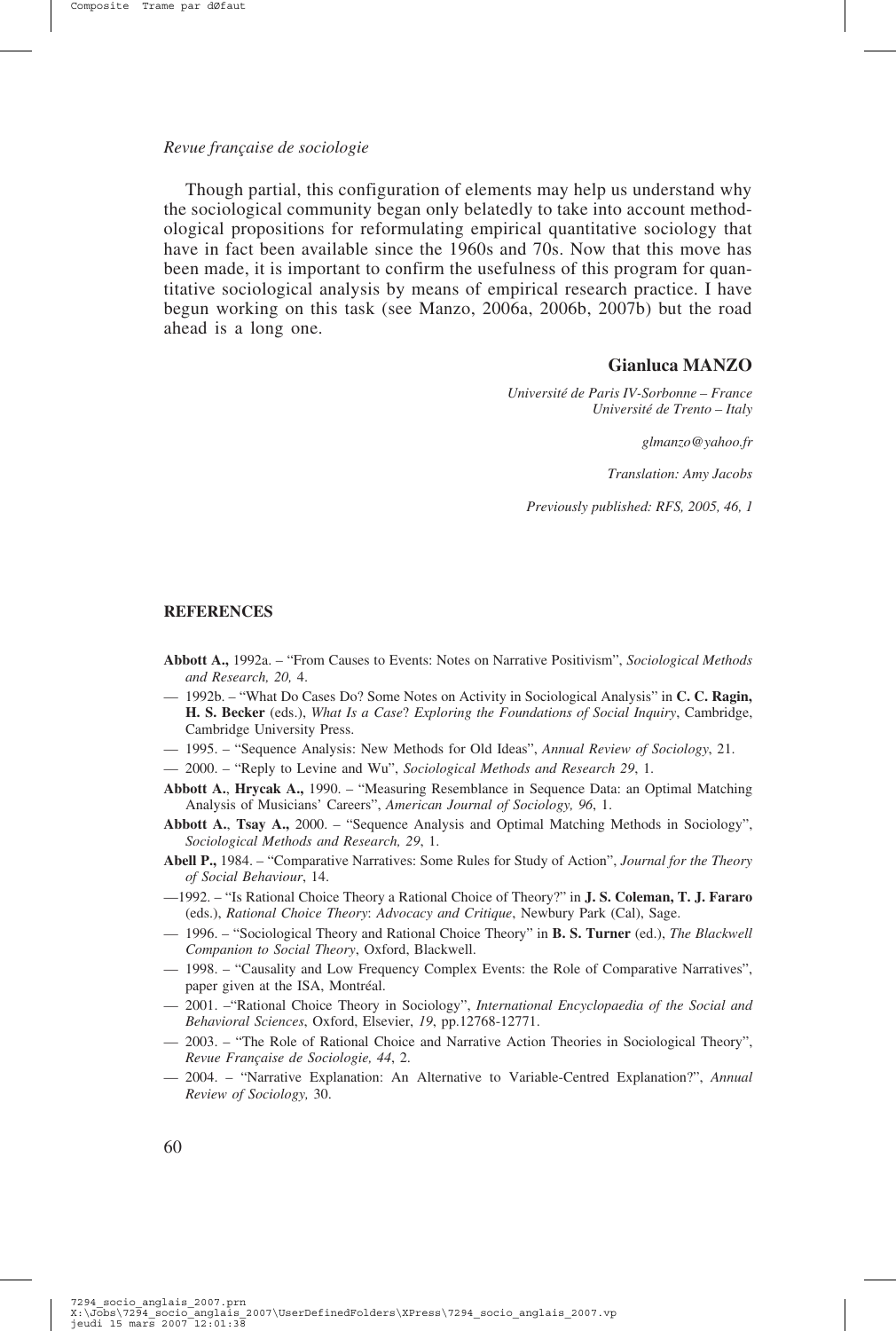Though partial, this configuration of elements may help us understand why the sociological community began only belatedly to take into account methodological propositions for reformulating empirical quantitative sociology that have in fact been available since the 1960s and 70s. Now that this move has been made, it is important to confirm the usefulness of this program for quantitative sociological analysis by means of empirical research practice. I have begun working on this task (see Manzo, 2006a, 2006b, 2007b) but the road ahead is a long one.

**Gianluca MANZO**

*Université de Paris IV-Sorbonne – France*
*Université de Trento – Italy*

*glmanzo@yahoo.fr*

*Translation: Amy Jacobs*

*Previously published: RFS, 2005, 46, 1*

## REFERENCES

**Abbott A.,** 1992a. – "From Causes to Events: Notes on Narrative Positivism", *Sociological Methods and Research, 20,* 4.

— 1992b. – "What Do Cases Do? Some Notes on Activity in Sociological Analysis" in **C. C. Ragin, H. S. Becker** (eds.), *What Is a Case*? *Exploring the Foundations of Social Inquiry*, Cambridge, Cambridge University Press.

— 1995. – "Sequence Analysis: New Methods for Old Ideas", *Annual Review of Sociology*, 21.

— 2000. – "Reply to Levine and Wu", *Sociological Methods and Research 29*, 1.

**Abbott A.**, **Hrycak A.,** 1990. – "Measuring Resemblance in Sequence Data: an Optimal Matching Analysis of Musicians' Careers", *American Journal of Sociology, 96*, 1.

**Abbott A.**, **Tsay A.,** 2000. – "Sequence Analysis and Optimal Matching Methods in Sociology", *Sociological Methods and Research, 29*, 1.

**Abell P.,** 1984. – "Comparative Narratives: Some Rules for Study of Action", *Journal for the Theory of Social Behaviour*, 14.

—1992. – "Is Rational Choice Theory a Rational Choice of Theory?" in **J. S. Coleman, T. J. Fararo** (eds.), *Rational Choice Theory*: *Advocacy and Critique*, Newbury Park (Cal), Sage.

— 1996. – "Sociological Theory and Rational Choice Theory" in **B. S. Turner** (ed.), *The Blackwell Companion to Social Theory*, Oxford, Blackwell.

— 1998. – "Causality and Low Frequency Complex Events: the Role of Comparative Narratives", paper given at the ISA, Montréal.

— 2001. –"Rational Choice Theory in Sociology", *International Encyclopaedia of the Social and Behavioral Sciences*, Oxford, Elsevier, *19*, pp.12768-12771.

— 2003. – "The Role of Rational Choice and Narrative Action Theories in Sociological Theory", *Revue Française de Sociologie, 44*, 2.

— 2004. – "Narrative Explanation: An Alternative to Variable-Centred Explanation?", *Annual Review of Sociology,* 30.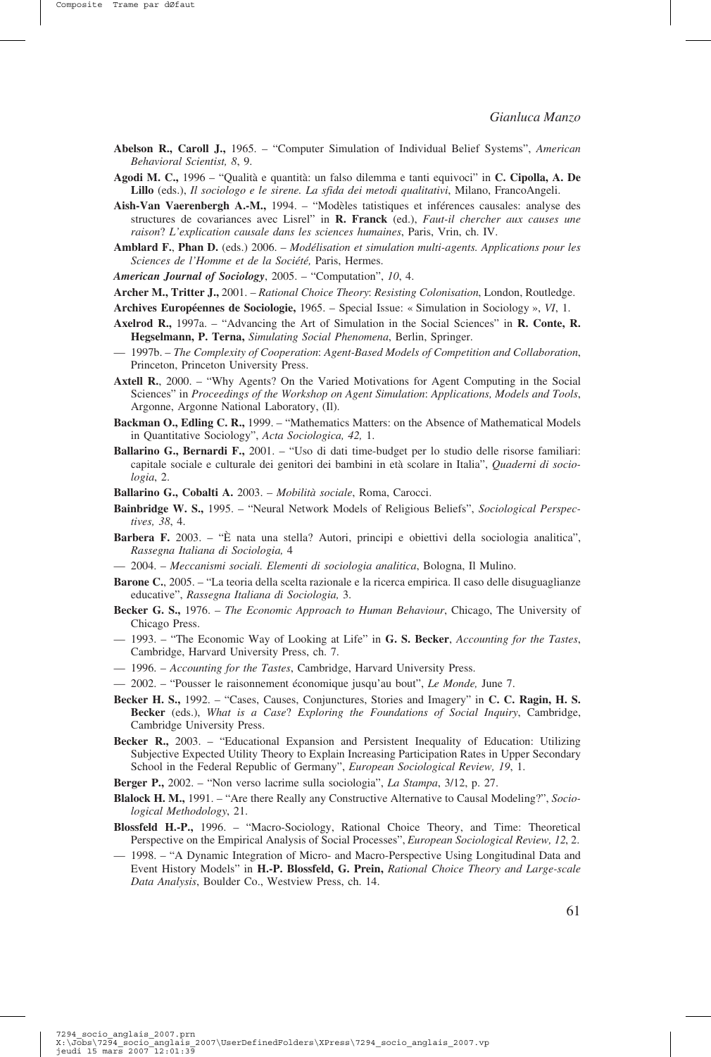**Abelson R., Caroll J.,** 1965. – "Computer Simulation of Individual Belief Systems", *American Behavioral Scientist, 8*, 9.

**Agodi M. C.,** 1996 – "Qualità e quantità: un falso dilemma e tanti equivoci" in **C. Cipolla, A. De Lillo** (eds.), *Il sociologo e le sirene. La sfida dei metodi qualitativi*, Milano, FrancoAngeli.

**Aish-Van Vaerenbergh A.-M.,** 1994. – "Modèles tatistiques et inférences causales: analyse des structures de covariances avec Lisrel" in **R. Franck** (ed.), *Faut-il chercher aux causes une raison*? *L'explication causale dans les sciences humaines*, Paris, Vrin, ch. IV.

**Amblard F.**, **Phan D.** (eds.) 2006. – *Modélisation et simulation multi-agents. Applications pour les Sciences de l'Homme et de la Société,* Paris, Hermes.

***American Journal of Sociology***, 2005. – "Computation", *10*, 4.

**Archer M., Tritter J.,** 2001. – *Rational Choice Theory*: *Resisting Colonisation*, London, Routledge.

**Archives Européennes de Sociologie,** 1965. – Special Issue: « Simulation in Sociology », *VI*, 1.

**Axelrod R.,** 1997a. – "Advancing the Art of Simulation in the Social Sciences" in **R. Conte, R. Hegselmann, P. Terna,** *Simulating Social Phenomena*, Berlin, Springer.

— 1997b. – *The Complexity of Cooperation*: *Agent-Based Models of Competition and Collaboration*, Princeton, Princeton University Press.

**Axtell R.**, 2000. – "Why Agents? On the Varied Motivations for Agent Computing in the Social Sciences" in *Proceedings of the Workshop on Agent Simulation*: *Applications, Models and Tools*, Argonne, Argonne National Laboratory, (Il).

**Backman O., Edling C. R.,** 1999. – "Mathematics Matters: on the Absence of Mathematical Models in Quantitative Sociology", *Acta Sociologica, 42,* 1.

**Ballarino G., Bernardi F.,** 2001. – "Uso di dati time-budget per lo studio delle risorse familiari: capitale sociale e culturale dei genitori dei bambini in età scolare in Italia", *Quaderni di sociologia*, 2.

**Ballarino G., Cobalti A.** 2003. – *Mobilità sociale*, Roma, Carocci.

**Bainbridge W. S.,** 1995. – "Neural Network Models of Religious Beliefs", *Sociological Perspectives, 38*, 4.

**Barbera F.** 2003. – "È nata una stella? Autori, principi e obiettivi della sociologia analitica", *Rassegna Italiana di Sociologia,* 4

— 2004. – *Meccanismi sociali. Elementi di sociologia analitica*, Bologna, Il Mulino.

**Barone C.**, 2005. – "La teoria della scelta razionale e la ricerca empirica. Il caso delle disuguaglianze educative", *Rassegna Italiana di Sociologia,* 3.

**Becker G. S.,** 1976. – *The Economic Approach to Human Behaviour*, Chicago, The University of Chicago Press.

— 1993. – "The Economic Way of Looking at Life" in **G. S. Becker**, *Accounting for the Tastes*, Cambridge, Harvard University Press, ch. 7.

— 1996. – *Accounting for the Tastes*, Cambridge, Harvard University Press.

— 2002. – "Pousser le raisonnement économique jusqu'au bout", *Le Monde,* June 7.

**Becker H. S.,** 1992. – "Cases, Causes, Conjunctures, Stories and Imagery" in **C. C. Ragin, H. S. Becker** (eds.), *What is a Case*? *Exploring the Foundations of Social Inquiry*, Cambridge, Cambridge University Press.

**Becker R.,** 2003. – "Educational Expansion and Persistent Inequality of Education: Utilizing Subjective Expected Utility Theory to Explain Increasing Participation Rates in Upper Secondary School in the Federal Republic of Germany", *European Sociological Review, 19*, 1.

**Berger P.,** 2002. – "Non verso lacrime sulla sociologia", *La Stampa*, 3/12, p. 27.

**Blalock H. M.,** 1991. – "Are there Really any Constructive Alternative to Causal Modeling?", *Sociological Methodology*, 21.

**Blossfeld H.-P.,** 1996. – "Macro-Sociology, Rational Choice Theory, and Time: Theoretical Perspective on the Empirical Analysis of Social Processes", *European Sociological Review, 12*, 2.

— 1998. – "A Dynamic Integration of Micro- and Macro-Perspective Using Longitudinal Data and Event History Models" in **H.-P. Blossfeld, G. Prein,** *Rational Choice Theory and Large-scale Data Analysis*, Boulder Co., Westview Press, ch. 14.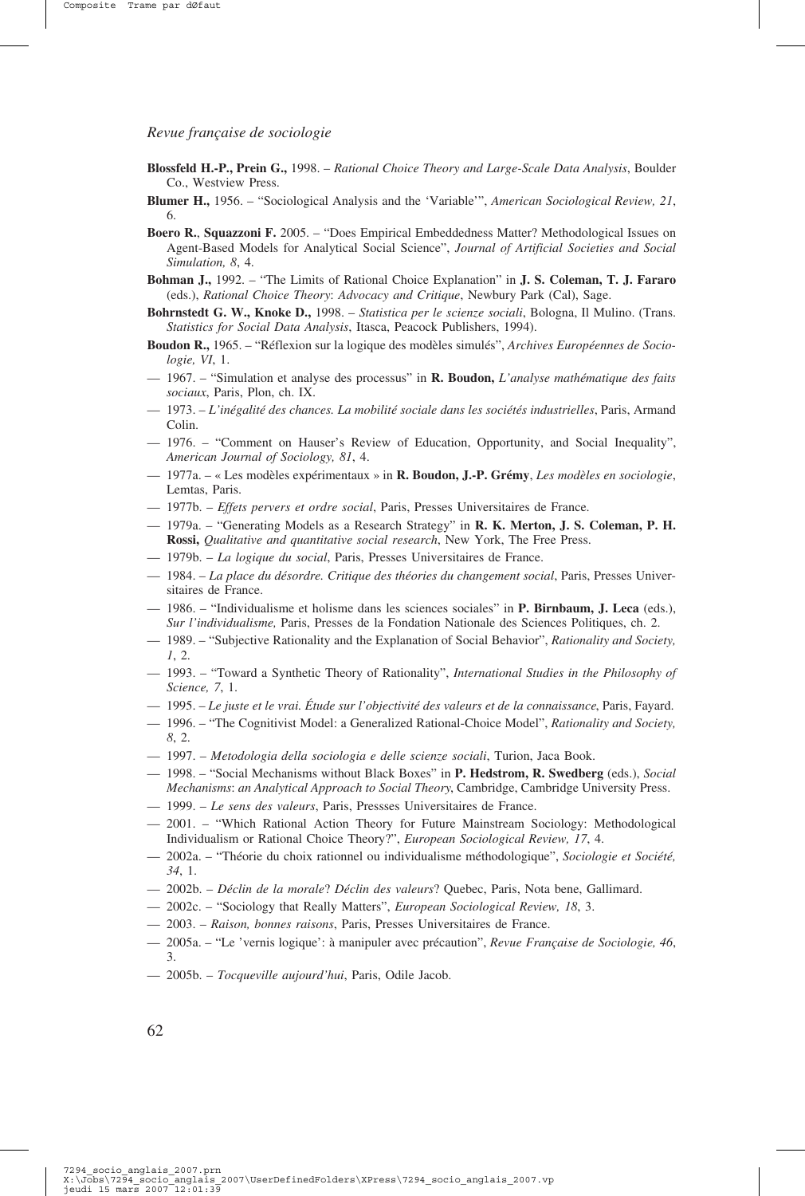**Blossfeld H.-P., Prein G.,** 1998. – *Rational Choice Theory and Large-Scale Data Analysis*, Boulder Co., Westview Press.

**Blumer H.,** 1956. – "Sociological Analysis and the 'Variable'", *American Sociological Review, 21*, 6.

**Boero R.**, **Squazzoni F.** 2005. – "Does Empirical Embeddedness Matter? Methodological Issues on Agent-Based Models for Analytical Social Science", *Journal of Artificial Societies and Social Simulation, 8*, 4.

**Bohman J.,** 1992. – "The Limits of Rational Choice Explanation" in **J. S. Coleman, T. J. Fararo** (eds.), *Rational Choice Theory*: *Advocacy and Critique*, Newbury Park (Cal), Sage.

**Bohrnstedt G. W., Knoke D.,** 1998. – *Statistica per le scienze sociali*, Bologna, Il Mulino. (Trans. *Statistics for Social Data Analysis*, Itasca, Peacock Publishers, 1994).

**Boudon R.,** 1965. – "Réflexion sur la logique des modèles simulés", *Archives Européennes de Sociologie, VI*, 1.

— 1967. – "Simulation et analyse des processus" in **R. Boudon,** *L'analyse mathématique des faits sociaux*, Paris, Plon, ch. IX.

— 1973. – *L'inégalité des chances. La mobilité sociale dans les sociétés industrielles*, Paris, Armand Colin.

— 1976. – "Comment on Hauser's Review of Education, Opportunity, and Social Inequality", *American Journal of Sociology, 81*, 4.

— 1977a. – « Les modèles expérimentaux » in **R. Boudon, J.-P. Grémy**, *Les modèles en sociologie*, Lemtas, Paris.

— 1977b. – *Effets pervers et ordre social*, Paris, Presses Universitaires de France.

— 1979a. – "Generating Models as a Research Strategy" in **R. K. Merton, J. S. Coleman, P. H. Rossi,** *Qualitative and quantitative social research*, New York, The Free Press.

— 1979b. – *La logique du social*, Paris, Presses Universitaires de France.

— 1984. – *La place du désordre. Critique des théories du changement social*, Paris, Presses Universitaires de France.

— 1986. – "Individualisme et holisme dans les sciences sociales" in **P. Birnbaum, J. Leca** (eds.), *Sur l'individualisme,* Paris, Presses de la Fondation Nationale des Sciences Politiques, ch. 2.

— 1989. – "Subjective Rationality and the Explanation of Social Behavior", *Rationality and Society, 1*, 2.

— 1993. – "Toward a Synthetic Theory of Rationality", *International Studies in the Philosophy of Science, 7*, 1.

— 1995. – *Le juste et le vrai. Étude sur l'objectivité des valeurs et de la connaissance*, Paris, Fayard.

— 1996. – "The Cognitivist Model: a Generalized Rational-Choice Model", *Rationality and Society, 8*, 2.

— 1997. – *Metodologia della sociologia e delle scienze sociali*, Turion, Jaca Book.

— 1998. – "Social Mechanisms without Black Boxes" in **P. Hedstrom, R. Swedberg** (eds.), *Social Mechanisms*: *an Analytical Approach to Social Theory*, Cambridge, Cambridge University Press.

— 1999. – *Le sens des valeurs*, Paris, Pressses Universitaires de France.

— 2001. – "Which Rational Action Theory for Future Mainstream Sociology: Methodological Individualism or Rational Choice Theory?", *European Sociological Review, 17*, 4.

— 2002a. – "Théorie du choix rationnel ou individualisme méthodologique", *Sociologie et Société, 34*, 1.

— 2002b. – *Déclin de la morale*? *Déclin des valeurs*? Quebec, Paris, Nota bene, Gallimard.

— 2002c. – "Sociology that Really Matters", *European Sociological Review, 18*, 3.

— 2003. – *Raison, bonnes raisons*, Paris, Presses Universitaires de France.

— 2005a. – "Le 'vernis logique': à manipuler avec précaution", *Revue Française de Sociologie, 46*, 3.

— 2005b. – *Tocqueville aujourd'hui*, Paris, Odile Jacob.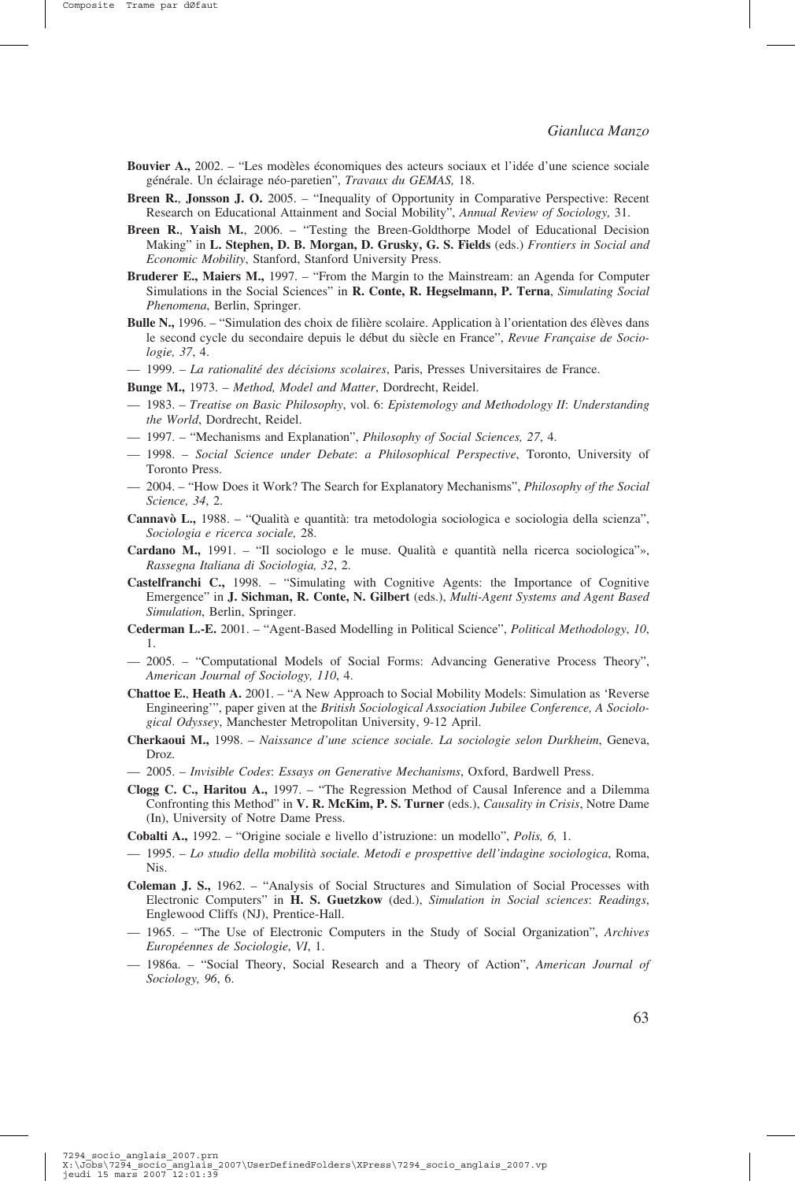**Bouvier A.,** 2002. – "Les modèles économiques des acteurs sociaux et l'idée d'une science sociale générale. Un éclairage néo-paretien", *Travaux du GEMAS,* 18.

**Breen R.**, **Jonsson J. O.** 2005. – "Inequality of Opportunity in Comparative Perspective: Recent Research on Educational Attainment and Social Mobility", *Annual Review of Sociology,* 31.

**Breen R.**, **Yaish M.**, 2006. – "Testing the Breen-Goldthorpe Model of Educational Decision Making" in **L. Stephen, D. B. Morgan, D. Grusky, G. S. Fields** (eds.) *Frontiers in Social and Economic Mobility*, Stanford, Stanford University Press.

**Bruderer E., Maiers M.,** 1997. – "From the Margin to the Mainstream: an Agenda for Computer Simulations in the Social Sciences" in **R. Conte, R. Hegselmann, P. Terna**, *Simulating Social Phenomena*, Berlin, Springer.

**Bulle N.,** 1996. – "Simulation des choix de filière scolaire. Application à l'orientation des élèves dans le second cycle du secondaire depuis le début du siècle en France", *Revue Française de Sociologie, 37*, 4.

— 1999. – *La rationalité des décisions scolaires*, Paris, Presses Universitaires de France.

**Bunge M.,** 1973. – *Method, Model and Matter*, Dordrecht, Reidel.

— 1983. – *Treatise on Basic Philosophy*, vol. 6: *Epistemology and Methodology II*: *Understanding the World*, Dordrecht, Reidel.

— 1997. – "Mechanisms and Explanation", *Philosophy of Social Sciences, 27*, 4.

— 1998. – *Social Science under Debate*: *a Philosophical Perspective*, Toronto, University of Toronto Press.

— 2004. – "How Does it Work? The Search for Explanatory Mechanisms", *Philosophy of the Social Science, 34*, 2.

**Cannavò L.,** 1988. – "Qualità e quantità: tra metodologia sociologica e sociologia della scienza", *Sociologia e ricerca sociale,* 28.

**Cardano M.,** 1991. – "Il sociologo e le muse. Qualità e quantità nella ricerca sociologica"», *Rassegna Italiana di Sociologia, 32*, 2.

**Castelfranchi C.,** 1998. – "Simulating with Cognitive Agents: the Importance of Cognitive Emergence" in **J. Sichman, R. Conte, N. Gilbert** (eds.), *Multi-Agent Systems and Agent Based Simulation*, Berlin, Springer.

**Cederman L.-E.** 2001. – "Agent-Based Modelling in Political Science", *Political Methodology*, *10*, 1.

— 2005. – "Computational Models of Social Forms: Advancing Generative Process Theory", *American Journal of Sociology, 110*, 4.

**Chattoe E.**, **Heath A.** 2001. – "A New Approach to Social Mobility Models: Simulation as 'Reverse Engineering'", paper given at the *British Sociological Association Jubilee Conference, A Sociological Odyssey*, Manchester Metropolitan University, 9-12 April.

**Cherkaoui M.,** 1998. – *Naissance d'une science sociale. La sociologie selon Durkheim*, Geneva, Droz.

— 2005. – *Invisible Codes*: *Essays on Generative Mechanisms*, Oxford, Bardwell Press.

**Clogg C. C., Haritou A.,** 1997. – "The Regression Method of Causal Inference and a Dilemma Confronting this Method" in **V. R. McKim, P. S. Turner** (eds.), *Causality in Crisis*, Notre Dame (In), University of Notre Dame Press.

**Cobalti A.,** 1992. – "Origine sociale e livello d'istruzione: un modello", *Polis, 6,* 1.

— 1995. – *Lo studio della mobilità sociale. Metodi e prospettive dell'indagine sociologica*, Roma, Nis.

**Coleman J. S.,** 1962. – "Analysis of Social Structures and Simulation of Social Processes with Electronic Computers" in **H. S. Guetzkow** (ded.), *Simulation in Social sciences*: *Readings*, Englewood Cliffs (NJ), Prentice-Hall.

— 1965. – "The Use of Electronic Computers in the Study of Social Organization", *Archives Européennes de Sociologie*, *VI*, 1.

— 1986a. – "Social Theory, Social Research and a Theory of Action", *American Journal of Sociology, 96*, 6.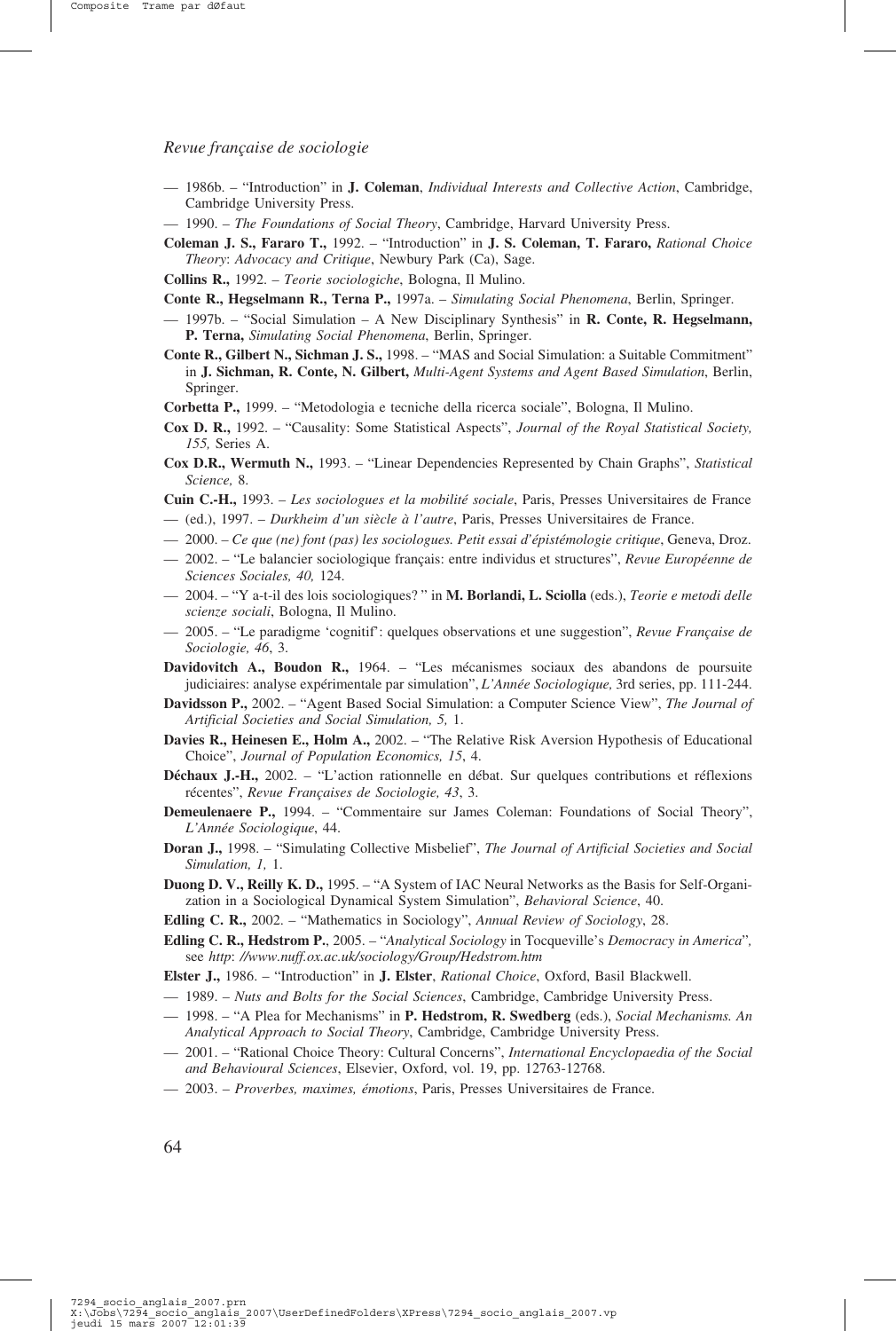— 1986b. – "Introduction" in **J. Coleman**, *Individual Interests and Collective Action*, Cambridge, Cambridge University Press.

— 1990. – *The Foundations of Social Theory*, Cambridge, Harvard University Press.

**Coleman J. S., Fararo T.,** 1992. – "Introduction" in **J. S. Coleman, T. Fararo,** *Rational Choice Theory*: *Advocacy and Critique*, Newbury Park (Ca), Sage.

**Collins R.,** 1992. – *Teorie sociologiche*, Bologna, Il Mulino.

**Conte R., Hegselmann R., Terna P.,** 1997a. – *Simulating Social Phenomena*, Berlin, Springer.

— 1997b. – "Social Simulation – A New Disciplinary Synthesis" in **R. Conte, R. Hegselmann, P. Terna,** *Simulating Social Phenomena*, Berlin, Springer.

**Conte R., Gilbert N., Sichman J. S.,** 1998. – "MAS and Social Simulation: a Suitable Commitment" in **J. Sichman, R. Conte, N. Gilbert,** *Multi-Agent Systems and Agent Based Simulation*, Berlin, Springer.

**Corbetta P.,** 1999. – "Metodologia e tecniche della ricerca sociale", Bologna, Il Mulino.

**Cox D. R.,** 1992. – "Causality: Some Statistical Aspects", *Journal of the Royal Statistical Society, 155,* Series A.

**Cox D.R., Wermuth N.,** 1993. – "Linear Dependencies Represented by Chain Graphs", *Statistical Science,* 8.

**Cuin C.-H.,** 1993. – *Les sociologues et la mobilité sociale*, Paris, Presses Universitaires de France

— (ed.), 1997. – *Durkheim d'un siècle à l'autre*, Paris, Presses Universitaires de France.

— 2000. – *Ce que (ne) font (pas) les sociologues. Petit essai d'épistémologie critique*, Geneva, Droz.

— 2002. – "Le balancier sociologique français: entre individus et structures", *Revue Européenne de Sciences Sociales, 40,* 124.

— 2004. – "Y a-t-il des lois sociologiques? " in **M. Borlandi, L. Sciolla** (eds.), *Teorie e metodi delle scienze sociali*, Bologna, Il Mulino.

— 2005. – "Le paradigme 'cognitif': quelques observations et une suggestion", *Revue Française de Sociologie, 46*, 3.

**Davidovitch A., Boudon R.,** 1964. – "Les mécanismes sociaux des abandons de poursuite judiciaires: analyse expérimentale par simulation", *L'Année Sociologique,* 3rd series, pp. 111-244.

**Davidsson P.,** 2002. – "Agent Based Social Simulation: a Computer Science View", *The Journal of Artificial Societies and Social Simulation, 5,* 1.

**Davies R., Heinesen E., Holm A.,** 2002. – "The Relative Risk Aversion Hypothesis of Educational Choice", *Journal of Population Economics, 15*, 4.

**Déchaux J.-H.,** 2002. – "L'action rationnelle en débat. Sur quelques contributions et réflexions récentes", *Revue Françaises de Sociologie, 43*, 3.

**Demeulenaere P.,** 1994. – "Commentaire sur James Coleman: Foundations of Social Theory", *L'Année Sociologique*, 44.

**Doran J.,** 1998. – "Simulating Collective Misbelief", *The Journal of Artificial Societies and Social Simulation, 1,* 1.

**Duong D. V., Reilly K. D.,** 1995. – "A System of IAC Neural Networks as the Basis for Self-Organization in a Sociological Dynamical System Simulation", *Behavioral Science*, 40.

**Edling C. R.,** 2002. – "Mathematics in Sociology", *Annual Review of Sociology*, 28.

**Edling C. R., Hedstrom P.**, 2005. – "*Analytical Sociology* in Tocqueville's *Democracy in America*", see *http*: *//www.nuff.ox.ac.uk/sociology/Group/Hedstrom.htm*

**Elster J.,** 1986. – "Introduction" in **J. Elster**, *Rational Choice*, Oxford, Basil Blackwell.

— 1989. – *Nuts and Bolts for the Social Sciences*, Cambridge, Cambridge University Press.

— 1998. – "A Plea for Mechanisms" in **P. Hedstrom, R. Swedberg** (eds.), *Social Mechanisms. An Analytical Approach to Social Theory*, Cambridge, Cambridge University Press.

— 2001. – "Rational Choice Theory: Cultural Concerns", *International Encyclopaedia of the Social and Behavioural Sciences*, Elsevier, Oxford, vol. 19, pp. 12763-12768.

— 2003. – *Proverbes, maximes, émotions*, Paris, Presses Universitaires de France.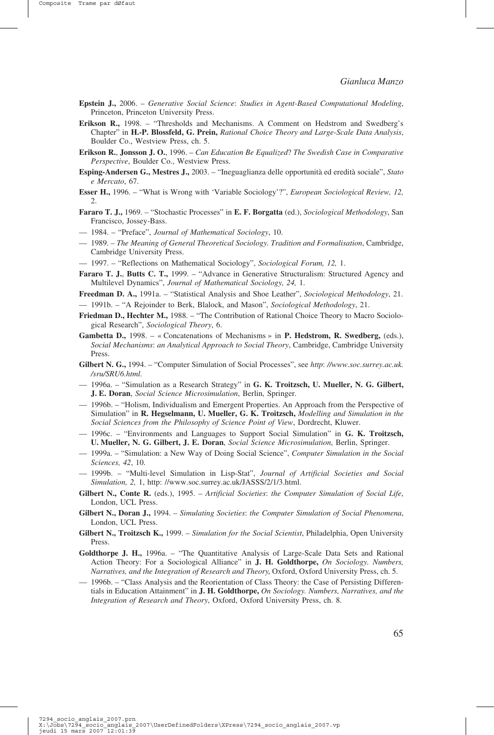**Epstein J.,** 2006. – *Generative Social Science*: *Studies in Agent-Based Computational Modeling*, Princeton, Princeton University Press.

**Erikson R.,** 1998. – "Thresholds and Mechanisms. A Comment on Hedstrom and Swedberg's Chapter" in **H.-P. Blossfeld, G. Prein,** *Rational Choice Theory and Large-Scale Data Analysis*, Boulder Co., Westview Press, ch. 5.

**Erikson R.**, **Jonsson J. O.**, 1996. – *Can Education Be Equalized*? *The Swedish Case in Comparative Perspective*, Boulder Co., Westview Press.

**Esping-Andersen G., Mestres J.,** 2003. – "Ineguaglianza delle opportunità ed eredità sociale", *Stato e Mercato*, 67.

**Esser H.,** 1996. – "What is Wrong with 'Variable Sociology'?", *European Sociological Review, 12,* 2.

**Fararo T. J.,** 1969. – "Stochastic Processes" in **E. F. Borgatta** (ed.), *Sociological Methodology*, San Francisco, Jossey-Bass.

— 1984. – "Preface", *Journal of Mathematical Sociology*, 10.

— 1989. – *The Meaning of General Theoretical Sociology. Tradition and Formalisation*, Cambridge, Cambridge University Press.

— 1997. – "Reflections on Mathematical Sociology", *Sociological Forum, 12,* 1.

**Fararo T. J.**, **Butts C. T.,** 1999. – "Advance in Generative Structuralism: Structured Agency and Multilevel Dynamics", *Journal of Mathematical Sociology, 24,* 1.

**Freedman D. A.,** 1991a. – "Statistical Analysis and Shoe Leather", *Sociological Methodology*, 21.

— 1991b. – "A Rejoinder to Berk, Blalock, and Mason", *Sociological Methodology*, 21.

**Friedman D., Hechter M.,** 1988. – "The Contribution of Rational Choice Theory to Macro Sociological Research", *Sociological Theory*, 6.

**Gambetta D.,** 1998. – « Concatenations of Mechanisms » in **P. Hedstrom, R. Swedberg,** (eds.), *Social Mechanisms*: *an Analytical Approach to Social Theory*, Cambridge, Cambridge University Press.

**Gilbert N. G.,** 1994. – "Computer Simulation of Social Processes", see *http*: *//www.soc.surrey.ac.uk. /sru/SRU6.html*.

— 1996a. – "Simulation as a Research Strategy" in **G. K. Troitzsch, U. Mueller, N. G. Gilbert, J. E. Doran**, *Social Science Microsimulation*, Berlin, Springer.

— 1996b. – "Holism, Individualism and Emergent Properties. An Approach from the Perspective of Simulation" in **R. Hegselmann, U. Mueller, G. K. Troitzsch,** *Modelling and Simulation in the Social Sciences from the Philosophy of Science Point of View*, Dordrecht, Kluwer.

— 1996c. – "Environments and Languages to Support Social Simulation" in **G. K. Troitzsch, U. Mueller, N. G. Gilbert, J. E. Doran**, *Social Science Microsimulation*, Berlin, Springer.

— 1999a. – "Simulation: a New Way of Doing Social Science", *Computer Simulation in the Social Sciences, 42*, 10.

— 1999b. – "Multi-level Simulation in Lisp-Stat", *Journal of Artificial Societies and Social Simulation, 2,* 1, http: //www.soc.surrey.ac.uk/JASSS/2/1/3.html.

**Gilbert N., Conte R.** (eds.), 1995. – *Artificial Societies*: *the Computer Simulation of Social Life*, London, UCL Press.

**Gilbert N., Doran J.,** 1994. – *Simulating Societies*: *the Computer Simulation of Social Phenomena*, London, UCL Press.

**Gilbert N., Troitzsch K.,** 1999. – *Simulation for the Social Scientist*, Philadelphia, Open University Press.

**Goldthorpe J. H.,** 1996a. – "The Quantitative Analysis of Large-Scale Data Sets and Rational Action Theory: For a Sociological Alliance" in **J. H. Goldthorpe,** *On Sociology. Numbers, Narratives, and the Integration of Research and Theory*, Oxford, Oxford University Press, ch. 5.

— 1996b. – "Class Analysis and the Reorientation of Class Theory: the Case of Persisting Differentials in Education Attainment" in **J. H. Goldthorpe,** *On Sociology. Numbers, Narratives, and the Integration of Research and Theory*, Oxford, Oxford University Press, ch. 8.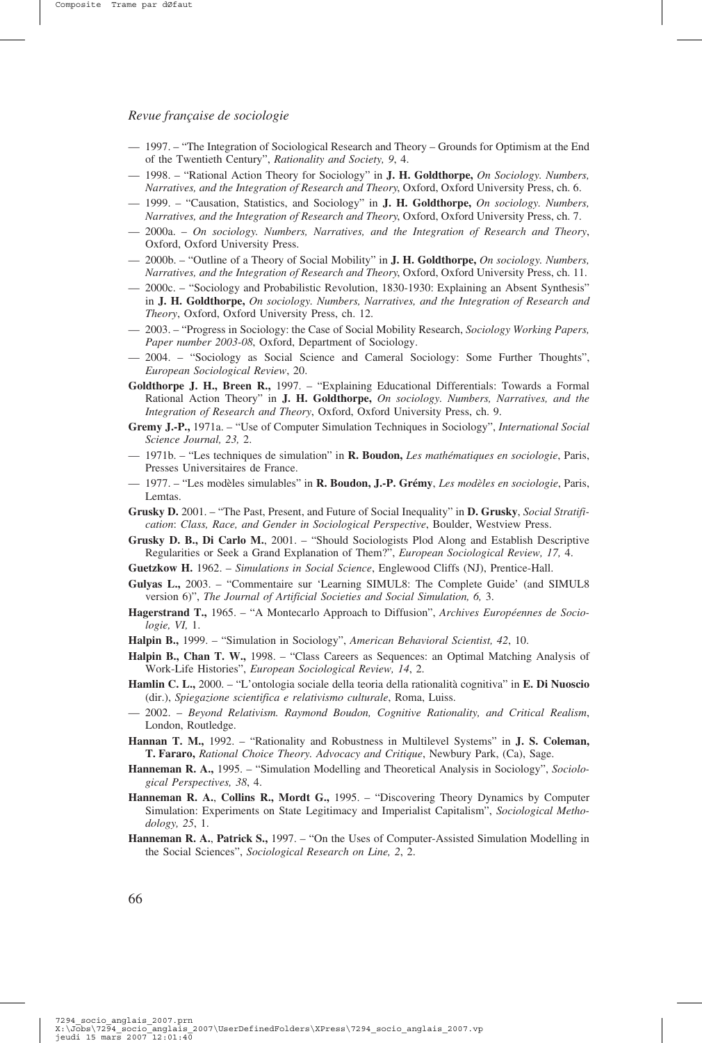— 1997. – "The Integration of Sociological Research and Theory – Grounds for Optimism at the End of the Twentieth Century", *Rationality and Society, 9*, 4.

— 1998. – "Rational Action Theory for Sociology" in **J. H. Goldthorpe,** *On Sociology. Numbers, Narratives, and the Integration of Research and Theory*, Oxford, Oxford University Press, ch. 6.

— 1999. – "Causation, Statistics, and Sociology" in **J. H. Goldthorpe,** *On sociology. Numbers, Narratives, and the Integration of Research and Theory*, Oxford, Oxford University Press, ch. 7.

— 2000a. – *On sociology. Numbers, Narratives, and the Integration of Research and Theory*, Oxford, Oxford University Press.

— 2000b. – "Outline of a Theory of Social Mobility" in **J. H. Goldthorpe,** *On sociology. Numbers, Narratives, and the Integration of Research and Theory*, Oxford, Oxford University Press, ch. 11.

— 2000c. – "Sociology and Probabilistic Revolution, 1830-1930: Explaining an Absent Synthesis" in **J. H. Goldthorpe,** *On sociology. Numbers, Narratives, and the Integration of Research and Theory*, Oxford, Oxford University Press, ch. 12.

— 2003. – "Progress in Sociology: the Case of Social Mobility Research, *Sociology Working Papers, Paper number 2003-08*, Oxford, Department of Sociology.

— 2004. – "Sociology as Social Science and Cameral Sociology: Some Further Thoughts", *European Sociological Review*, 20.

**Goldthorpe J. H., Breen R.,** 1997. – "Explaining Educational Differentials: Towards a Formal Rational Action Theory" in **J. H. Goldthorpe,** *On sociology. Numbers, Narratives, and the Integration of Research and Theory*, Oxford, Oxford University Press, ch. 9.

**Gremy J.-P.,** 1971a. – "Use of Computer Simulation Techniques in Sociology", *International Social Science Journal, 23,* 2.

— 1971b. – "Les techniques de simulation" in **R. Boudon,** *Les mathématiques en sociologie*, Paris, Presses Universitaires de France.

— 1977. – "Les modèles simulables" in **R. Boudon, J.-P. Grémy**, *Les modèles en sociologie*, Paris, Lemtas.

**Grusky D.** 2001. – "The Past, Present, and Future of Social Inequality" in **D. Grusky**, *Social Stratification*: *Class, Race, and Gender in Sociological Perspective*, Boulder, Westview Press.

**Grusky D. B., Di Carlo M.,** 2001. – "Should Sociologists Plod Along and Establish Descriptive Regularities or Seek a Grand Explanation of Them?", *European Sociological Review, 17,* 4.

**Guetzkow H.** 1962. – *Simulations in Social Science*, Englewood Cliffs (NJ), Prentice-Hall.

**Gulyas L.,** 2003. – "Commentaire sur 'Learning SIMUL8: The Complete Guide' (and SIMUL8 version 6)", *The Journal of Artificial Societies and Social Simulation, 6,* 3.

**Hagerstrand T.,** 1965. – "A Montecarlo Approach to Diffusion", *Archives Européennes de Sociologie, VI,* 1.

**Halpin B.,** 1999. – "Simulation in Sociology", *American Behavioral Scientist, 42*, 10.

**Halpin B., Chan T. W.,** 1998. – "Class Careers as Sequences: an Optimal Matching Analysis of Work-Life Histories", *European Sociological Review, 14*, 2.

**Hamlin C. L.,** 2000. – "L'ontologia sociale della teoria della rationalità cognitiva" in **E. Di Nuoscio** (dir.), *Spiegazione scientifica e relativismo culturale*, Roma, Luiss.

— 2002. – *Beyond Relativism. Raymond Boudon, Cognitive Rationality, and Critical Realism*, London, Routledge.

**Hannan T. M.,** 1992. – "Rationality and Robustness in Multilevel Systems" in **J. S. Coleman, T. Fararo,** *Rational Choice Theory. Advocacy and Critique*, Newbury Park, (Ca), Sage.

**Hanneman R. A.,** 1995. – "Simulation Modelling and Theoretical Analysis in Sociology", *Sociological Perspectives, 38*, 4.

**Hanneman R. A.**, **Collins R., Mordt G.,** 1995. – "Discovering Theory Dynamics by Computer Simulation: Experiments on State Legitimacy and Imperialist Capitalism", *Sociological Methodology, 25*, 1.

**Hanneman R. A.**, **Patrick S.,** 1997. – "On the Uses of Computer-Assisted Simulation Modelling in the Social Sciences", *Sociological Research on Line, 2*, 2.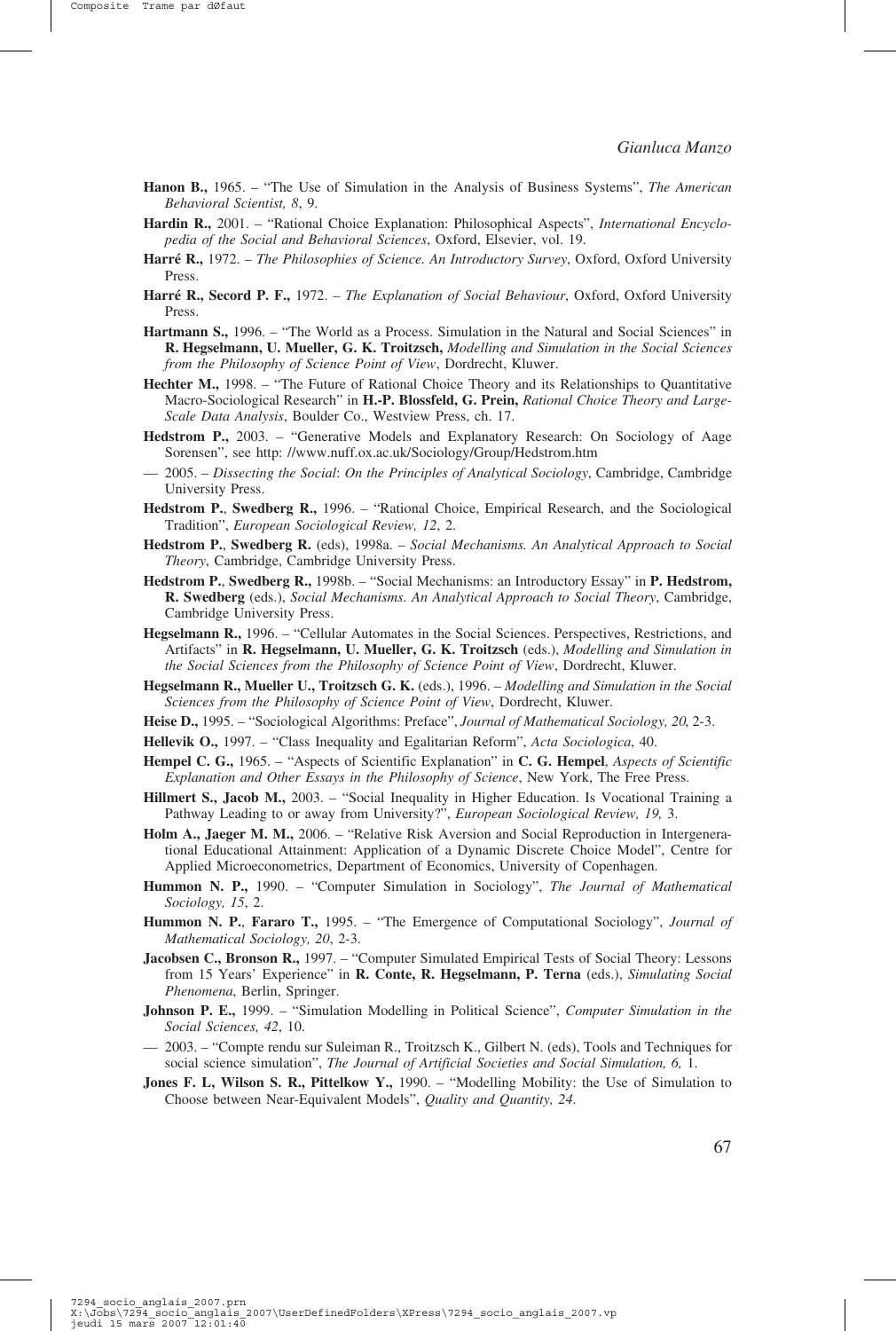**Hanon B.,** 1965. – "The Use of Simulation in the Analysis of Business Systems", *The American Behavioral Scientist, 8*, 9.

**Hardin R.,** 2001. – "Rational Choice Explanation: Philosophical Aspects", *International Encyclopedia of the Social and Behavioral Sciences*, Oxford, Elsevier, vol. 19.

**Harré R.,** 1972. – *The Philosophies of Science. An Introductory Survey*, Oxford, Oxford University Press.

**Harré R., Secord P. F.,** 1972. – *The Explanation of Social Behaviour*, Oxford, Oxford University Press.

**Hartmann S.,** 1996. – "The World as a Process. Simulation in the Natural and Social Sciences" in **R. Hegselmann, U. Mueller, G. K. Troitzsch,** *Modelling and Simulation in the Social Sciences from the Philosophy of Science Point of View*, Dordrecht, Kluwer.

**Hechter M.,** 1998. – "The Future of Rational Choice Theory and its Relationships to Quantitative Macro-Sociological Research" in **H.-P. Blossfeld, G. Prein,** *Rational Choice Theory and Large-Scale Data Analysis*, Boulder Co., Westview Press, ch. 17.

**Hedstrom P.,** 2003. – "Generative Models and Explanatory Research: On Sociology of Aage Sorensen", see http: //www.nuff.ox.ac.uk/Sociology/Group/Hedstrom.htm

— 2005. – *Dissecting the Social*: *On the Principles of Analytical Sociology*, Cambridge, Cambridge University Press.

**Hedstrom P.**, **Swedberg R.,** 1996. – "Rational Choice, Empirical Research, and the Sociological Tradition", *European Sociological Review, 12*, 2.

**Hedstrom P.**, **Swedberg R.** (eds), 1998a. – *Social Mechanisms. An Analytical Approach to Social Theory*, Cambridge, Cambridge University Press.

**Hedstrom P.**, **Swedberg R.,** 1998b. – "Social Mechanisms: an Introductory Essay" in **P. Hedstrom, R. Swedberg** (eds.), *Social Mechanisms. An Analytical Approach to Social Theory*, Cambridge, Cambridge University Press.

**Hegselmann R.,** 1996. – "Cellular Automates in the Social Sciences. Perspectives, Restrictions, and Artifacts" in **R. Hegselmann, U. Mueller, G. K. Troitzsch** (eds.), *Modelling and Simulation in the Social Sciences from the Philosophy of Science Point of View*, Dordrecht, Kluwer.

**Hegselmann R., Mueller U., Troitzsch G. K.** (eds.), 1996. – *Modelling and Simulation in the Social Sciences from the Philosophy of Science Point of View*, Dordrecht, Kluwer.

**Heise D.,** 1995. – "Sociological Algorithms: Preface", *Journal of Mathematical Sociology, 20*, 2-3.

**Hellevik O.,** 1997. – "Class Inequality and Egalitarian Reform", *Acta Sociologica*, 40.

**Hempel C. G.,** 1965. – "Aspects of Scientific Explanation" in **C. G. Hempel**, *Aspects of Scientific Explanation and Other Essays in the Philosophy of Science*, New York, The Free Press.

**Hillmert S., Jacob M.,** 2003. – "Social Inequality in Higher Education. Is Vocational Training a Pathway Leading to or away from University?", *European Sociological Review, 19,* 3.

**Holm A., Jaeger M. M.,** 2006. – "Relative Risk Aversion and Social Reproduction in Intergenerational Educational Attainment: Application of a Dynamic Discrete Choice Model", Centre for Applied Microeconometrics, Department of Economics, University of Copenhagen.

**Hummon N. P.,** 1990. – "Computer Simulation in Sociology", *The Journal of Mathematical Sociology, 15*, 2.

**Hummon N. P.**, **Fararo T.,** 1995. – "The Emergence of Computational Sociology", *Journal of Mathematical Sociology, 20*, 2-3.

**Jacobsen C., Bronson R.,** 1997. – "Computer Simulated Empirical Tests of Social Theory: Lessons from 15 Years' Experience" in **R. Conte, R. Hegselmann, P. Terna** (eds.), *Simulating Social Phenomena*, Berlin, Springer.

**Johnson P. E.,** 1999. – "Simulation Modelling in Political Science", *Computer Simulation in the Social Sciences, 42*, 10.

— 2003. – "Compte rendu sur Suleiman R., Troitzsch K., Gilbert N. (eds), Tools and Techniques for social science simulation", *The Journal of Artificial Societies and Social Simulation, 6,* 1.

**Jones F. L, Wilson S. R., Pittelkow Y.,** 1990. – "Modelling Mobility: the Use of Simulation to Choose between Near-Equivalent Models", *Quality and Quantity, 24*.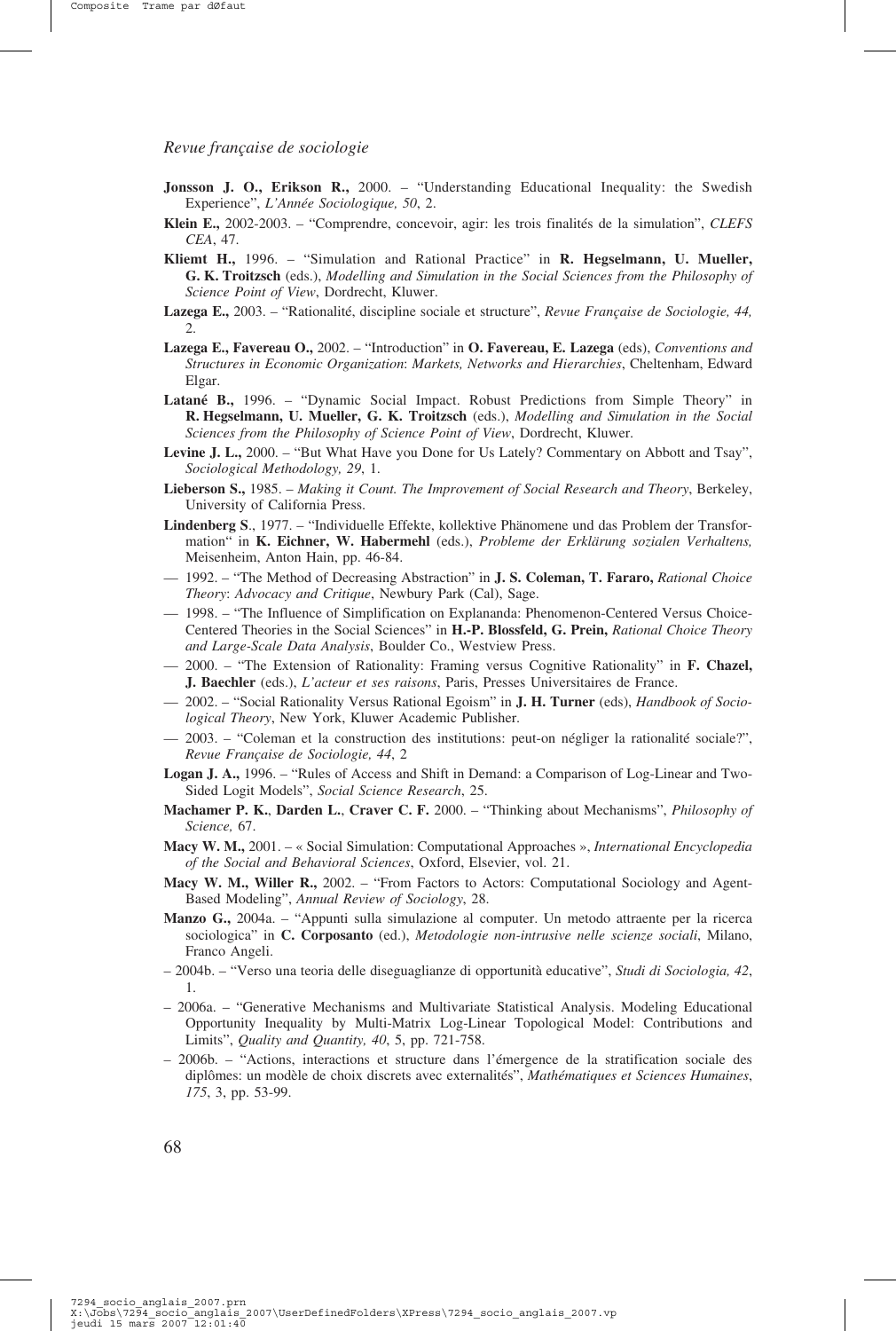**Jonsson J. O., Erikson R.,** 2000. – "Understanding Educational Inequality: the Swedish Experience", *L'Année Sociologique, 50*, 2.

**Klein E.,** 2002-2003. – "Comprendre, concevoir, agir: les trois finalités de la simulation", *CLEFS CEA*, 47.

**Kliemt H.,** 1996. – "Simulation and Rational Practice" in **R. Hegselmann, U. Mueller, G. K. Troitzsch** (eds.), *Modelling and Simulation in the Social Sciences from the Philosophy of Science Point of View*, Dordrecht, Kluwer.

**Lazega E.,** 2003. – "Rationalité, discipline sociale et structure", *Revue Française de Sociologie, 44,* 2.

**Lazega E., Favereau O.,** 2002. – "Introduction" in **O. Favereau, E. Lazega** (eds), *Conventions and Structures in Economic Organization*: *Markets, Networks and Hierarchies*, Cheltenham, Edward Elgar.

**Latané B.,** 1996. – "Dynamic Social Impact. Robust Predictions from Simple Theory" in **R. Hegselmann, U. Mueller, G. K. Troitzsch** (eds.), *Modelling and Simulation in the Social Sciences from the Philosophy of Science Point of View*, Dordrecht, Kluwer.

**Levine J. L.,** 2000. – "But What Have you Done for Us Lately? Commentary on Abbott and Tsay", *Sociological Methodology, 29*, 1.

**Lieberson S.,** 1985. – *Making it Count. The Improvement of Social Research and Theory*, Berkeley, University of California Press.

**Lindenberg S**., 1977. – "Individuelle Effekte, kollektive Phänomene und das Problem der Transformation" in **K. Eichner, W. Habermehl** (eds.), *Probleme der Erklärung sozialen Verhaltens,* Meisenheim, Anton Hain, pp. 46-84.

— 1992. – "The Method of Decreasing Abstraction" in **J. S. Coleman, T. Fararo,** *Rational Choice Theory*: *Advocacy and Critique*, Newbury Park (Cal), Sage.

— 1998. – "The Influence of Simplification on Explananda: Phenomenon-Centered Versus Choice-Centered Theories in the Social Sciences" in **H.-P. Blossfeld, G. Prein,** *Rational Choice Theory and Large-Scale Data Analysis*, Boulder Co., Westview Press.

— 2000. – "The Extension of Rationality: Framing versus Cognitive Rationality" in **F. Chazel, J. Baechler** (eds.), *L'acteur et ses raisons*, Paris, Presses Universitaires de France.

— 2002. – "Social Rationality Versus Rational Egoism" in **J. H. Turner** (eds), *Handbook of Sociological Theory*, New York, Kluwer Academic Publisher.

— 2003. – "Coleman et la construction des institutions: peut-on négliger la rationalité sociale?", *Revue Française de Sociologie, 44*, 2

**Logan J. A.,** 1996. – "Rules of Access and Shift in Demand: a Comparison of Log-Linear and Two-Sided Logit Models", *Social Science Research*, 25.

**Machamer P. K.**, **Darden L.**, **Craver C. F.** 2000. – "Thinking about Mechanisms", *Philosophy of Science,* 67.

**Macy W. M.,** 2001. – « Social Simulation: Computational Approaches », *International Encyclopedia of the Social and Behavioral Sciences*, Oxford, Elsevier, vol. 21.

**Macy W. M., Willer R.,** 2002. – "From Factors to Actors: Computational Sociology and Agent-Based Modeling", *Annual Review of Sociology*, 28.

**Manzo G.,** 2004a. – "Appunti sulla simulazione al computer. Un metodo attraente per la ricerca sociologica" in **C. Corposanto** (ed.), *Metodologie non-intrusive nelle scienze sociali*, Milano, Franco Angeli.

– 2004b. – "Verso una teoria delle diseguaglianze di opportunità educative", *Studi di Sociologia, 42*, 1.

– 2006a. – "Generative Mechanisms and Multivariate Statistical Analysis. Modeling Educational Opportunity Inequality by Multi-Matrix Log-Linear Topological Model: Contributions and Limits", *Quality and Quantity, 40*, 5, pp. 721-758.

– 2006b. – "Actions, interactions et structure dans l'émergence de la stratification sociale des diplômes: un modèle de choix discrets avec externalités", *Mathématiques et Sciences Humaines*, *175*, 3, pp. 53-99.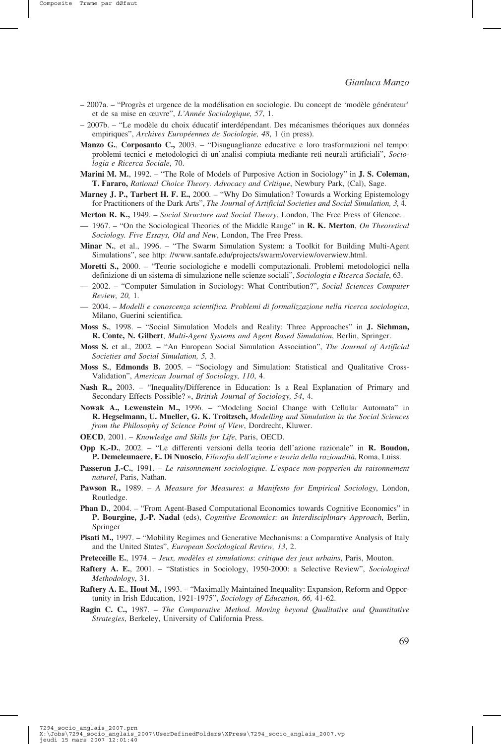– 2007a. – "Progrès et urgence de la modélisation en sociologie. Du concept de 'modèle générateur' et de sa mise en œuvre", *L'Année Sociologique, 57*, 1.

– 2007b. – "Le modèle du choix éducatif interdépendant. Des mécanismes théoriques aux données empiriques", *Archives Européennes de Sociologie, 48*, 1 (in press).

**Manzo G.**, **Corposanto C.,** 2003. – "Disuguaglianze educative e loro trasformazioni nel tempo: problemi tecnici e metodologici di un'analisi compiuta mediante reti neurali artificiali", *Sociologia e Ricerca Sociale*, 70.

**Marini M. M.**, 1992. – "The Role of Models of Purposive Action in Sociology" in **J. S. Coleman, T. Fararo,** *Rational Choice Theory. Advocacy and Critique*, Newbury Park, (Cal), Sage.

**Marney J. P., Tarbert H. F. E.,** 2000. – "Why Do Simulation? Towards a Working Epistemology for Practitioners of the Dark Arts", *The Journal of Artificial Societies and Social Simulation, 3*, 4.

**Merton R. K.,** 1949. – *Social Structure and Social Theory*, London, The Free Press of Glencoe.

— 1967. – "On the Sociological Theories of the Middle Range" in **R. K. Merton**, *On Theoretical Sociology. Five Essays, Old and New*, London, The Free Press.

**Minar N.**, et al., 1996. – "The Swarm Simulation System: a Toolkit for Building Multi-Agent Simulations", see http: //www.santafe.edu/projects/swarm/overview/overwiew.html.

**Moretti S.,** 2000. – "Teorie sociologiche e modelli computazionali. Problemi metodologici nella definizione di un sistema di simulazione nelle scienze sociali", *Sociologia e Ricerca Sociale*, 63.

— 2002. – "Computer Simulation in Sociology: What Contribution?", *Social Sciences Computer Review, 20,* 1.

— 2004. – *Modelli e conoscenza scientifica. Problemi di formalizzazione nella ricerca sociologica*, Milano, Guerini scientifica.

**Moss S.**, 1998. – "Social Simulation Models and Reality: Three Approaches" in **J. Sichman, R. Conte, N. Gilbert**, *Multi-Agent Systems and Agent Based Simulation*, Berlin, Springer.

**Moss S.** et al., 2002. – "An European Social Simulation Association", *The Journal of Artificial Societies and Social Simulation, 5,* 3.

**Moss S.**, **Edmonds B.** 2005. – "Sociology and Simulation: Statistical and Qualitative Cross-Validation", *American Journal of Sociology, 110*, 4.

**Nash R.,** 2003. – "Inequality/Difference in Education: Is a Real Explanation of Primary and Secondary Effects Possible? », *British Journal of Sociology, 54*, 4.

**Nowak A., Lewenstein M.,** 1996. – "Modeling Social Change with Cellular Automata" in **R. Hegselmann, U. Mueller, G. K. Troitzsch,** *Modelling and Simulation in the Social Sciences from the Philosophy of Science Point of View*, Dordrecht, Kluwer.

**OECD**, 2001. – *Knowledge and Skills for Life*, Paris, OECD.

**Opp K.-D.**, 2002. – "Le differenti versioni della teoria dell'azione razionale" in **R. Boudon, P. Demeleunaere, E. Di Nuoscio**, *Filosofia dell'azione e teoria della razionalità*, Roma, Luiss.

**Passeron J.-C.**, 1991. – *Le raisonnement sociologique. L'espace non-popperien du raisonnement naturel*, Paris, Nathan.

**Pawson R.,** 1989. – *A Measure for Measures*: *a Manifesto for Empirical Sociology*, London, Routledge.

**Phan D.**, 2004. – "From Agent-Based Computational Economics towards Cognitive Economics" in **P. Bourgine, J.-P. Nadal** (eds), *Cognitive Economics*: *an Interdisciplinary Approach*, Berlin, Springer

**Pisati M.,** 1997. – "Mobility Regimes and Generative Mechanisms: a Comparative Analysis of Italy and the United States", *European Sociological Review, 13*, 2.

**Preteceille E.**, 1974. – *Jeux, modèles et simulations*: *critique des jeux urbains*, Paris, Mouton.

**Raftery A. E.**, 2001. – "Statistics in Sociology, 1950-2000: a Selective Review", *Sociological Methodology*, 31.

**Raftery A. E.**, **Hout M.**, 1993. – "Maximally Maintained Inequality: Expansion, Reform and Opportunity in Irish Education, 1921-1975", *Sociology of Education, 66,* 41-62.

**Ragin C. C.,** 1987. – *The Comparative Method. Moving beyond Qualitative and Quantitative Strategies*, Berkeley, University of California Press.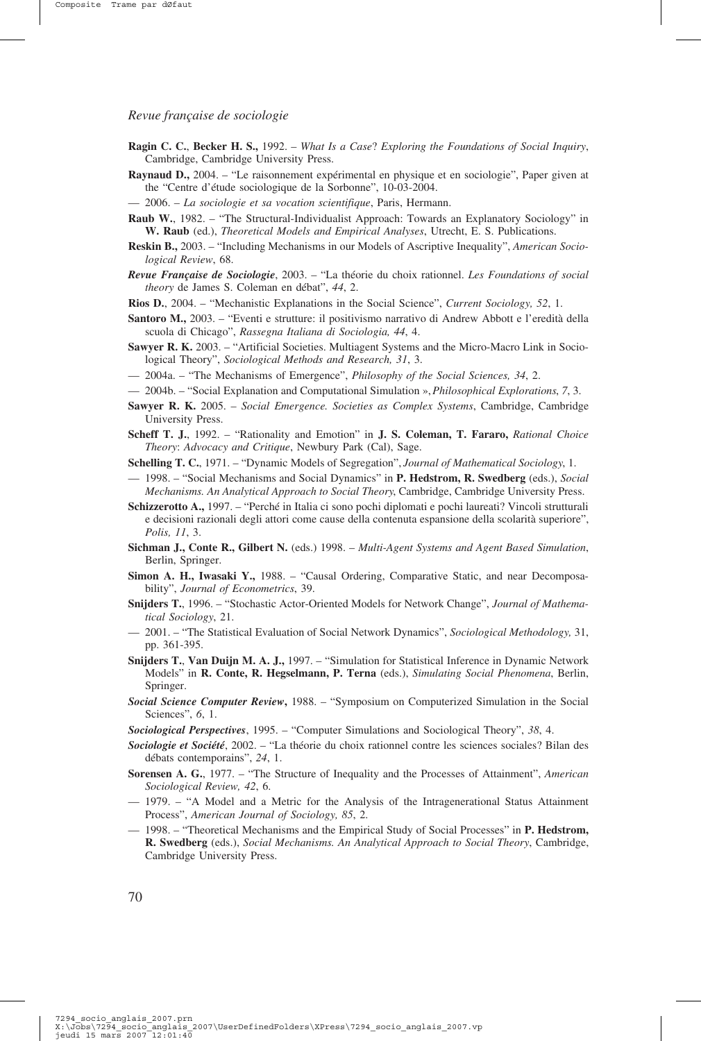**Ragin C. C.**, **Becker H. S.,** 1992. – *What Is a Case*? *Exploring the Foundations of Social Inquiry*, Cambridge, Cambridge University Press.

**Raynaud D.,** 2004. – "Le raisonnement expérimental en physique et en sociologie", Paper given at the "Centre d'étude sociologique de la Sorbonne", 10-03-2004.

— 2006. – *La sociologie et sa vocation scientifique*, Paris, Hermann.

**Raub W.**, 1982. – "The Structural-Individualist Approach: Towards an Explanatory Sociology" in **W. Raub** (ed.), *Theoretical Models and Empirical Analyses*, Utrecht, E. S. Publications.

**Reskin B.,** 2003. – "Including Mechanisms in our Models of Ascriptive Inequality", *American Sociological Review*, 68.

***Revue Française de Sociologie***, 2003. – "La théorie du choix rationnel. *Les Foundations of social theory* de James S. Coleman en débat", *44*, 2.

**Rios D.**, 2004. – "Mechanistic Explanations in the Social Science", *Current Sociology, 52*, 1.

**Santoro M.,** 2003. – "Eventi e strutture: il positivismo narrativo di Andrew Abbott e l'eredità della scuola di Chicago", *Rassegna Italiana di Sociologia, 44*, 4.

**Sawyer R. K.** 2003. – "Artificial Societies. Multiagent Systems and the Micro-Macro Link in Sociological Theory", *Sociological Methods and Research, 31*, 3.

— 2004a. – "The Mechanisms of Emergence", *Philosophy of the Social Sciences, 34*, 2.

— 2004b. – "Social Explanation and Computational Simulation », *Philosophical Explorations*, *7*, 3.

**Sawyer R. K.** 2005. – *Social Emergence. Societies as Complex Systems*, Cambridge, Cambridge University Press.

**Scheff T. J.**, 1992. – "Rationality and Emotion" in **J. S. Coleman, T. Fararo,** *Rational Choice Theory*: *Advocacy and Critique*, Newbury Park (Cal), Sage.

**Schelling T. C.**, 1971. – "Dynamic Models of Segregation", *Journal of Mathematical Sociology*, 1.

— 1998. – "Social Mechanisms and Social Dynamics" in **P. Hedstrom, R. Swedberg** (eds.), *Social Mechanisms. An Analytical Approach to Social Theory*, Cambridge, Cambridge University Press.

**Schizzerotto A.,** 1997. – "Perché in Italia ci sono pochi diplomati e pochi laureati? Vincoli strutturali e decisioni razionali degli attori come cause della contenuta espansione della scolarità superiore", *Polis, 11*, 3.

**Sichman J., Conte R., Gilbert N.** (eds.) 1998. – *Multi-Agent Systems and Agent Based Simulation*, Berlin, Springer.

**Simon A. H., Iwasaki Y.,** 1988. – "Causal Ordering, Comparative Static, and near Decomposability", *Journal of Econometrics*, 39.

**Snijders T.**, 1996. – "Stochastic Actor-Oriented Models for Network Change", *Journal of Mathematical Sociology*, 21.

— 2001. – "The Statistical Evaluation of Social Network Dynamics", *Sociological Methodology,* 31, pp. 361-395.

**Snijders T.**, **Van Duijn M. A. J.,** 1997. – "Simulation for Statistical Inference in Dynamic Network Models" in **R. Conte, R. Hegselmann, P. Terna** (eds.), *Simulating Social Phenomena*, Berlin, Springer.

***Social Science Computer Review*****,** 1988. – "Symposium on Computerized Simulation in the Social Sciences", *6*, 1.

***Sociological Perspectives***, 1995. – "Computer Simulations and Sociological Theory", *38*, 4.

***Sociologie et Société***, 2002. – "La théorie du choix rationnel contre les sciences sociales? Bilan des débats contemporains", *24*, 1.

**Sorensen A. G.**, 1977. – "The Structure of Inequality and the Processes of Attainment", *American Sociological Review, 42*, 6.

— 1979. – "A Model and a Metric for the Analysis of the Intragenerational Status Attainment Process", *American Journal of Sociology, 85*, 2.

— 1998. – "Theoretical Mechanisms and the Empirical Study of Social Processes" in **P. Hedstrom, R. Swedberg** (eds.), *Social Mechanisms. An Analytical Approach to Social Theory*, Cambridge, Cambridge University Press.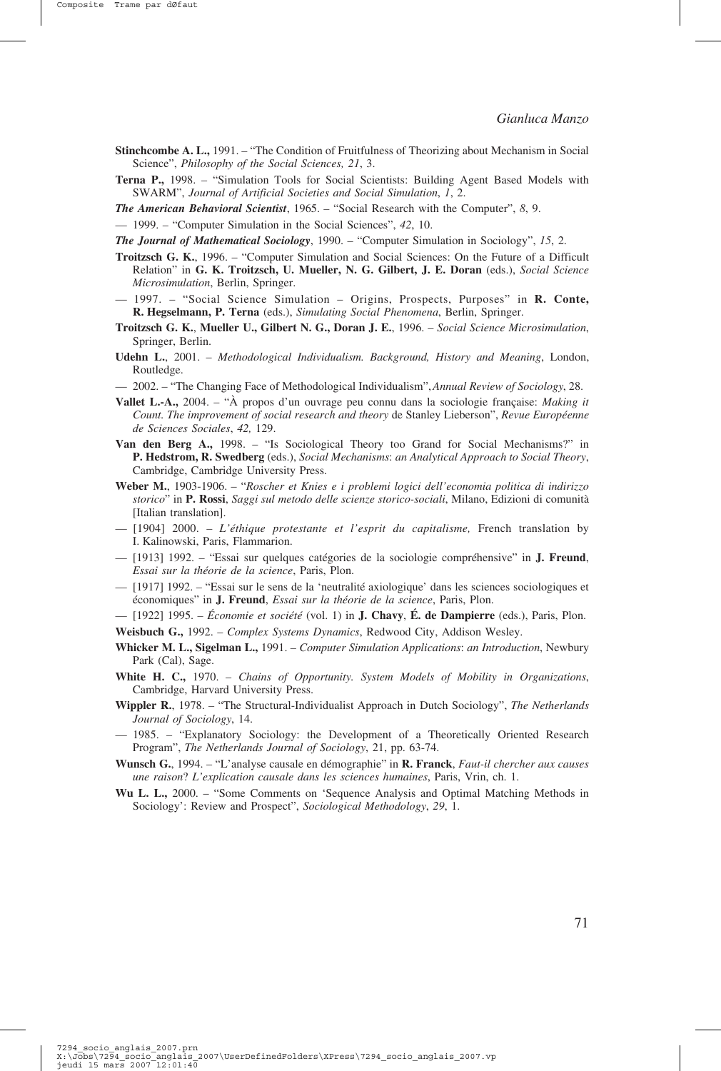**Stinchcombe A. L.,** 1991. – "The Condition of Fruitfulness of Theorizing about Mechanism in Social Science", *Philosophy of the Social Sciences, 21*, 3.

**Terna P.,** 1998. – "Simulation Tools for Social Scientists: Building Agent Based Models with SWARM", *Journal of Artificial Societies and Social Simulation*, *1*, 2.

***The American Behavioral Scientist***, 1965. – "Social Research with the Computer", *8*, 9.

— 1999. – "Computer Simulation in the Social Sciences", *42*, 10.

***The Journal of Mathematical Sociology***, 1990. – "Computer Simulation in Sociology", *15*, 2.

**Troitzsch G. K.**, 1996. – "Computer Simulation and Social Sciences: On the Future of a Difficult Relation" in **G. K. Troitzsch, U. Mueller, N. G. Gilbert, J. E. Doran** (eds.), *Social Science Microsimulation*, Berlin, Springer.

— 1997. – "Social Science Simulation – Origins, Prospects, Purposes" in **R. Conte, R. Hegselmann, P. Terna** (eds.), *Simulating Social Phenomena*, Berlin, Springer.

**Troitzsch G. K.**, **Mueller U., Gilbert N. G., Doran J. E.**, 1996. – *Social Science Microsimulation*, Springer, Berlin.

**Udehn L.**, 2001. – *Methodological Individualism. Background, History and Meaning*, London, Routledge.

— 2002. – "The Changing Face of Methodological Individualism", *Annual Review of Sociology*, 28.

**Vallet L.-A.,** 2004. – "À propos d'un ouvrage peu connu dans la sociologie française: *Making it Count. The improvement of social research and theory* de Stanley Lieberson", *Revue Européenne de Sciences Sociales*, *42,* 129.

**Van den Berg A.,** 1998. – "Is Sociological Theory too Grand for Social Mechanisms?" in **P. Hedstrom, R. Swedberg** (eds.), *Social Mechanisms*: *an Analytical Approach to Social Theory*, Cambridge, Cambridge University Press.

**Weber M.**, 1903-1906. – "*Roscher et Knies e i problemi logici dell'economia politica di indirizzo storico*" in **P. Rossi**, *Saggi sul metodo delle scienze storico-sociali*, Milano, Edizioni di comunità [Italian translation].

— [1904] 2000. – *L'éthique protestante et l'esprit du capitalisme,* French translation by I. Kalinowski, Paris, Flammarion.

— [1913] 1992. – "Essai sur quelques catégories de la sociologie compréhensive" in **J. Freund**, *Essai sur la théorie de la science*, Paris, Plon.

— [1917] 1992. – "Essai sur le sens de la 'neutralité axiologique' dans les sciences sociologiques et économiques" in **J. Freund**, *Essai sur la théorie de la science*, Paris, Plon.

— [1922] 1995. – *Économie et société* (vol. 1) in **J. Chavy**, **É. de Dampierre** (eds.), Paris, Plon.

**Weisbuch G.,** 1992. – *Complex Systems Dynamics*, Redwood City, Addison Wesley.

**Whicker M. L., Sigelman L.,** 1991. – *Computer Simulation Applications*: *an Introduction*, Newbury Park (Cal), Sage.

**White H. C.,** 1970. – *Chains of Opportunity. System Models of Mobility in Organizations*, Cambridge, Harvard University Press.

**Wippler R.**, 1978. – "The Structural-Individualist Approach in Dutch Sociology", *The Netherlands Journal of Sociology*, 14.

— 1985. – "Explanatory Sociology: the Development of a Theoretically Oriented Research Program", *The Netherlands Journal of Sociology*, 21, pp. 63-74.

**Wunsch G.**, 1994. – "L'analyse causale en démographie" in **R. Franck**, *Faut-il chercher aux causes une raison*? *L'explication causale dans les sciences humaines*, Paris, Vrin, ch. 1.

**Wu L. L.,** 2000. – "Some Comments on 'Sequence Analysis and Optimal Matching Methods in Sociology': Review and Prospect", *Sociological Methodology*, *29*, 1.